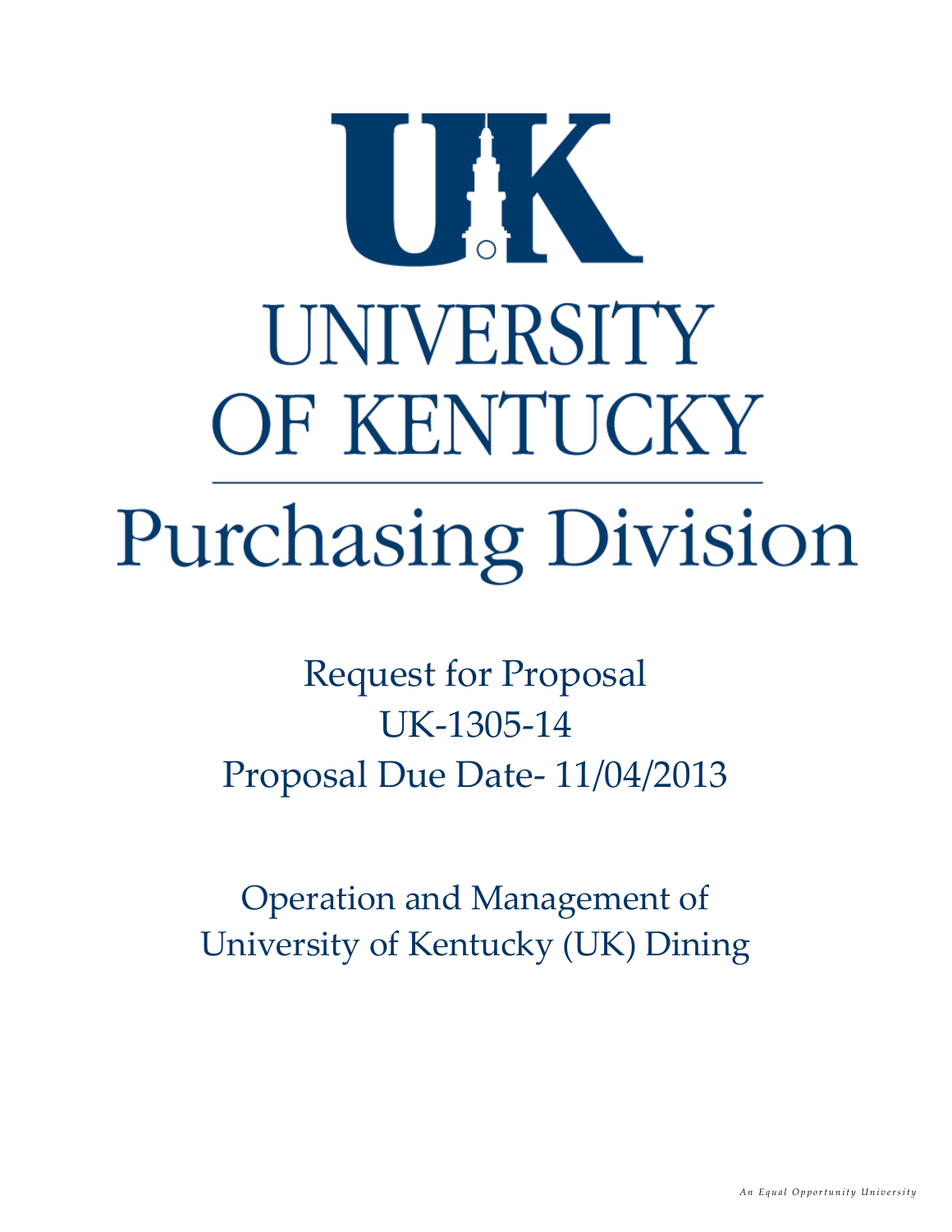# UK

# UNIVERSITY OF KENTUCKY

## Purchasing Division

Request for Proposal
UK-1305-14
Proposal Due Date- 11/04/2013

Operation and Management of
University of Kentucky (UK) Dining

*An Equal Opportunity University*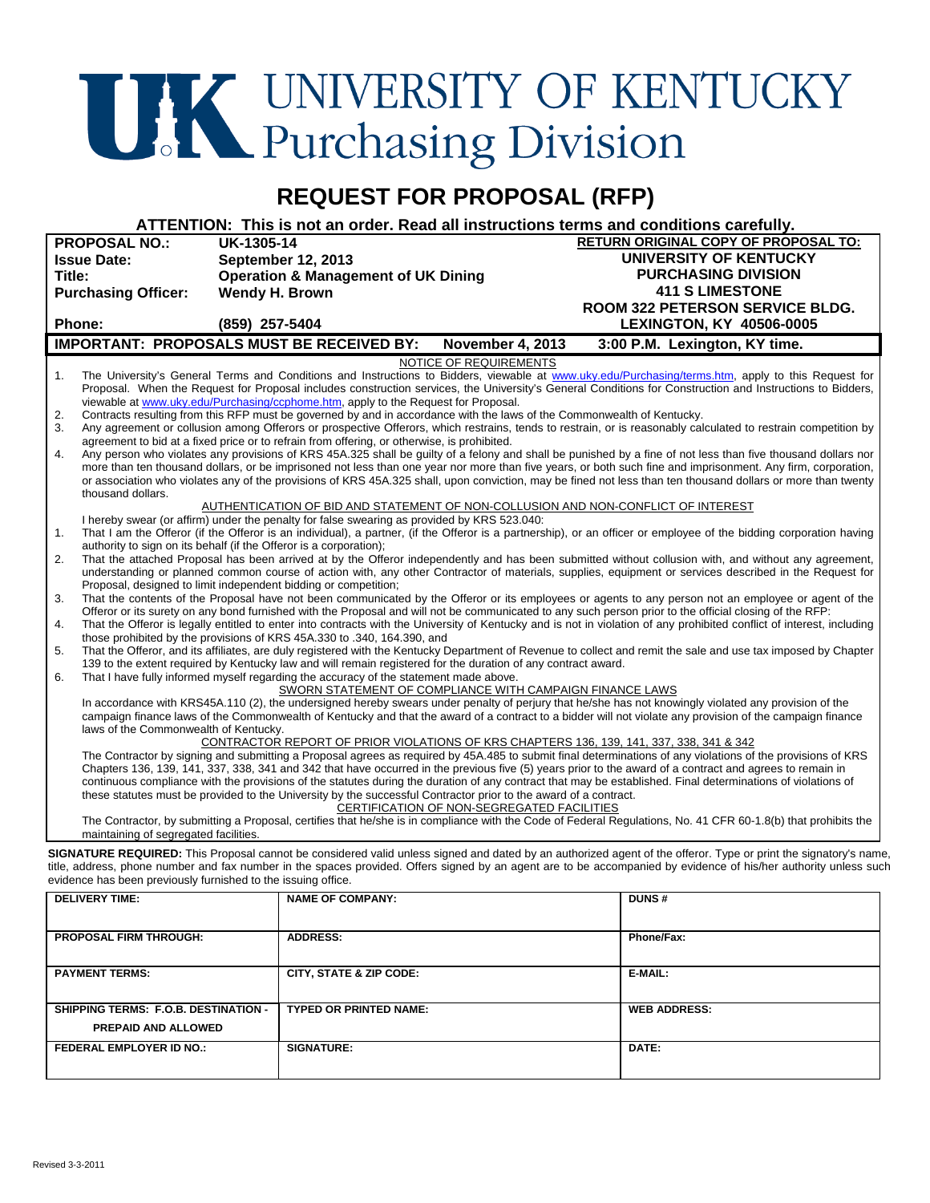# UK UNIVERSITY OF KENTUCKY Purchasing Division

## REQUEST FOR PROPOSAL (RFP)

**ATTENTION: This is not an order. Read all instructions terms and conditions carefully.**

| | | |
|---|---|---|
| **PROPOSAL NO.:** | **UK-1305-14** | **RETURN ORIGINAL COPY OF PROPOSAL TO:** |
| **Issue Date:** | **September 12, 2013** | **UNIVERSITY OF KENTUCKY** |
| **Title:** | **Operation & Management of UK Dining** | **PURCHASING DIVISION** |
| **Purchasing Officer:** | **Wendy H. Brown** | **411 S LIMESTONE** |
| | | **ROOM 322 PETERSON SERVICE BLDG.** |
| **Phone:** | **(859) 257-5404** | **LEXINGTON, KY 40506-0005** |

**IMPORTANT: PROPOSALS MUST BE RECEIVED BY: November 4, 2013 3:00 P.M. Lexington, KY time.**

NOTICE OF REQUIREMENTS

1. The University's General Terms and Conditions and Instructions to Bidders, viewable at www.uky.edu/Purchasing/terms.htm, apply to this Request for Proposal. When the Request for Proposal includes construction services, the University's General Conditions for Construction and Instructions to Bidders, viewable at www.uky.edu/Purchasing/ccphome.htm, apply to the Request for Proposal.
2. Contracts resulting from this RFP must be governed by and in accordance with the laws of the Commonwealth of Kentucky.
3. Any agreement or collusion among Offerors or prospective Offerors, which restrains, tends to restrain, or is reasonably calculated to restrain competition by agreement to bid at a fixed price or to refrain from offering, or otherwise, is prohibited.
4. Any person who violates any provisions of KRS 45A.325 shall be guilty of a felony and shall be punished by a fine of not less than five thousand dollars nor more than ten thousand dollars, or be imprisoned not less than one year nor more than five years, or both such fine and imprisonment. Any firm, corporation, or association who violates any of the provisions of KRS 45A.325 shall, upon conviction, may be fined not less than ten thousand dollars or more than twenty thousand dollars.

AUTHENTICATION OF BID AND STATEMENT OF NON-COLLUSION AND NON-CONFLICT OF INTEREST

I hereby swear (or affirm) under the penalty for false swearing as provided by KRS 523.040:

1. That I am the Offeror (if the Offeror is an individual), a partner, (if the Offeror is a partnership), or an officer or employee of the bidding corporation having authority to sign on its behalf (if the Offeror is a corporation);
2. That the attached Proposal has been arrived at by the Offeror independently and has been submitted without collusion with, and without any agreement, understanding or planned common course of action with, any other Contractor of materials, supplies, equipment or services described in the Request for Proposal, designed to limit independent bidding or competition;
3. That the contents of the Proposal have not been communicated by the Offeror or its employees or agents to any person not an employee or agent of the Offeror or its surety on any bond furnished with the Proposal and will not be communicated to any such person prior to the official closing of the RFP:
4. That the Offeror is legally entitled to enter into contracts with the University of Kentucky and is not in violation of any prohibited conflict of interest, including those prohibited by the provisions of KRS 45A.330 to .340, 164.390, and
5. That the Offeror, and its affiliates, are duly registered with the Kentucky Department of Revenue to collect and remit the sale and use tax imposed by Chapter 139 to the extent required by Kentucky law and will remain registered for the duration of any contract award.
6. That I have fully informed myself regarding the accuracy of the statement made above.

SWORN STATEMENT OF COMPLIANCE WITH CAMPAIGN FINANCE LAWS

In accordance with KRS45A.110 (2), the undersigned hereby swears under penalty of perjury that he/she has not knowingly violated any provision of the campaign finance laws of the Commonwealth of Kentucky and that the award of a contract to a bidder will not violate any provision of the campaign finance laws of the Commonwealth of Kentucky.

CONTRACTOR REPORT OF PRIOR VIOLATIONS OF KRS CHAPTERS 136, 139, 141, 337, 338, 341 & 342

The Contractor by signing and submitting a Proposal agrees as required by 45A.485 to submit final determinations of any violations of the provisions of KRS Chapters 136, 139, 141, 337, 338, 341 and 342 that have occurred in the previous five (5) years prior to the award of a contract and agrees to remain in continuous compliance with the provisions of the statutes during the duration of any contract that may be established. Final determinations of violations of these statutes must be provided to the University by the successful Contractor prior to the award of a contract.

CERTIFICATION OF NON-SEGREGATED FACILITIES

The Contractor, by submitting a Proposal, certifies that he/she is in compliance with the Code of Federal Regulations, No. 41 CFR 60-1.8(b) that prohibits the maintaining of segregated facilities.

**SIGNATURE REQUIRED:** This Proposal cannot be considered valid unless signed and dated by an authorized agent of the offeror. Type or print the signatory's name, title, address, phone number and fax number in the spaces provided. Offers signed by an agent are to be accompanied by evidence of his/her authority unless such evidence has been previously furnished to the issuing office.

| | | |
|---|---|---|
| **DELIVERY TIME:** | **NAME OF COMPANY:** | **DUNS #** |
| **PROPOSAL FIRM THROUGH:** | **ADDRESS:** | **Phone/Fax:** |
| **PAYMENT TERMS:** | **CITY, STATE & ZIP CODE:** | **E-MAIL:** |
| **SHIPPING TERMS: F.O.B. DESTINATION - PREPAID AND ALLOWED** | **TYPED OR PRINTED NAME:** | **WEB ADDRESS:** |
| **FEDERAL EMPLOYER ID NO.:** | **SIGNATURE:** | **DATE:** |

Revised 3-3-2011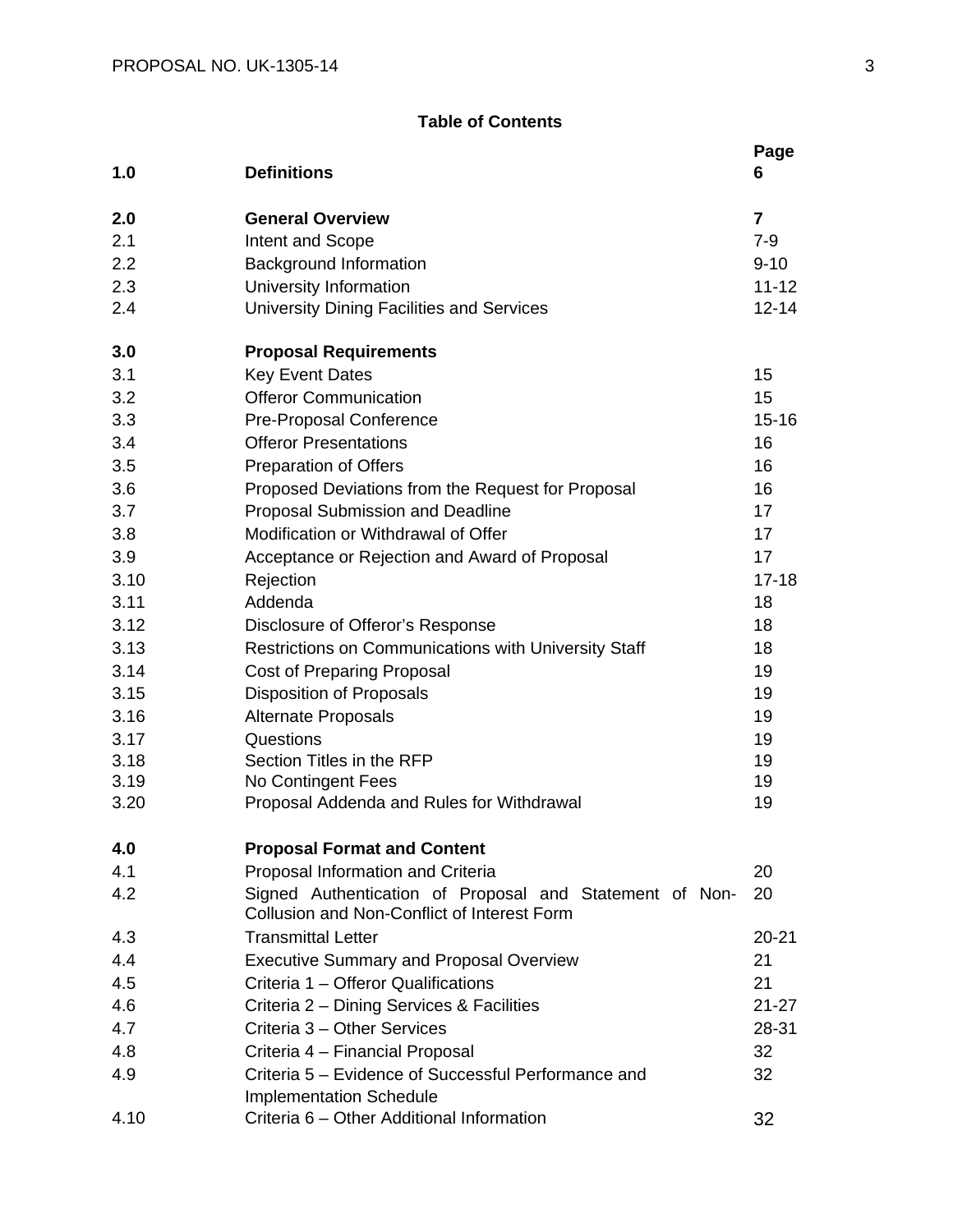**Table of Contents**

| | | Page |
|---|---|---|
| **1.0** | **Definitions** | **6** |
| | | |
| **2.0** | **General Overview** | **7** |
| 2.1 | Intent and Scope | 7-9 |
| 2.2 | Background Information | 9-10 |
| 2.3 | University Information | 11-12 |
| 2.4 | University Dining Facilities and Services | 12-14 |
| | | |
| **3.0** | **Proposal Requirements** | |
| 3.1 | Key Event Dates | 15 |
| 3.2 | Offeror Communication | 15 |
| 3.3 | Pre-Proposal Conference | 15-16 |
| 3.4 | Offeror Presentations | 16 |
| 3.5 | Preparation of Offers | 16 |
| 3.6 | Proposed Deviations from the Request for Proposal | 16 |
| 3.7 | Proposal Submission and Deadline | 17 |
| 3.8 | Modification or Withdrawal of Offer | 17 |
| 3.9 | Acceptance or Rejection and Award of Proposal | 17 |
| 3.10 | Rejection | 17-18 |
| 3.11 | Addenda | 18 |
| 3.12 | Disclosure of Offeror's Response | 18 |
| 3.13 | Restrictions on Communications with University Staff | 18 |
| 3.14 | Cost of Preparing Proposal | 19 |
| 3.15 | Disposition of Proposals | 19 |
| 3.16 | Alternate Proposals | 19 |
| 3.17 | Questions | 19 |
| 3.18 | Section Titles in the RFP | 19 |
| 3.19 | No Contingent Fees | 19 |
| 3.20 | Proposal Addenda and Rules for Withdrawal | 19 |
| | | |
| **4.0** | **Proposal Format and Content** | |
| 4.1 | Proposal Information and Criteria | 20 |
| 4.2 | Signed Authentication of Proposal and Statement of Non-Collusion and Non-Conflict of Interest Form | 20 |
| 4.3 | Transmittal Letter | 20-21 |
| 4.4 | Executive Summary and Proposal Overview | 21 |
| 4.5 | Criteria 1 – Offeror Qualifications | 21 |
| 4.6 | Criteria 2 – Dining Services & Facilities | 21-27 |
| 4.7 | Criteria 3 – Other Services | 28-31 |
| 4.8 | Criteria 4 – Financial Proposal | 32 |
| 4.9 | Criteria 5 – Evidence of Successful Performance and Implementation Schedule | 32 |
| 4.10 | Criteria 6 – Other Additional Information | 32 |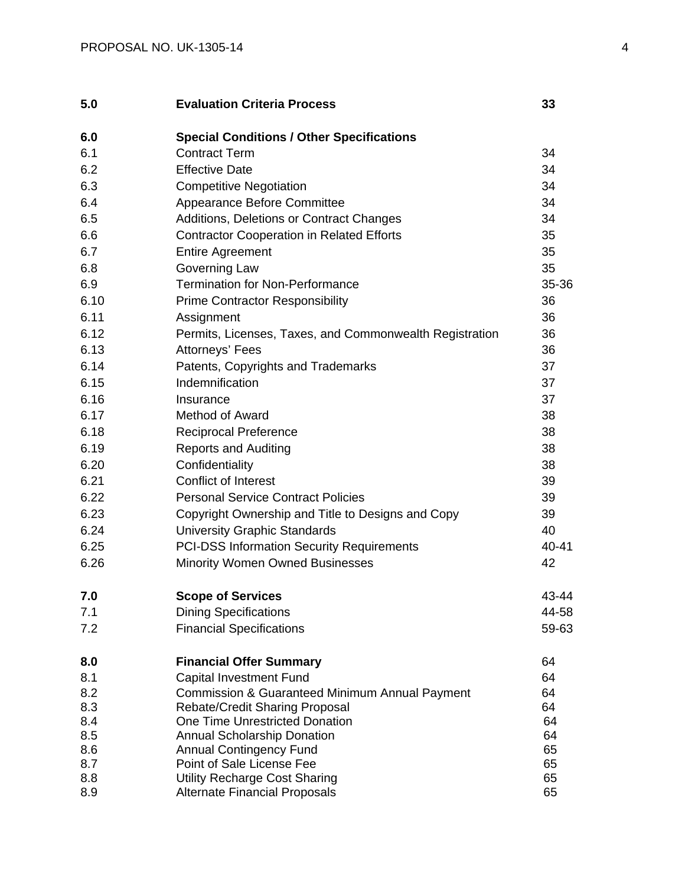| | | |
|---|---|---|
| **5.0** | **Evaluation Criteria Process** | **33** |
| **6.0** | **Special Conditions / Other Specifications** | |
| 6.1 | Contract Term | 34 |
| 6.2 | Effective Date | 34 |
| 6.3 | Competitive Negotiation | 34 |
| 6.4 | Appearance Before Committee | 34 |
| 6.5 | Additions, Deletions or Contract Changes | 34 |
| 6.6 | Contractor Cooperation in Related Efforts | 35 |
| 6.7 | Entire Agreement | 35 |
| 6.8 | Governing Law | 35 |
| 6.9 | Termination for Non-Performance | 35-36 |
| 6.10 | Prime Contractor Responsibility | 36 |
| 6.11 | Assignment | 36 |
| 6.12 | Permits, Licenses, Taxes, and Commonwealth Registration | 36 |
| 6.13 | Attorneys' Fees | 36 |
| 6.14 | Patents, Copyrights and Trademarks | 37 |
| 6.15 | Indemnification | 37 |
| 6.16 | Insurance | 37 |
| 6.17 | Method of Award | 38 |
| 6.18 | Reciprocal Preference | 38 |
| 6.19 | Reports and Auditing | 38 |
| 6.20 | Confidentiality | 38 |
| 6.21 | Conflict of Interest | 39 |
| 6.22 | Personal Service Contract Policies | 39 |
| 6.23 | Copyright Ownership and Title to Designs and Copy | 39 |
| 6.24 | University Graphic Standards | 40 |
| 6.25 | PCI-DSS Information Security Requirements | 40-41 |
| 6.26 | Minority Women Owned Businesses | 42 |
| **7.0** | **Scope of Services** | 43-44 |
| 7.1 | Dining Specifications | 44-58 |
| 7.2 | Financial Specifications | 59-63 |
| **8.0** | **Financial Offer Summary** | 64 |
| 8.1 | Capital Investment Fund | 64 |
| 8.2 | Commission & Guaranteed Minimum Annual Payment | 64 |
| 8.3 | Rebate/Credit Sharing Proposal | 64 |
| 8.4 | One Time Unrestricted Donation | 64 |
| 8.5 | Annual Scholarship Donation | 64 |
| 8.6 | Annual Contingency Fund | 65 |
| 8.7 | Point of Sale License Fee | 65 |
| 8.8 | Utility Recharge Cost Sharing | 65 |
| 8.9 | Alternate Financial Proposals | 65 |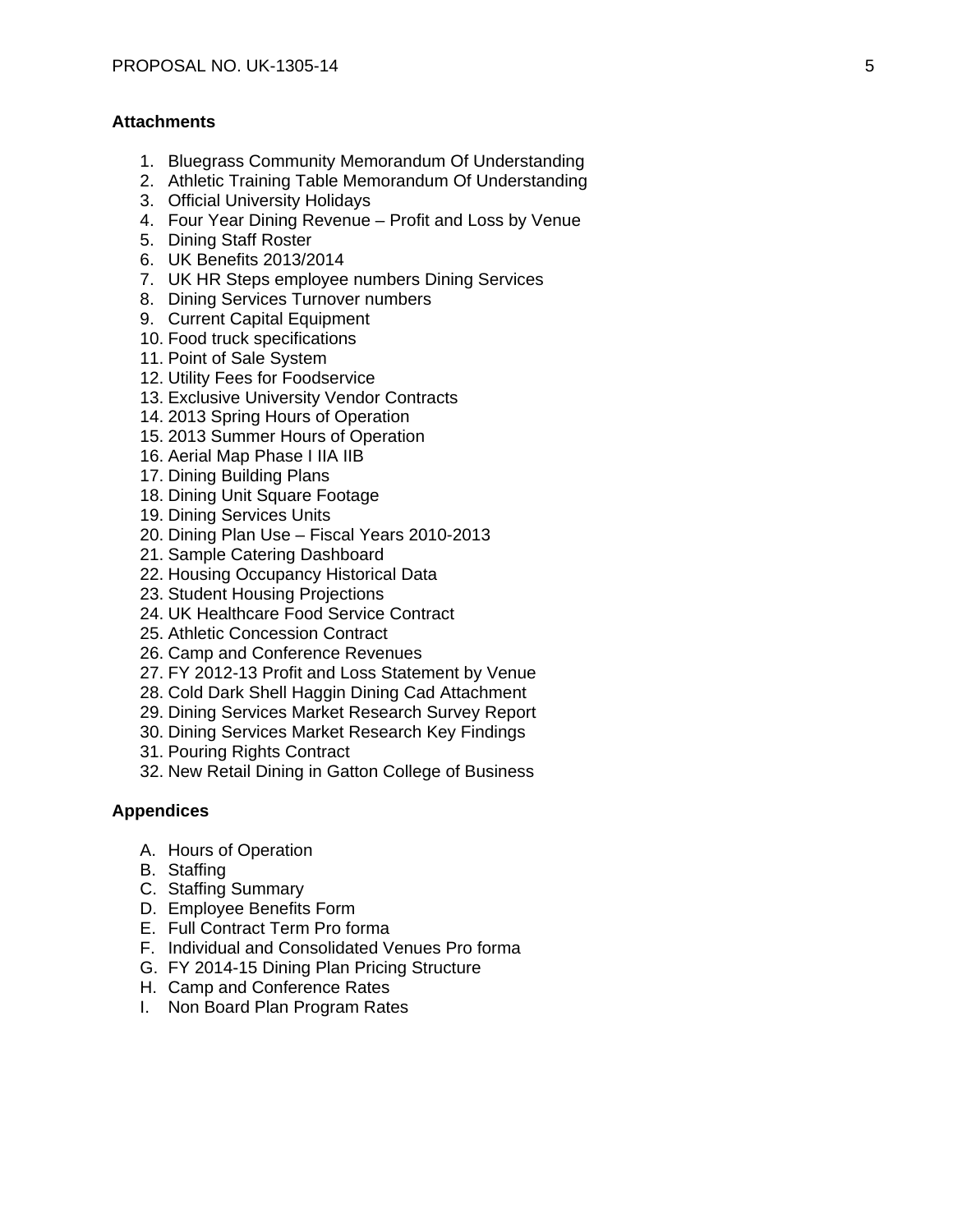**Attachments**

1. Bluegrass Community Memorandum Of Understanding
2. Athletic Training Table Memorandum Of Understanding
3. Official University Holidays
4. Four Year Dining Revenue – Profit and Loss by Venue
5. Dining Staff Roster
6. UK Benefits 2013/2014
7. UK HR Steps employee numbers Dining Services
8. Dining Services Turnover numbers
9. Current Capital Equipment
10. Food truck specifications
11. Point of Sale System
12. Utility Fees for Foodservice
13. Exclusive University Vendor Contracts
14. 2013 Spring Hours of Operation
15. 2013 Summer Hours of Operation
16. Aerial Map Phase I IIA IIB
17. Dining Building Plans
18. Dining Unit Square Footage
19. Dining Services Units
20. Dining Plan Use – Fiscal Years 2010-2013
21. Sample Catering Dashboard
22. Housing Occupancy Historical Data
23. Student Housing Projections
24. UK Healthcare Food Service Contract
25. Athletic Concession Contract
26. Camp and Conference Revenues
27. FY 2012-13 Profit and Loss Statement by Venue
28. Cold Dark Shell Haggin Dining Cad Attachment
29. Dining Services Market Research Survey Report
30. Dining Services Market Research Key Findings
31. Pouring Rights Contract
32. New Retail Dining in Gatton College of Business

**Appendices**

A. Hours of Operation
B. Staffing
C. Staffing Summary
D. Employee Benefits Form
E. Full Contract Term Pro forma
F. Individual and Consolidated Venues Pro forma
G. FY 2014-15 Dining Plan Pricing Structure
H. Camp and Conference Rates
I. Non Board Plan Program Rates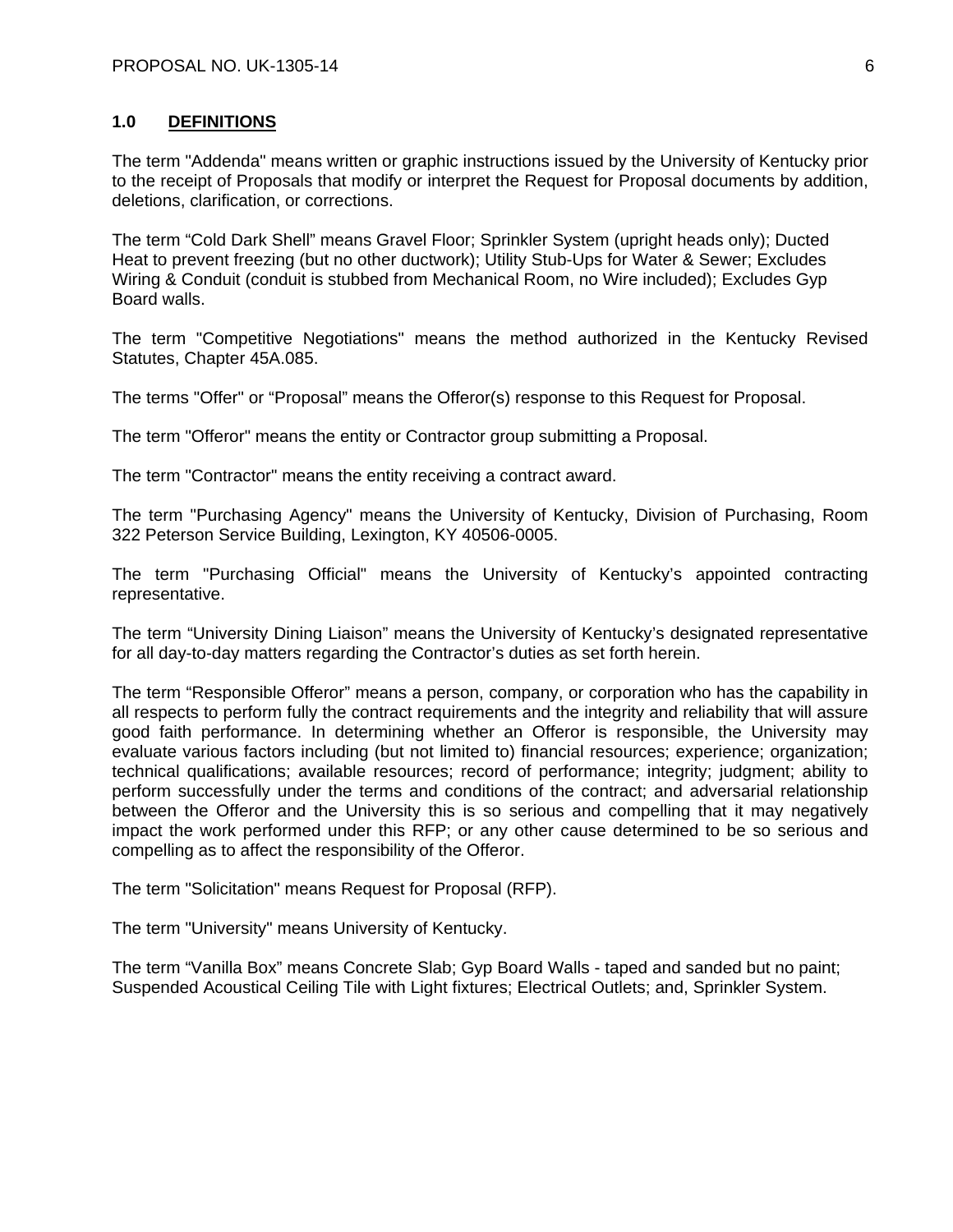## 1.0 DEFINITIONS

The term "Addenda" means written or graphic instructions issued by the University of Kentucky prior to the receipt of Proposals that modify or interpret the Request for Proposal documents by addition, deletions, clarification, or corrections.

The term “Cold Dark Shell” means Gravel Floor; Sprinkler System (upright heads only); Ducted Heat to prevent freezing (but no other ductwork); Utility Stub-Ups for Water & Sewer; Excludes Wiring & Conduit (conduit is stubbed from Mechanical Room, no Wire included); Excludes Gyp Board walls.

The term "Competitive Negotiations" means the method authorized in the Kentucky Revised Statutes, Chapter 45A.085.

The terms "Offer" or “Proposal” means the Offeror(s) response to this Request for Proposal.

The term "Offeror" means the entity or Contractor group submitting a Proposal.

The term "Contractor" means the entity receiving a contract award.

The term "Purchasing Agency" means the University of Kentucky, Division of Purchasing, Room 322 Peterson Service Building, Lexington, KY 40506-0005.

The term "Purchasing Official" means the University of Kentucky’s appointed contracting representative.

The term “University Dining Liaison” means the University of Kentucky’s designated representative for all day-to-day matters regarding the Contractor’s duties as set forth herein.

The term “Responsible Offeror” means a person, company, or corporation who has the capability in all respects to perform fully the contract requirements and the integrity and reliability that will assure good faith performance. In determining whether an Offeror is responsible, the University may evaluate various factors including (but not limited to) financial resources; experience; organization; technical qualifications; available resources; record of performance; integrity; judgment; ability to perform successfully under the terms and conditions of the contract; and adversarial relationship between the Offeror and the University this is so serious and compelling that it may negatively impact the work performed under this RFP; or any other cause determined to be so serious and compelling as to affect the responsibility of the Offeror.

The term "Solicitation" means Request for Proposal (RFP).

The term "University" means University of Kentucky.

The term “Vanilla Box” means Concrete Slab; Gyp Board Walls - taped and sanded but no paint; Suspended Acoustical Ceiling Tile with Light fixtures; Electrical Outlets; and, Sprinkler System.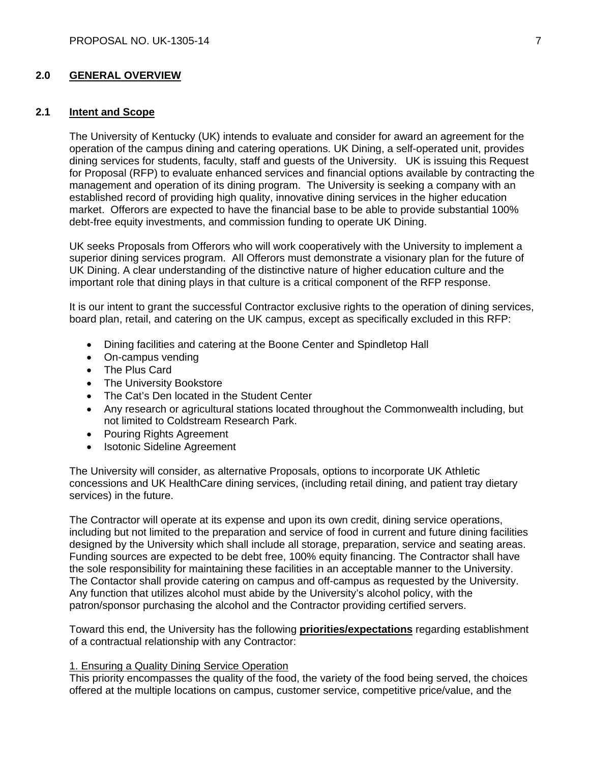## 2.0 GENERAL OVERVIEW

### 2.1 Intent and Scope

The University of Kentucky (UK) intends to evaluate and consider for award an agreement for the operation of the campus dining and catering operations. UK Dining, a self-operated unit, provides dining services for students, faculty, staff and guests of the University. UK is issuing this Request for Proposal (RFP) to evaluate enhanced services and financial options available by contracting the management and operation of its dining program. The University is seeking a company with an established record of providing high quality, innovative dining services in the higher education market. Offerors are expected to have the financial base to be able to provide substantial 100% debt-free equity investments, and commission funding to operate UK Dining.

UK seeks Proposals from Offerors who will work cooperatively with the University to implement a superior dining services program. All Offerors must demonstrate a visionary plan for the future of UK Dining. A clear understanding of the distinctive nature of higher education culture and the important role that dining plays in that culture is a critical component of the RFP response.

It is our intent to grant the successful Contractor exclusive rights to the operation of dining services, board plan, retail, and catering on the UK campus, except as specifically excluded in this RFP:

- Dining facilities and catering at the Boone Center and Spindletop Hall
- On-campus vending
- The Plus Card
- The University Bookstore
- The Cat's Den located in the Student Center
- Any research or agricultural stations located throughout the Commonwealth including, but not limited to Coldstream Research Park.
- Pouring Rights Agreement
- Isotonic Sideline Agreement

The University will consider, as alternative Proposals, options to incorporate UK Athletic concessions and UK HealthCare dining services, (including retail dining, and patient tray dietary services) in the future.

The Contractor will operate at its expense and upon its own credit, dining service operations, including but not limited to the preparation and service of food in current and future dining facilities designed by the University which shall include all storage, preparation, service and seating areas. Funding sources are expected to be debt free, 100% equity financing. The Contractor shall have the sole responsibility for maintaining these facilities in an acceptable manner to the University. The Contactor shall provide catering on campus and off-campus as requested by the University. Any function that utilizes alcohol must abide by the University's alcohol policy, with the patron/sponsor purchasing the alcohol and the Contractor providing certified servers.

Toward this end, the University has the following **priorities/expectations** regarding establishment of a contractual relationship with any Contractor:

1. Ensuring a Quality Dining Service Operation

This priority encompasses the quality of the food, the variety of the food being served, the choices offered at the multiple locations on campus, customer service, competitive price/value, and the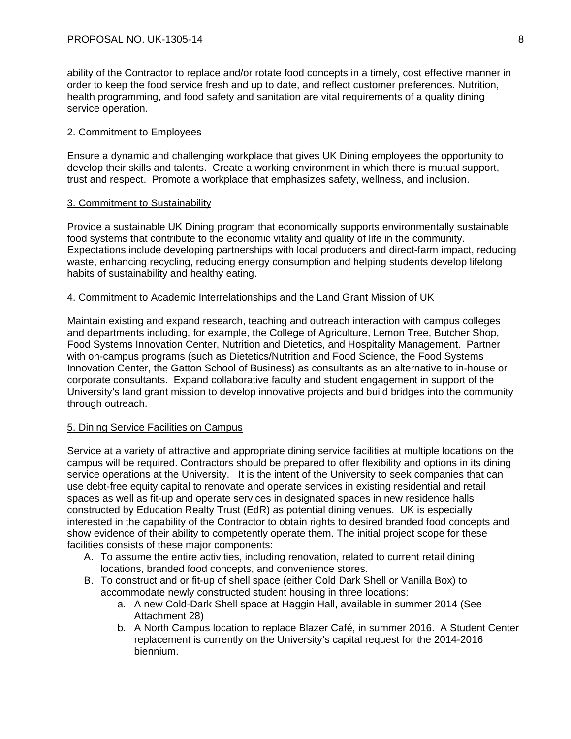ability of the Contractor to replace and/or rotate food concepts in a timely, cost effective manner in order to keep the food service fresh and up to date, and reflect customer preferences. Nutrition, health programming, and food safety and sanitation are vital requirements of a quality dining service operation.

2. Commitment to Employees

Ensure a dynamic and challenging workplace that gives UK Dining employees the opportunity to develop their skills and talents. Create a working environment in which there is mutual support, trust and respect. Promote a workplace that emphasizes safety, wellness, and inclusion.

3. Commitment to Sustainability

Provide a sustainable UK Dining program that economically supports environmentally sustainable food systems that contribute to the economic vitality and quality of life in the community. Expectations include developing partnerships with local producers and direct-farm impact, reducing waste, enhancing recycling, reducing energy consumption and helping students develop lifelong habits of sustainability and healthy eating.

4. Commitment to Academic Interrelationships and the Land Grant Mission of UK

Maintain existing and expand research, teaching and outreach interaction with campus colleges and departments including, for example, the College of Agriculture, Lemon Tree, Butcher Shop, Food Systems Innovation Center, Nutrition and Dietetics, and Hospitality Management. Partner with on-campus programs (such as Dietetics/Nutrition and Food Science, the Food Systems Innovation Center, the Gatton School of Business) as consultants as an alternative to in-house or corporate consultants. Expand collaborative faculty and student engagement in support of the University's land grant mission to develop innovative projects and build bridges into the community through outreach.

5. Dining Service Facilities on Campus

Service at a variety of attractive and appropriate dining service facilities at multiple locations on the campus will be required. Contractors should be prepared to offer flexibility and options in its dining service operations at the University. It is the intent of the University to seek companies that can use debt-free equity capital to renovate and operate services in existing residential and retail spaces as well as fit-up and operate services in designated spaces in new residence halls constructed by Education Realty Trust (EdR) as potential dining venues. UK is especially interested in the capability of the Contractor to obtain rights to desired branded food concepts and show evidence of their ability to competently operate them. The initial project scope for these facilities consists of these major components:

A. To assume the entire activities, including renovation, related to current retail dining locations, branded food concepts, and convenience stores.
B. To construct and or fit-up of shell space (either Cold Dark Shell or Vanilla Box) to accommodate newly constructed student housing in three locations:
    a. A new Cold-Dark Shell space at Haggin Hall, available in summer 2014 (See Attachment 28)
    b. A North Campus location to replace Blazer Café, in summer 2016. A Student Center replacement is currently on the University's capital request for the 2014-2016 biennium.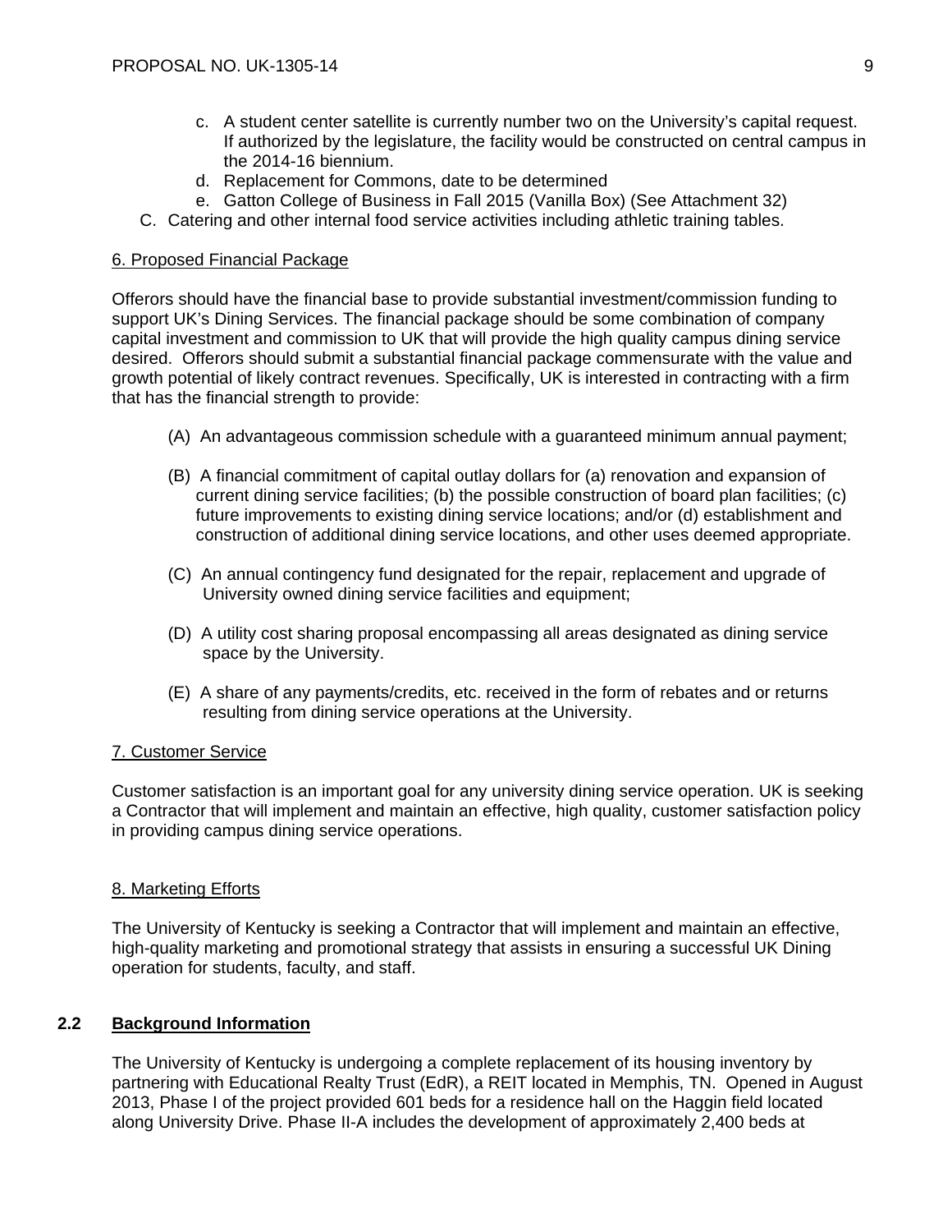c. A student center satellite is currently number two on the University's capital request. If authorized by the legislature, the facility would be constructed on central campus in the 2014-16 biennium.
   d. Replacement for Commons, date to be determined
   e. Gatton College of Business in Fall 2015 (Vanilla Box) (See Attachment 32)

C. Catering and other internal food service activities including athletic training tables.

6. Proposed Financial Package

Offerors should have the financial base to provide substantial investment/commission funding to support UK's Dining Services. The financial package should be some combination of company capital investment and commission to UK that will provide the high quality campus dining service desired. Offerors should submit a substantial financial package commensurate with the value and growth potential of likely contract revenues. Specifically, UK is interested in contracting with a firm that has the financial strength to provide:

(A) An advantageous commission schedule with a guaranteed minimum annual payment;

(B) A financial commitment of capital outlay dollars for (a) renovation and expansion of current dining service facilities; (b) the possible construction of board plan facilities; (c) future improvements to existing dining service locations; and/or (d) establishment and construction of additional dining service locations, and other uses deemed appropriate.

(C) An annual contingency fund designated for the repair, replacement and upgrade of University owned dining service facilities and equipment;

(D) A utility cost sharing proposal encompassing all areas designated as dining service space by the University.

(E) A share of any payments/credits, etc. received in the form of rebates and or returns resulting from dining service operations at the University.

7. Customer Service

Customer satisfaction is an important goal for any university dining service operation. UK is seeking a Contractor that will implement and maintain an effective, high quality, customer satisfaction policy in providing campus dining service operations.

8. Marketing Efforts

The University of Kentucky is seeking a Contractor that will implement and maintain an effective, high-quality marketing and promotional strategy that assists in ensuring a successful UK Dining operation for students, faculty, and staff.

## 2.2 Background Information

The University of Kentucky is undergoing a complete replacement of its housing inventory by partnering with Educational Realty Trust (EdR), a REIT located in Memphis, TN. Opened in August 2013, Phase I of the project provided 601 beds for a residence hall on the Haggin field located along University Drive. Phase II-A includes the development of approximately 2,400 beds at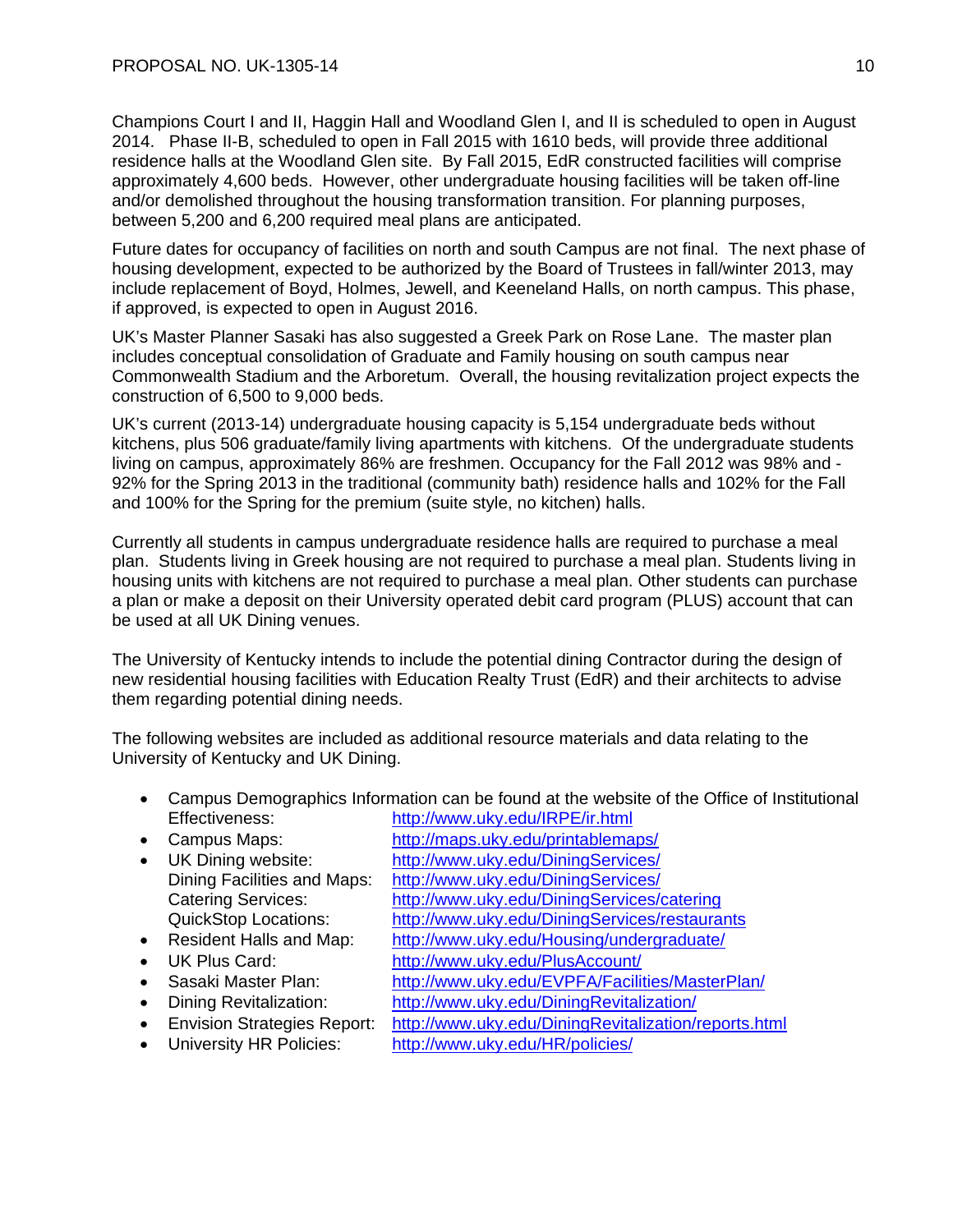Champions Court I and II, Haggin Hall and Woodland Glen I, and II is scheduled to open in August 2014. Phase II-B, scheduled to open in Fall 2015 with 1610 beds, will provide three additional residence halls at the Woodland Glen site. By Fall 2015, EdR constructed facilities will comprise approximately 4,600 beds. However, other undergraduate housing facilities will be taken off-line and/or demolished throughout the housing transformation transition. For planning purposes, between 5,200 and 6,200 required meal plans are anticipated.

Future dates for occupancy of facilities on north and south Campus are not final. The next phase of housing development, expected to be authorized by the Board of Trustees in fall/winter 2013, may include replacement of Boyd, Holmes, Jewell, and Keeneland Halls, on north campus. This phase, if approved, is expected to open in August 2016.

UK's Master Planner Sasaki has also suggested a Greek Park on Rose Lane. The master plan includes conceptual consolidation of Graduate and Family housing on south campus near Commonwealth Stadium and the Arboretum. Overall, the housing revitalization project expects the construction of 6,500 to 9,000 beds.

UK's current (2013-14) undergraduate housing capacity is 5,154 undergraduate beds without kitchens, plus 506 graduate/family living apartments with kitchens. Of the undergraduate students living on campus, approximately 86% are freshmen. Occupancy for the Fall 2012 was 98% and - 92% for the Spring 2013 in the traditional (community bath) residence halls and 102% for the Fall and 100% for the Spring for the premium (suite style, no kitchen) halls.

Currently all students in campus undergraduate residence halls are required to purchase a meal plan. Students living in Greek housing are not required to purchase a meal plan. Students living in housing units with kitchens are not required to purchase a meal plan. Other students can purchase a plan or make a deposit on their University operated debit card program (PLUS) account that can be used at all UK Dining venues.

The University of Kentucky intends to include the potential dining Contractor during the design of new residential housing facilities with Education Realty Trust (EdR) and their architects to advise them regarding potential dining needs.

The following websites are included as additional resource materials and data relating to the University of Kentucky and UK Dining.

- Campus Demographics Information can be found at the website of the Office of Institutional Effectiveness: http://www.uky.edu/IRPE/ir.html
- Campus Maps: http://maps.uky.edu/printablemaps/
- UK Dining website: http://www.uky.edu/DiningServices/
  Dining Facilities and Maps: http://www.uky.edu/DiningServices/
  Catering Services: http://www.uky.edu/DiningServices/catering
  QuickStop Locations: http://www.uky.edu/DiningServices/restaurants
- Resident Halls and Map: http://www.uky.edu/Housing/undergraduate/
- UK Plus Card: http://www.uky.edu/PlusAccount/
- Sasaki Master Plan: http://www.uky.edu/EVPFA/Facilities/MasterPlan/
- Dining Revitalization: http://www.uky.edu/DiningRevitalization/
- Envision Strategies Report: http://www.uky.edu/DiningRevitalization/reports.html
- University HR Policies: http://www.uky.edu/HR/policies/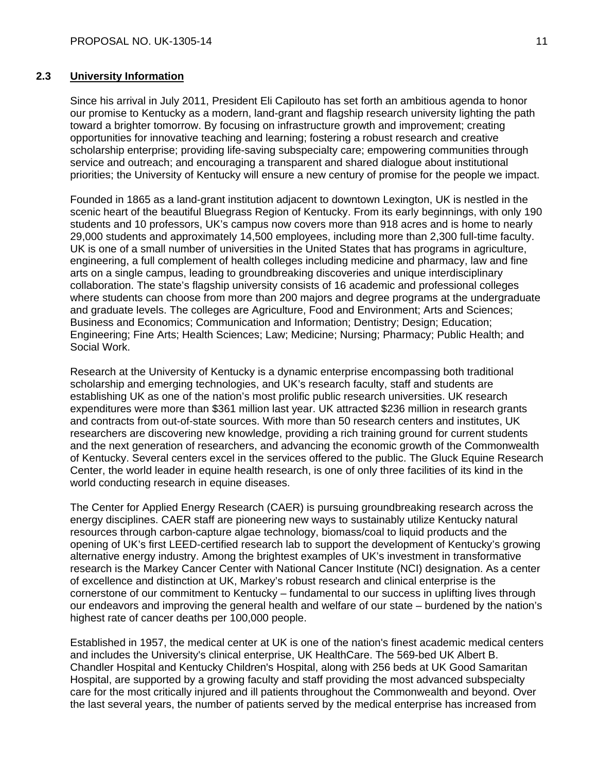## 2.3 University Information

Since his arrival in July 2011, President Eli Capilouto has set forth an ambitious agenda to honor our promise to Kentucky as a modern, land-grant and flagship research university lighting the path toward a brighter tomorrow. By focusing on infrastructure growth and improvement; creating opportunities for innovative teaching and learning; fostering a robust research and creative scholarship enterprise; providing life-saving subspecialty care; empowering communities through service and outreach; and encouraging a transparent and shared dialogue about institutional priorities; the University of Kentucky will ensure a new century of promise for the people we impact.

Founded in 1865 as a land-grant institution adjacent to downtown Lexington, UK is nestled in the scenic heart of the beautiful Bluegrass Region of Kentucky. From its early beginnings, with only 190 students and 10 professors, UK's campus now covers more than 918 acres and is home to nearly 29,000 students and approximately 14,500 employees, including more than 2,300 full-time faculty. UK is one of a small number of universities in the United States that has programs in agriculture, engineering, a full complement of health colleges including medicine and pharmacy, law and fine arts on a single campus, leading to groundbreaking discoveries and unique interdisciplinary collaboration. The state's flagship university consists of 16 academic and professional colleges where students can choose from more than 200 majors and degree programs at the undergraduate and graduate levels. The colleges are Agriculture, Food and Environment; Arts and Sciences; Business and Economics; Communication and Information; Dentistry; Design; Education; Engineering; Fine Arts; Health Sciences; Law; Medicine; Nursing; Pharmacy; Public Health; and Social Work.

Research at the University of Kentucky is a dynamic enterprise encompassing both traditional scholarship and emerging technologies, and UK's research faculty, staff and students are establishing UK as one of the nation's most prolific public research universities. UK research expenditures were more than $361 million last year. UK attracted $236 million in research grants and contracts from out-of-state sources. With more than 50 research centers and institutes, UK researchers are discovering new knowledge, providing a rich training ground for current students and the next generation of researchers, and advancing the economic growth of the Commonwealth of Kentucky. Several centers excel in the services offered to the public. The Gluck Equine Research Center, the world leader in equine health research, is one of only three facilities of its kind in the world conducting research in equine diseases.

The Center for Applied Energy Research (CAER) is pursuing groundbreaking research across the energy disciplines. CAER staff are pioneering new ways to sustainably utilize Kentucky natural resources through carbon-capture algae technology, biomass/coal to liquid products and the opening of UK's first LEED-certified research lab to support the development of Kentucky's growing alternative energy industry. Among the brightest examples of UK's investment in transformative research is the Markey Cancer Center with National Cancer Institute (NCI) designation. As a center of excellence and distinction at UK, Markey's robust research and clinical enterprise is the cornerstone of our commitment to Kentucky – fundamental to our success in uplifting lives through our endeavors and improving the general health and welfare of our state – burdened by the nation's highest rate of cancer deaths per 100,000 people.

Established in 1957, the medical center at UK is one of the nation's finest academic medical centers and includes the University's clinical enterprise, UK HealthCare. The 569-bed UK Albert B. Chandler Hospital and Kentucky Children's Hospital, along with 256 beds at UK Good Samaritan Hospital, are supported by a growing faculty and staff providing the most advanced subspecialty care for the most critically injured and ill patients throughout the Commonwealth and beyond. Over the last several years, the number of patients served by the medical enterprise has increased from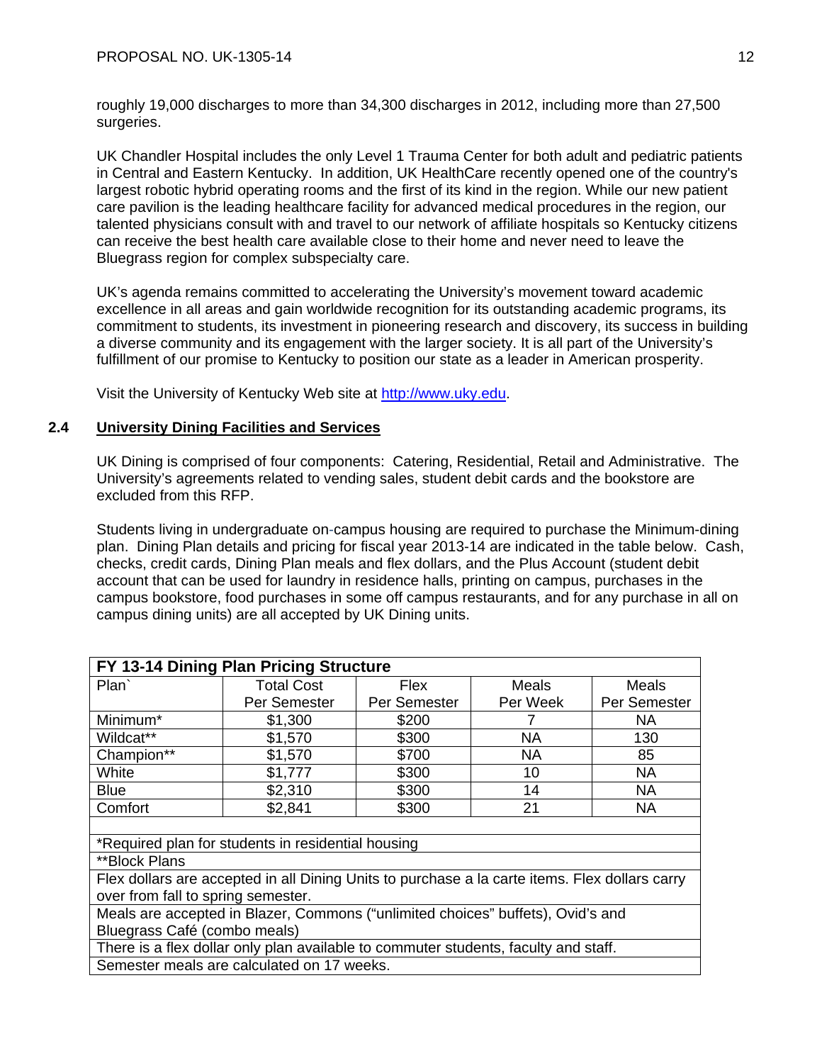roughly 19,000 discharges to more than 34,300 discharges in 2012, including more than 27,500 surgeries.

UK Chandler Hospital includes the only Level 1 Trauma Center for both adult and pediatric patients in Central and Eastern Kentucky. In addition, UK HealthCare recently opened one of the country's largest robotic hybrid operating rooms and the first of its kind in the region. While our new patient care pavilion is the leading healthcare facility for advanced medical procedures in the region, our talented physicians consult with and travel to our network of affiliate hospitals so Kentucky citizens can receive the best health care available close to their home and never need to leave the Bluegrass region for complex subspecialty care.

UK's agenda remains committed to accelerating the University's movement toward academic excellence in all areas and gain worldwide recognition for its outstanding academic programs, its commitment to students, its investment in pioneering research and discovery, its success in building a diverse community and its engagement with the larger society. It is all part of the University's fulfillment of our promise to Kentucky to position our state as a leader in American prosperity.

Visit the University of Kentucky Web site at [http://www.uky.edu](http://www.uky.edu).

## 2.4 University Dining Facilities and Services

UK Dining is comprised of four components: Catering, Residential, Retail and Administrative. The University's agreements related to vending sales, student debit cards and the bookstore are excluded from this RFP.

Students living in undergraduate on-campus housing are required to purchase the Minimum-dining plan. Dining Plan details and pricing for fiscal year 2013-14 are indicated in the table below. Cash, checks, credit cards, Dining Plan meals and flex dollars, and the Plus Account (student debit account that can be used for laundry in residence halls, printing on campus, purchases in the campus bookstore, food purchases in some off campus restaurants, and for any purchase in all on campus dining units) are all accepted by UK Dining units.

**FY 13-14 Dining Plan Pricing Structure**

| Plan` | Total Cost Per Semester | Flex Per Semester | Meals Per Week | Meals Per Semester |
|---|---|---|---|---|
| Minimum* | $1,300 | $200 | 7 | NA |
| Wildcat** | $1,570 | $300 | NA | 130 |
| Champion** | $1,570 | $700 | NA | 85 |
| White | $1,777 | $300 | 10 | NA |
| Blue | $2,310 | $300 | 14 | NA |
| Comfort | $2,841 | $300 | 21 | NA |

*Required plan for students in residential housing

**Block Plans

Flex dollars are accepted in all Dining Units to purchase a la carte items. Flex dollars carry over from fall to spring semester.

Meals are accepted in Blazer, Commons ("unlimited choices" buffets), Ovid's and Bluegrass Café (combo meals)

There is a flex dollar only plan available to commuter students, faculty and staff.

Semester meals are calculated on 17 weeks.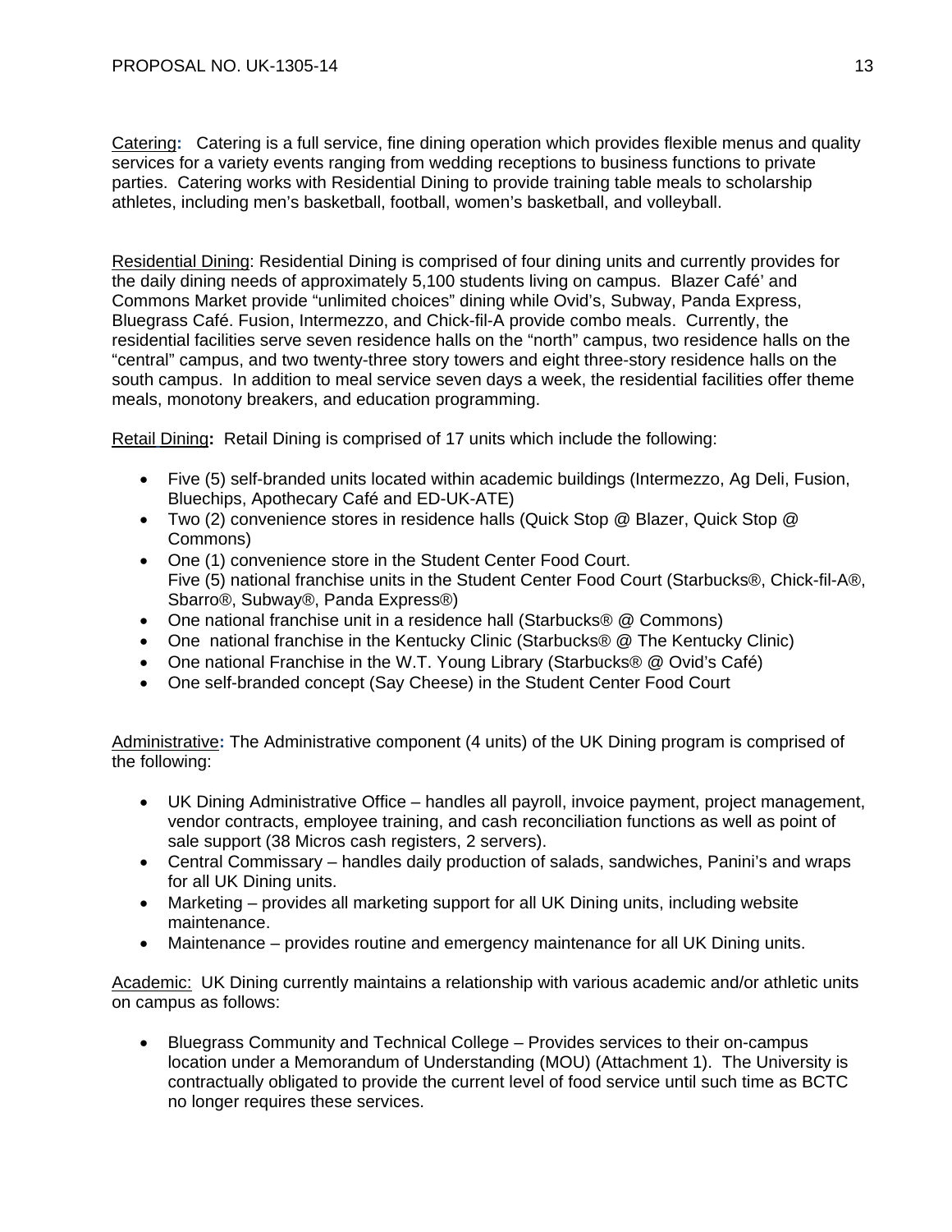<u>Catering</u>**:** Catering is a full service, fine dining operation which provides flexible menus and quality services for a variety events ranging from wedding receptions to business functions to private parties. Catering works with Residential Dining to provide training table meals to scholarship athletes, including men's basketball, football, women's basketball, and volleyball.

<u>Residential Dining</u>: Residential Dining is comprised of four dining units and currently provides for the daily dining needs of approximately 5,100 students living on campus. Blazer Café' and Commons Market provide "unlimited choices" dining while Ovid's, Subway, Panda Express, Bluegrass Café. Fusion, Intermezzo, and Chick-fil-A provide combo meals. Currently, the residential facilities serve seven residence halls on the "north" campus, two residence halls on the "central" campus, and two twenty-three story towers and eight three-story residence halls on the south campus. In addition to meal service seven days a week, the residential facilities offer theme meals, monotony breakers, and education programming.

<u>Retail Dining</u>**:** Retail Dining is comprised of 17 units which include the following:

- Five (5) self-branded units located within academic buildings (Intermezzo, Ag Deli, Fusion, Bluechips, Apothecary Café and ED-UK-ATE)
- Two (2) convenience stores in residence halls (Quick Stop @ Blazer, Quick Stop @ Commons)
- One (1) convenience store in the Student Center Food Court.
  Five (5) national franchise units in the Student Center Food Court (Starbucks®, Chick-fil-A®, Sbarro®, Subway®, Panda Express®)
- One national franchise unit in a residence hall (Starbucks® @ Commons)
- One national franchise in the Kentucky Clinic (Starbucks® @ The Kentucky Clinic)
- One national Franchise in the W.T. Young Library (Starbucks® @ Ovid's Café)
- One self-branded concept (Say Cheese) in the Student Center Food Court

<u>Administrative</u>**:** The Administrative component (4 units) of the UK Dining program is comprised of the following:

- UK Dining Administrative Office – handles all payroll, invoice payment, project management, vendor contracts, employee training, and cash reconciliation functions as well as point of sale support (38 Micros cash registers, 2 servers).
- Central Commissary – handles daily production of salads, sandwiches, Panini's and wraps for all UK Dining units.
- Marketing – provides all marketing support for all UK Dining units, including website maintenance.
- Maintenance – provides routine and emergency maintenance for all UK Dining units.

<u>Academic:</u> UK Dining currently maintains a relationship with various academic and/or athletic units on campus as follows:

- Bluegrass Community and Technical College – Provides services to their on-campus location under a Memorandum of Understanding (MOU) (Attachment 1). The University is contractually obligated to provide the current level of food service until such time as BCTC no longer requires these services.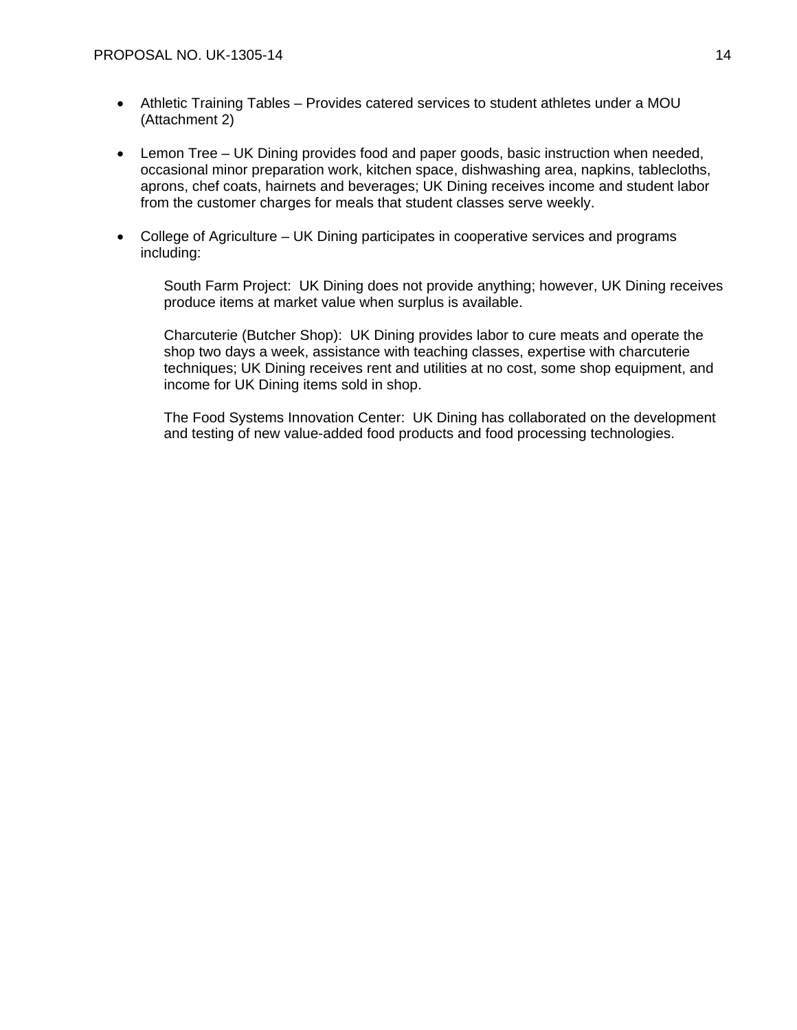- Athletic Training Tables – Provides catered services to student athletes under a MOU (Attachment 2)

- Lemon Tree – UK Dining provides food and paper goods, basic instruction when needed, occasional minor preparation work, kitchen space, dishwashing area, napkins, tablecloths, aprons, chef coats, hairnets and beverages; UK Dining receives income and student labor from the customer charges for meals that student classes serve weekly.

- College of Agriculture – UK Dining participates in cooperative services and programs including:

    South Farm Project: UK Dining does not provide anything; however, UK Dining receives produce items at market value when surplus is available.

    Charcuterie (Butcher Shop): UK Dining provides labor to cure meats and operate the shop two days a week, assistance with teaching classes, expertise with charcuterie techniques; UK Dining receives rent and utilities at no cost, some shop equipment, and income for UK Dining items sold in shop.

    The Food Systems Innovation Center: UK Dining has collaborated on the development and testing of new value-added food products and food processing technologies.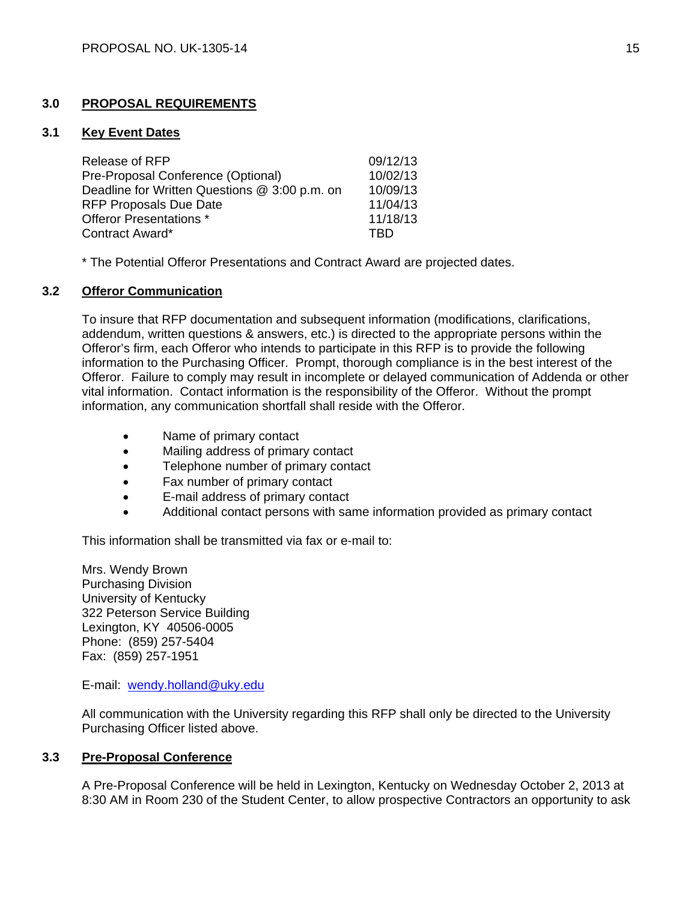## 3.0 PROPOSAL REQUIREMENTS

### 3.1 Key Event Dates

| | |
|---|---|
| Release of RFP | 09/12/13 |
| Pre-Proposal Conference (Optional) | 10/02/13 |
| Deadline for Written Questions @ 3:00 p.m. on | 10/09/13 |
| RFP Proposals Due Date | 11/04/13 |
| Offeror Presentations * | 11/18/13 |
| Contract Award* | TBD |

* The Potential Offeror Presentations and Contract Award are projected dates.

### 3.2 Offeror Communication

To insure that RFP documentation and subsequent information (modifications, clarifications, addendum, written questions & answers, etc.) is directed to the appropriate persons within the Offeror's firm, each Offeror who intends to participate in this RFP is to provide the following information to the Purchasing Officer. Prompt, thorough compliance is in the best interest of the Offeror. Failure to comply may result in incomplete or delayed communication of Addenda or other vital information. Contact information is the responsibility of the Offeror. Without the prompt information, any communication shortfall shall reside with the Offeror.

- Name of primary contact
- Mailing address of primary contact
- Telephone number of primary contact
- Fax number of primary contact
- E-mail address of primary contact
- Additional contact persons with same information provided as primary contact

This information shall be transmitted via fax or e-mail to:

Mrs. Wendy Brown
Purchasing Division
University of Kentucky
322 Peterson Service Building
Lexington, KY 40506-0005
Phone: (859) 257-5404
Fax: (859) 257-1951

E-mail: wendy.holland@uky.edu

All communication with the University regarding this RFP shall only be directed to the University Purchasing Officer listed above.

### 3.3 Pre-Proposal Conference

A Pre-Proposal Conference will be held in Lexington, Kentucky on Wednesday October 2, 2013 at 8:30 AM in Room 230 of the Student Center, to allow prospective Contractors an opportunity to ask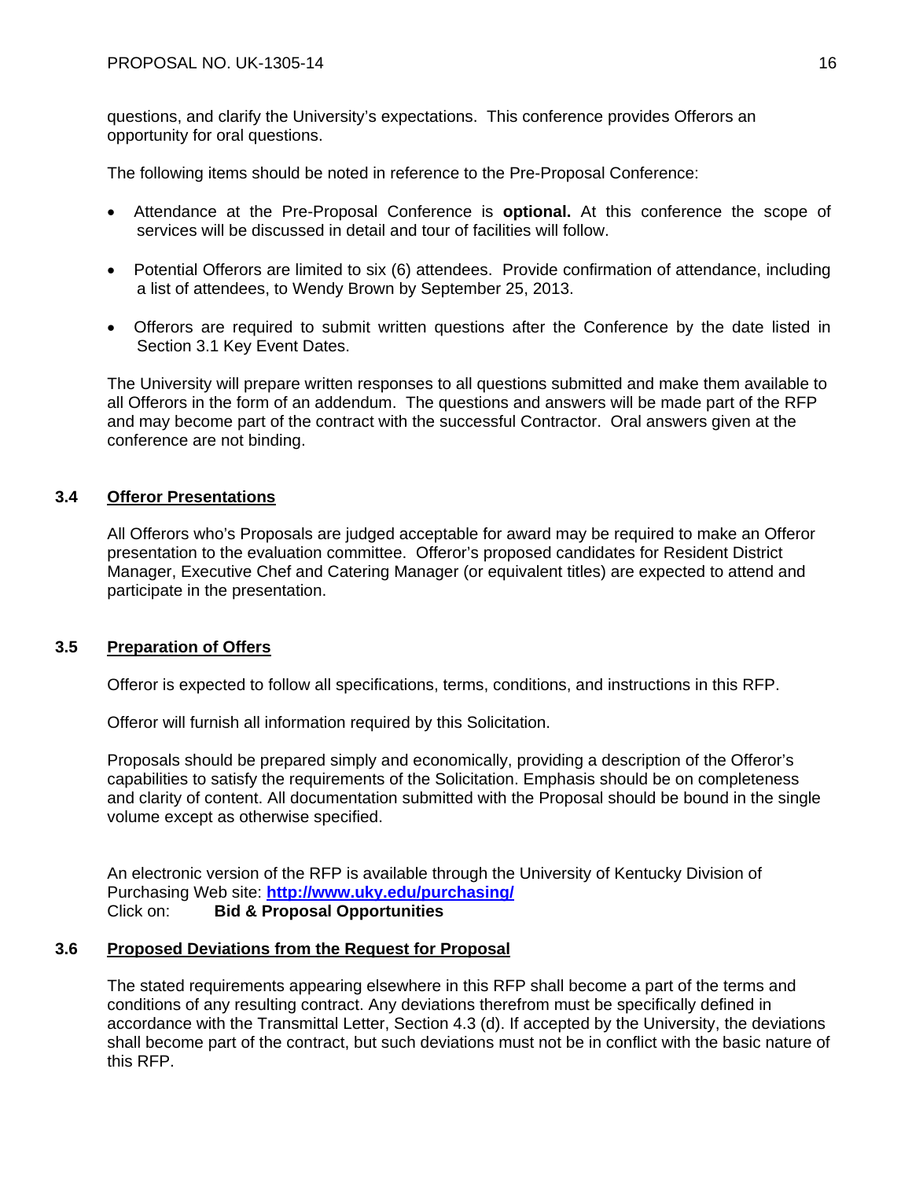questions, and clarify the University's expectations. This conference provides Offerors an opportunity for oral questions.

The following items should be noted in reference to the Pre-Proposal Conference:

- Attendance at the Pre-Proposal Conference is **optional.** At this conference the scope of services will be discussed in detail and tour of facilities will follow.
- Potential Offerors are limited to six (6) attendees. Provide confirmation of attendance, including a list of attendees, to Wendy Brown by September 25, 2013.
- Offerors are required to submit written questions after the Conference by the date listed in Section 3.1 Key Event Dates.

The University will prepare written responses to all questions submitted and make them available to all Offerors in the form of an addendum. The questions and answers will be made part of the RFP and may become part of the contract with the successful Contractor. Oral answers given at the conference are not binding.

## 3.4 Offeror Presentations

All Offerors who's Proposals are judged acceptable for award may be required to make an Offeror presentation to the evaluation committee. Offeror's proposed candidates for Resident District Manager, Executive Chef and Catering Manager (or equivalent titles) are expected to attend and participate in the presentation.

## 3.5 Preparation of Offers

Offeror is expected to follow all specifications, terms, conditions, and instructions in this RFP.

Offeror will furnish all information required by this Solicitation.

Proposals should be prepared simply and economically, providing a description of the Offeror's capabilities to satisfy the requirements of the Solicitation. Emphasis should be on completeness and clarity of content. All documentation submitted with the Proposal should be bound in the single volume except as otherwise specified.

An electronic version of the RFP is available through the University of Kentucky Division of Purchasing Web site: **http://www.uky.edu/purchasing/**
Click on: **Bid & Proposal Opportunities**

## 3.6 Proposed Deviations from the Request for Proposal

The stated requirements appearing elsewhere in this RFP shall become a part of the terms and conditions of any resulting contract. Any deviations therefrom must be specifically defined in accordance with the Transmittal Letter, Section 4.3 (d). If accepted by the University, the deviations shall become part of the contract, but such deviations must not be in conflict with the basic nature of this RFP.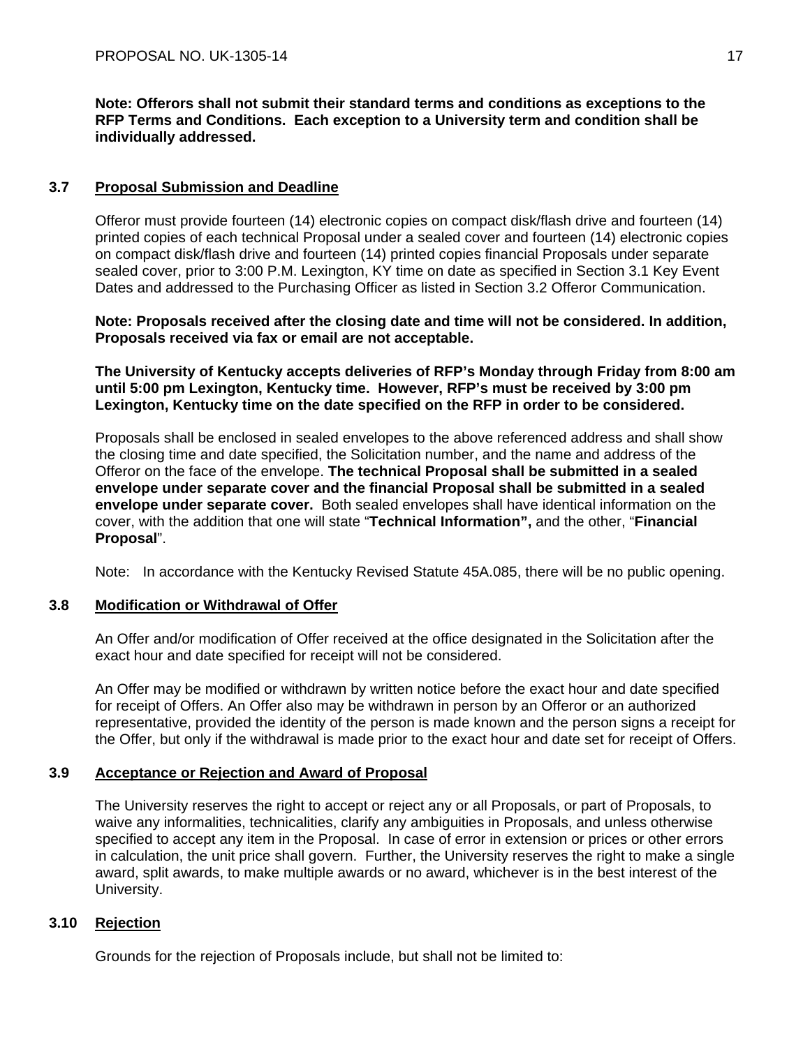**Note: Offerors shall not submit their standard terms and conditions as exceptions to the RFP Terms and Conditions. Each exception to a University term and condition shall be individually addressed.**

### 3.7 Proposal Submission and Deadline

Offeror must provide fourteen (14) electronic copies on compact disk/flash drive and fourteen (14) printed copies of each technical Proposal under a sealed cover and fourteen (14) electronic copies on compact disk/flash drive and fourteen (14) printed copies financial Proposals under separate sealed cover, prior to 3:00 P.M. Lexington, KY time on date as specified in Section 3.1 Key Event Dates and addressed to the Purchasing Officer as listed in Section 3.2 Offeror Communication.

**Note: Proposals received after the closing date and time will not be considered. In addition, Proposals received via fax or email are not acceptable.**

**The University of Kentucky accepts deliveries of RFP's Monday through Friday from 8:00 am until 5:00 pm Lexington, Kentucky time. However, RFP's must be received by 3:00 pm Lexington, Kentucky time on the date specified on the RFP in order to be considered.**

Proposals shall be enclosed in sealed envelopes to the above referenced address and shall show the closing time and date specified, the Solicitation number, and the name and address of the Offeror on the face of the envelope. **The technical Proposal shall be submitted in a sealed envelope under separate cover and the financial Proposal shall be submitted in a sealed envelope under separate cover.** Both sealed envelopes shall have identical information on the cover, with the addition that one will state "**Technical Information",** and the other, "**Financial Proposal**".

Note: In accordance with the Kentucky Revised Statute 45A.085, there will be no public opening.

### 3.8 Modification or Withdrawal of Offer

An Offer and/or modification of Offer received at the office designated in the Solicitation after the exact hour and date specified for receipt will not be considered.

An Offer may be modified or withdrawn by written notice before the exact hour and date specified for receipt of Offers. An Offer also may be withdrawn in person by an Offeror or an authorized representative, provided the identity of the person is made known and the person signs a receipt for the Offer, but only if the withdrawal is made prior to the exact hour and date set for receipt of Offers.

### 3.9 Acceptance or Rejection and Award of Proposal

The University reserves the right to accept or reject any or all Proposals, or part of Proposals, to waive any informalities, technicalities, clarify any ambiguities in Proposals, and unless otherwise specified to accept any item in the Proposal. In case of error in extension or prices or other errors in calculation, the unit price shall govern. Further, the University reserves the right to make a single award, split awards, to make multiple awards or no award, whichever is in the best interest of the University.

### 3.10 Rejection

Grounds for the rejection of Proposals include, but shall not be limited to: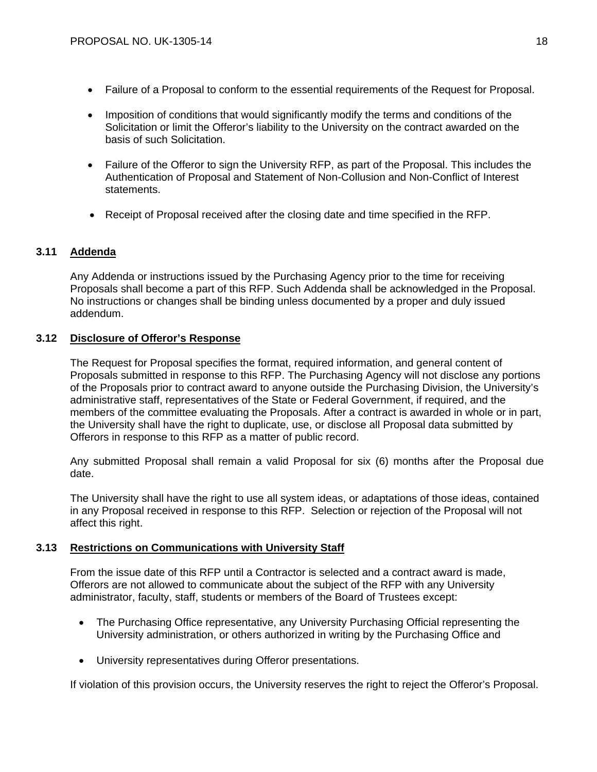- Failure of a Proposal to conform to the essential requirements of the Request for Proposal.
- Imposition of conditions that would significantly modify the terms and conditions of the Solicitation or limit the Offeror's liability to the University on the contract awarded on the basis of such Solicitation.
- Failure of the Offeror to sign the University RFP, as part of the Proposal. This includes the Authentication of Proposal and Statement of Non-Collusion and Non-Conflict of Interest statements.
- Receipt of Proposal received after the closing date and time specified in the RFP.

### 3.11 Addenda

Any Addenda or instructions issued by the Purchasing Agency prior to the time for receiving Proposals shall become a part of this RFP. Such Addenda shall be acknowledged in the Proposal. No instructions or changes shall be binding unless documented by a proper and duly issued addendum.

### 3.12 Disclosure of Offeror's Response

The Request for Proposal specifies the format, required information, and general content of Proposals submitted in response to this RFP. The Purchasing Agency will not disclose any portions of the Proposals prior to contract award to anyone outside the Purchasing Division, the University's administrative staff, representatives of the State or Federal Government, if required, and the members of the committee evaluating the Proposals. After a contract is awarded in whole or in part, the University shall have the right to duplicate, use, or disclose all Proposal data submitted by Offerors in response to this RFP as a matter of public record.

Any submitted Proposal shall remain a valid Proposal for six (6) months after the Proposal due date.

The University shall have the right to use all system ideas, or adaptations of those ideas, contained in any Proposal received in response to this RFP. Selection or rejection of the Proposal will not affect this right.

### 3.13 Restrictions on Communications with University Staff

From the issue date of this RFP until a Contractor is selected and a contract award is made, Offerors are not allowed to communicate about the subject of the RFP with any University administrator, faculty, staff, students or members of the Board of Trustees except:

- The Purchasing Office representative, any University Purchasing Official representing the University administration, or others authorized in writing by the Purchasing Office and
- University representatives during Offeror presentations.

If violation of this provision occurs, the University reserves the right to reject the Offeror's Proposal.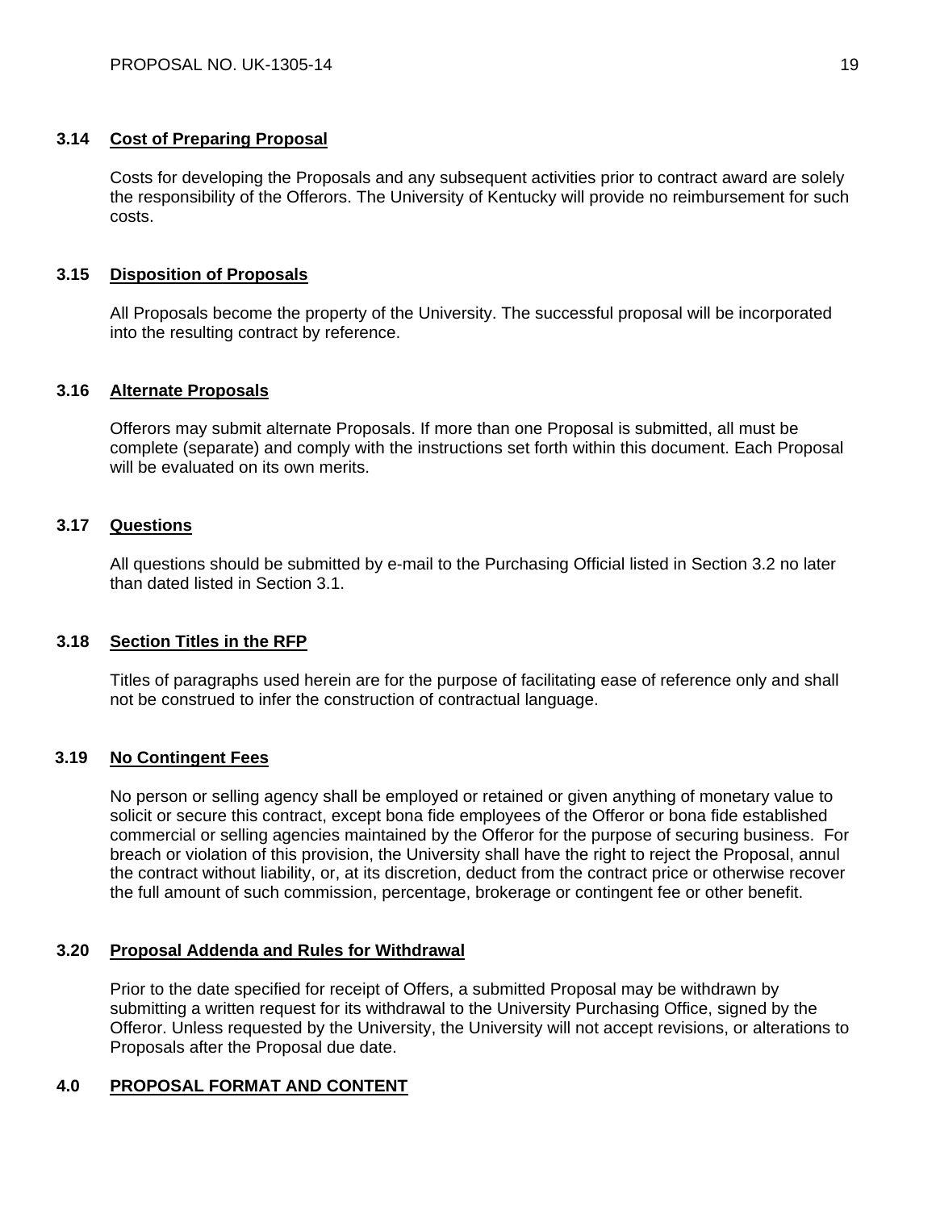### 3.14 Cost of Preparing Proposal

Costs for developing the Proposals and any subsequent activities prior to contract award are solely the responsibility of the Offerors. The University of Kentucky will provide no reimbursement for such costs.

### 3.15 Disposition of Proposals

All Proposals become the property of the University. The successful proposal will be incorporated into the resulting contract by reference.

### 3.16 Alternate Proposals

Offerors may submit alternate Proposals. If more than one Proposal is submitted, all must be complete (separate) and comply with the instructions set forth within this document. Each Proposal will be evaluated on its own merits.

### 3.17 Questions

All questions should be submitted by e-mail to the Purchasing Official listed in Section 3.2 no later than dated listed in Section 3.1.

### 3.18 Section Titles in the RFP

Titles of paragraphs used herein are for the purpose of facilitating ease of reference only and shall not be construed to infer the construction of contractual language.

### 3.19 No Contingent Fees

No person or selling agency shall be employed or retained or given anything of monetary value to solicit or secure this contract, except bona fide employees of the Offeror or bona fide established commercial or selling agencies maintained by the Offeror for the purpose of securing business. For breach or violation of this provision, the University shall have the right to reject the Proposal, annul the contract without liability, or, at its discretion, deduct from the contract price or otherwise recover the full amount of such commission, percentage, brokerage or contingent fee or other benefit.

### 3.20 Proposal Addenda and Rules for Withdrawal

Prior to the date specified for receipt of Offers, a submitted Proposal may be withdrawn by submitting a written request for its withdrawal to the University Purchasing Office, signed by the Offeror. Unless requested by the University, the University will not accept revisions, or alterations to Proposals after the Proposal due date.

## 4.0 PROPOSAL FORMAT AND CONTENT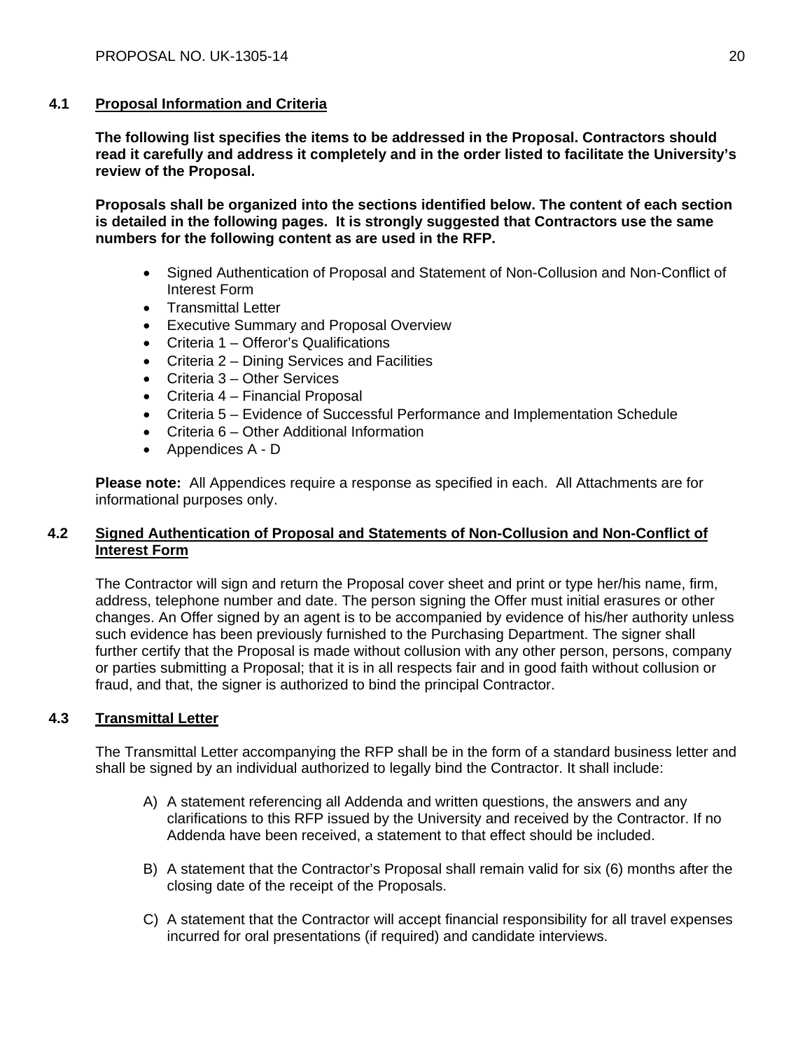## 4.1 Proposal Information and Criteria

**The following list specifies the items to be addressed in the Proposal. Contractors should read it carefully and address it completely and in the order listed to facilitate the University's review of the Proposal.**

**Proposals shall be organized into the sections identified below. The content of each section is detailed in the following pages. It is strongly suggested that Contractors use the same numbers for the following content as are used in the RFP.**

- Signed Authentication of Proposal and Statement of Non-Collusion and Non-Conflict of Interest Form
- Transmittal Letter
- Executive Summary and Proposal Overview
- Criteria 1 – Offeror's Qualifications
- Criteria 2 – Dining Services and Facilities
- Criteria 3 – Other Services
- Criteria 4 – Financial Proposal
- Criteria 5 – Evidence of Successful Performance and Implementation Schedule
- Criteria 6 – Other Additional Information
- Appendices A - D

**Please note:** All Appendices require a response as specified in each. All Attachments are for informational purposes only.

## 4.2 Signed Authentication of Proposal and Statements of Non-Collusion and Non-Conflict of Interest Form

The Contractor will sign and return the Proposal cover sheet and print or type her/his name, firm, address, telephone number and date. The person signing the Offer must initial erasures or other changes. An Offer signed by an agent is to be accompanied by evidence of his/her authority unless such evidence has been previously furnished to the Purchasing Department. The signer shall further certify that the Proposal is made without collusion with any other person, persons, company or parties submitting a Proposal; that it is in all respects fair and in good faith without collusion or fraud, and that, the signer is authorized to bind the principal Contractor.

## 4.3 Transmittal Letter

The Transmittal Letter accompanying the RFP shall be in the form of a standard business letter and shall be signed by an individual authorized to legally bind the Contractor. It shall include:

A) A statement referencing all Addenda and written questions, the answers and any clarifications to this RFP issued by the University and received by the Contractor. If no Addenda have been received, a statement to that effect should be included.

B) A statement that the Contractor's Proposal shall remain valid for six (6) months after the closing date of the receipt of the Proposals.

C) A statement that the Contractor will accept financial responsibility for all travel expenses incurred for oral presentations (if required) and candidate interviews.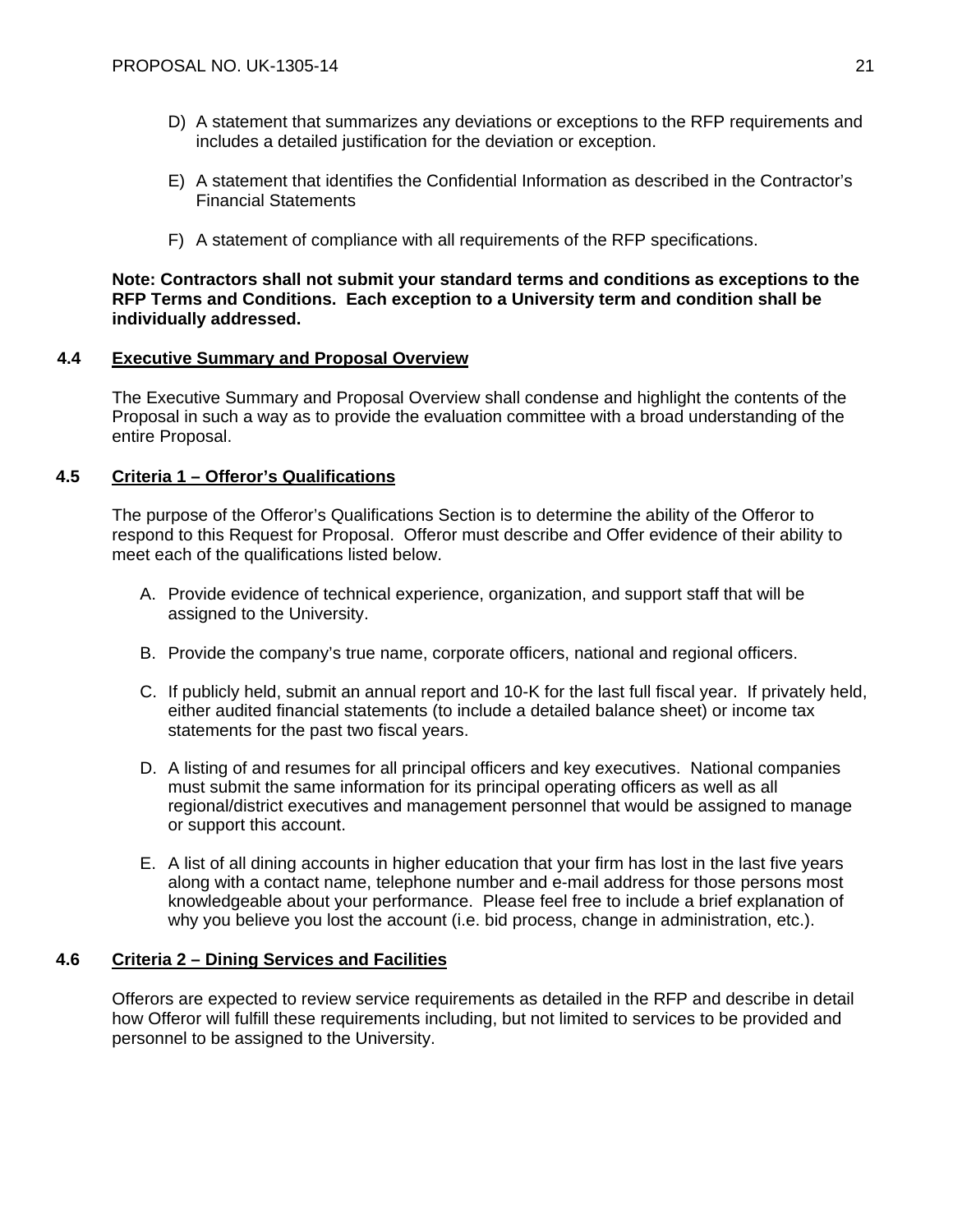D) A statement that summarizes any deviations or exceptions to the RFP requirements and includes a detailed justification for the deviation or exception.

E) A statement that identifies the Confidential Information as described in the Contractor's Financial Statements

F) A statement of compliance with all requirements of the RFP specifications.

**Note: Contractors shall not submit your standard terms and conditions as exceptions to the RFP Terms and Conditions. Each exception to a University term and condition shall be individually addressed.**

### 4.4 Executive Summary and Proposal Overview

The Executive Summary and Proposal Overview shall condense and highlight the contents of the Proposal in such a way as to provide the evaluation committee with a broad understanding of the entire Proposal.

### 4.5 Criteria 1 – Offeror's Qualifications

The purpose of the Offeror's Qualifications Section is to determine the ability of the Offeror to respond to this Request for Proposal. Offeror must describe and Offer evidence of their ability to meet each of the qualifications listed below.

A. Provide evidence of technical experience, organization, and support staff that will be assigned to the University.

B. Provide the company's true name, corporate officers, national and regional officers.

C. If publicly held, submit an annual report and 10-K for the last full fiscal year. If privately held, either audited financial statements (to include a detailed balance sheet) or income tax statements for the past two fiscal years.

D. A listing of and resumes for all principal officers and key executives. National companies must submit the same information for its principal operating officers as well as all regional/district executives and management personnel that would be assigned to manage or support this account.

E. A list of all dining accounts in higher education that your firm has lost in the last five years along with a contact name, telephone number and e-mail address for those persons most knowledgeable about your performance. Please feel free to include a brief explanation of why you believe you lost the account (i.e. bid process, change in administration, etc.).

### 4.6 Criteria 2 – Dining Services and Facilities

Offerors are expected to review service requirements as detailed in the RFP and describe in detail how Offeror will fulfill these requirements including, but not limited to services to be provided and personnel to be assigned to the University.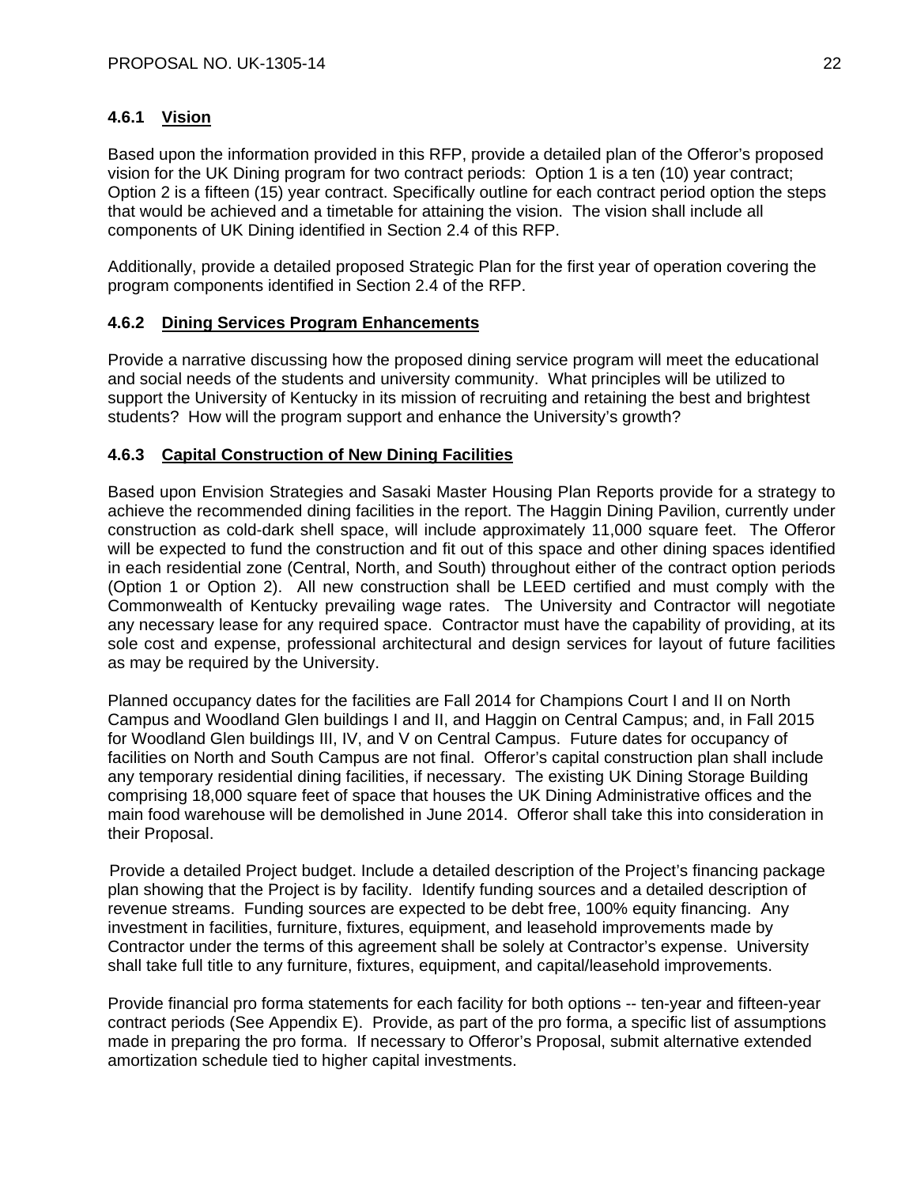### 4.6.1 Vision

Based upon the information provided in this RFP, provide a detailed plan of the Offeror's proposed vision for the UK Dining program for two contract periods: Option 1 is a ten (10) year contract; Option 2 is a fifteen (15) year contract. Specifically outline for each contract period option the steps that would be achieved and a timetable for attaining the vision. The vision shall include all components of UK Dining identified in Section 2.4 of this RFP.

Additionally, provide a detailed proposed Strategic Plan for the first year of operation covering the program components identified in Section 2.4 of the RFP.

### 4.6.2 Dining Services Program Enhancements

Provide a narrative discussing how the proposed dining service program will meet the educational and social needs of the students and university community. What principles will be utilized to support the University of Kentucky in its mission of recruiting and retaining the best and brightest students? How will the program support and enhance the University's growth?

### 4.6.3 Capital Construction of New Dining Facilities

Based upon Envision Strategies and Sasaki Master Housing Plan Reports provide for a strategy to achieve the recommended dining facilities in the report. The Haggin Dining Pavilion, currently under construction as cold-dark shell space, will include approximately 11,000 square feet. The Offeror will be expected to fund the construction and fit out of this space and other dining spaces identified in each residential zone (Central, North, and South) throughout either of the contract option periods (Option 1 or Option 2). All new construction shall be LEED certified and must comply with the Commonwealth of Kentucky prevailing wage rates. The University and Contractor will negotiate any necessary lease for any required space. Contractor must have the capability of providing, at its sole cost and expense, professional architectural and design services for layout of future facilities as may be required by the University.

Planned occupancy dates for the facilities are Fall 2014 for Champions Court I and II on North Campus and Woodland Glen buildings I and II, and Haggin on Central Campus; and, in Fall 2015 for Woodland Glen buildings III, IV, and V on Central Campus. Future dates for occupancy of facilities on North and South Campus are not final. Offeror's capital construction plan shall include any temporary residential dining facilities, if necessary. The existing UK Dining Storage Building comprising 18,000 square feet of space that houses the UK Dining Administrative offices and the main food warehouse will be demolished in June 2014. Offeror shall take this into consideration in their Proposal.

Provide a detailed Project budget. Include a detailed description of the Project's financing package plan showing that the Project is by facility. Identify funding sources and a detailed description of revenue streams. Funding sources are expected to be debt free, 100% equity financing. Any investment in facilities, furniture, fixtures, equipment, and leasehold improvements made by Contractor under the terms of this agreement shall be solely at Contractor's expense. University shall take full title to any furniture, fixtures, equipment, and capital/leasehold improvements.

Provide financial pro forma statements for each facility for both options -- ten-year and fifteen-year contract periods (See Appendix E). Provide, as part of the pro forma, a specific list of assumptions made in preparing the pro forma. If necessary to Offeror's Proposal, submit alternative extended amortization schedule tied to higher capital investments.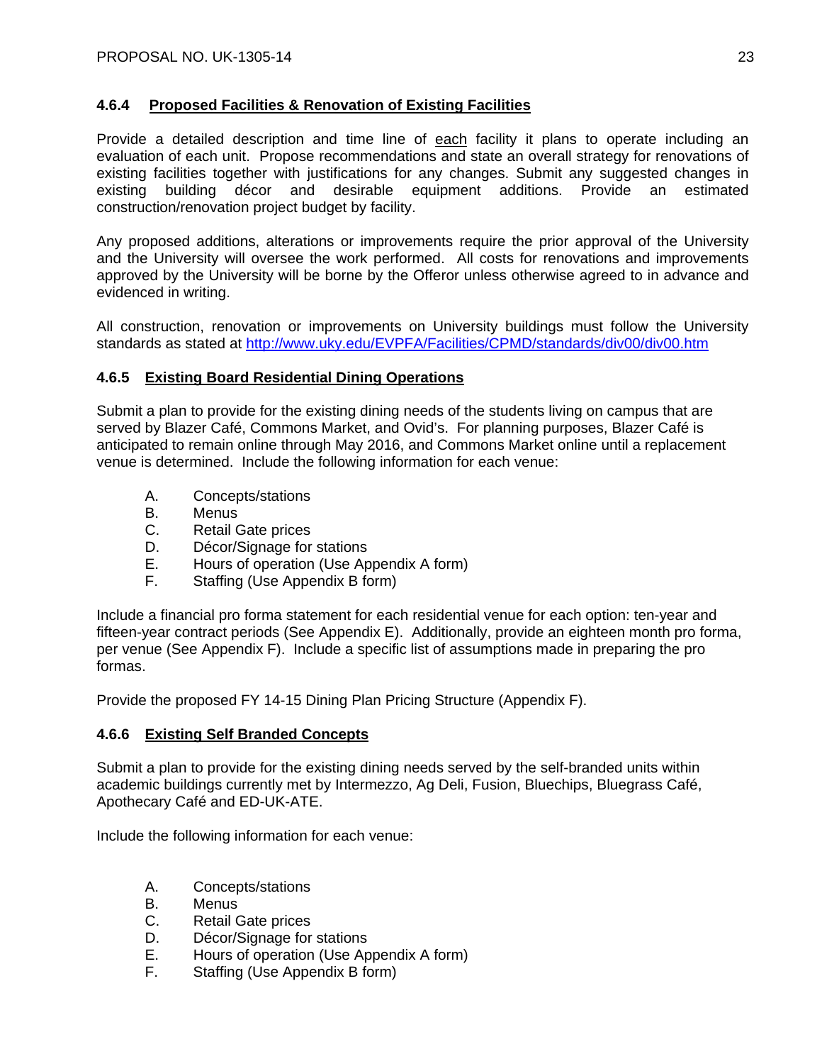#### 4.6.4 Proposed Facilities & Renovation of Existing Facilities

Provide a detailed description and time line of each facility it plans to operate including an evaluation of each unit. Propose recommendations and state an overall strategy for renovations of existing facilities together with justifications for any changes. Submit any suggested changes in existing building décor and desirable equipment additions. Provide an estimated construction/renovation project budget by facility.

Any proposed additions, alterations or improvements require the prior approval of the University and the University will oversee the work performed. All costs for renovations and improvements approved by the University will be borne by the Offeror unless otherwise agreed to in advance and evidenced in writing.

All construction, renovation or improvements on University buildings must follow the University standards as stated at http://www.uky.edu/EVPFA/Facilities/CPMD/standards/div00/div00.htm

#### 4.6.5 Existing Board Residential Dining Operations

Submit a plan to provide for the existing dining needs of the students living on campus that are served by Blazer Café, Commons Market, and Ovid's. For planning purposes, Blazer Café is anticipated to remain online through May 2016, and Commons Market online until a replacement venue is determined. Include the following information for each venue:

A. Concepts/stations
B. Menus
C. Retail Gate prices
D. Décor/Signage for stations
E. Hours of operation (Use Appendix A form)
F. Staffing (Use Appendix B form)

Include a financial pro forma statement for each residential venue for each option: ten-year and fifteen-year contract periods (See Appendix E). Additionally, provide an eighteen month pro forma, per venue (See Appendix F). Include a specific list of assumptions made in preparing the pro formas.

Provide the proposed FY 14-15 Dining Plan Pricing Structure (Appendix F).

#### 4.6.6 Existing Self Branded Concepts

Submit a plan to provide for the existing dining needs served by the self-branded units within academic buildings currently met by Intermezzo, Ag Deli, Fusion, Bluechips, Bluegrass Café, Apothecary Café and ED-UK-ATE.

Include the following information for each venue:

A. Concepts/stations
B. Menus
C. Retail Gate prices
D. Décor/Signage for stations
E. Hours of operation (Use Appendix A form)
F. Staffing (Use Appendix B form)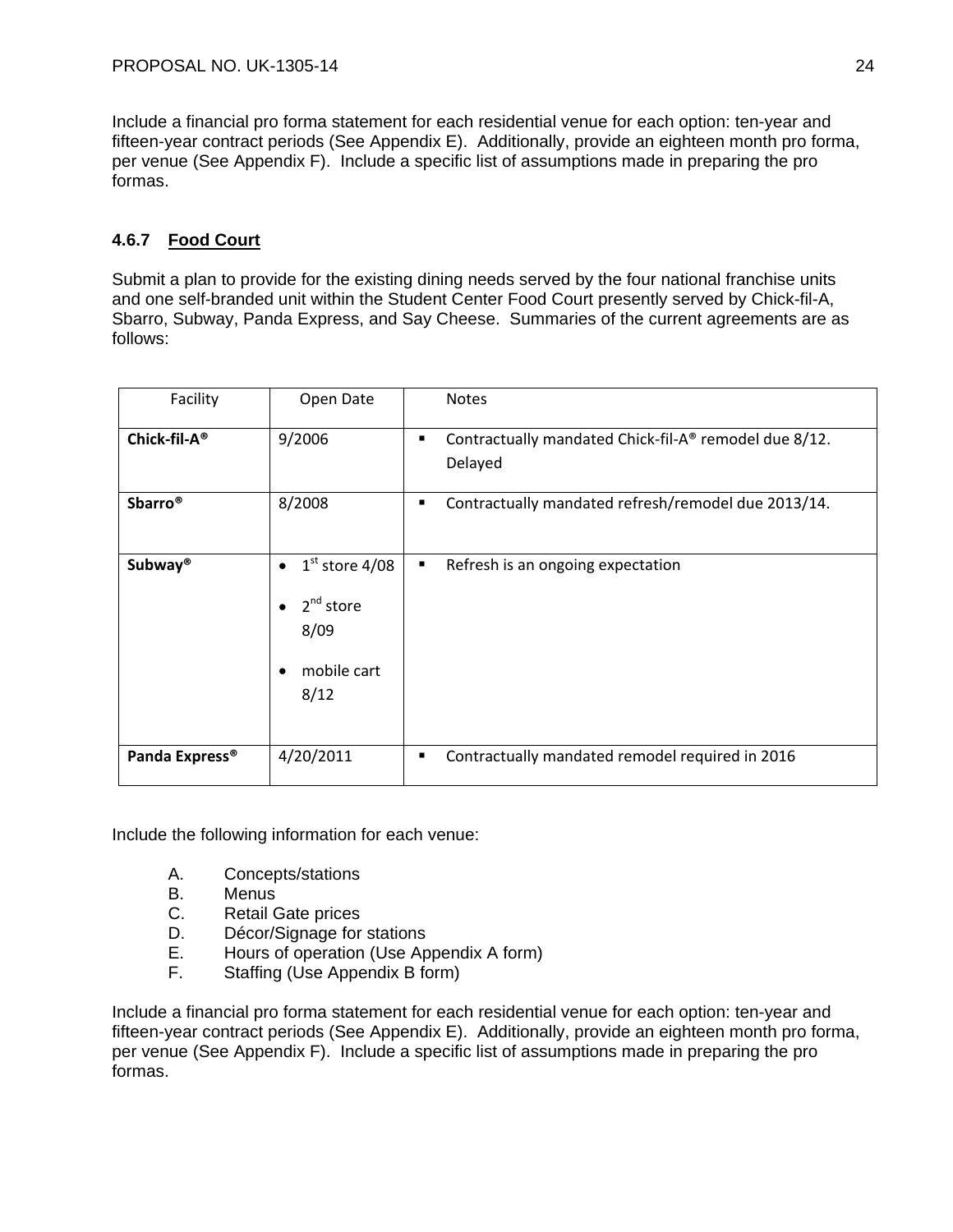Include a financial pro forma statement for each residential venue for each option: ten-year and fifteen-year contract periods (See Appendix E). Additionally, provide an eighteen month pro forma, per venue (See Appendix F). Include a specific list of assumptions made in preparing the pro formas.

### 4.6.7 Food Court

Submit a plan to provide for the existing dining needs served by the four national franchise units and one self-branded unit within the Student Center Food Court presently served by Chick-fil-A, Sbarro, Subway, Panda Express, and Say Cheese. Summaries of the current agreements are as follows:

| Facility | Open Date | Notes |
|---|---|---|
| **Chick-fil-A®** | 9/2006 | ▪ Contractually mandated Chick-fil-A® remodel due 8/12. Delayed |
| **Sbarro®** | 8/2008 | ▪ Contractually mandated refresh/remodel due 2013/14. |
| **Subway®** | • 1st store 4/08<br>• 2nd store 8/09<br>• mobile cart 8/12 | ▪ Refresh is an ongoing expectation |
| **Panda Express®** | 4/20/2011 | ▪ Contractually mandated remodel required in 2016 |

Include the following information for each venue:

A. Concepts/stations
B. Menus
C. Retail Gate prices
D. Décor/Signage for stations
E. Hours of operation (Use Appendix A form)
F. Staffing (Use Appendix B form)

Include a financial pro forma statement for each residential venue for each option: ten-year and fifteen-year contract periods (See Appendix E). Additionally, provide an eighteen month pro forma, per venue (See Appendix F). Include a specific list of assumptions made in preparing the pro formas.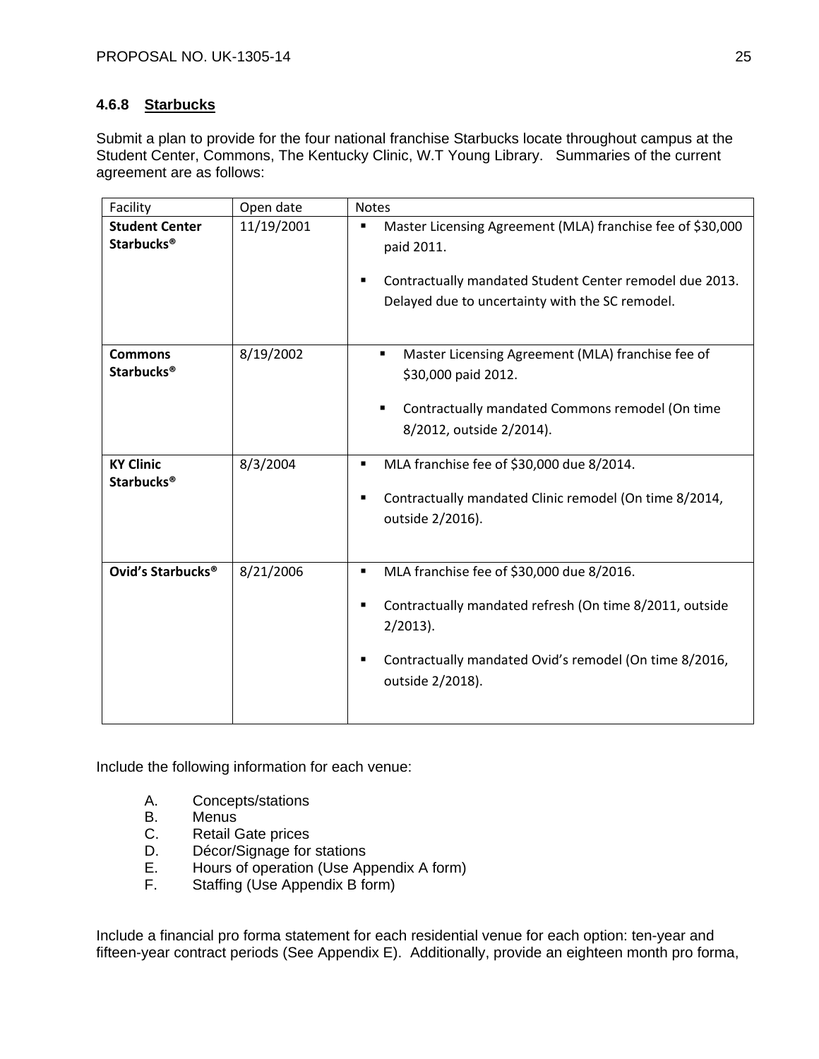#### 4.6.8 Starbucks

Submit a plan to provide for the four national franchise Starbucks locate throughout campus at the Student Center, Commons, The Kentucky Clinic, W.T Young Library. Summaries of the current agreement are as follows:

| Facility | Open date | Notes |
|---|---|---|
| **Student Center Starbucks®** | 11/19/2001 | ▪ Master Licensing Agreement (MLA) franchise fee of $30,000 paid 2011.<br>▪ Contractually mandated Student Center remodel due 2013. Delayed due to uncertainty with the SC remodel. |
| **Commons Starbucks®** | 8/19/2002 | ▪ Master Licensing Agreement (MLA) franchise fee of $30,000 paid 2012.<br>▪ Contractually mandated Commons remodel (On time 8/2012, outside 2/2014). |
| **KY Clinic Starbucks®** | 8/3/2004 | ▪ MLA franchise fee of $30,000 due 8/2014.<br>▪ Contractually mandated Clinic remodel (On time 8/2014, outside 2/2016). |
| **Ovid's Starbucks®** | 8/21/2006 | ▪ MLA franchise fee of $30,000 due 8/2016.<br>▪ Contractually mandated refresh (On time 8/2011, outside 2/2013).<br>▪ Contractually mandated Ovid's remodel (On time 8/2016, outside 2/2018). |

Include the following information for each venue:

A. Concepts/stations
B. Menus
C. Retail Gate prices
D. Décor/Signage for stations
E. Hours of operation (Use Appendix A form)
F. Staffing (Use Appendix B form)

Include a financial pro forma statement for each residential venue for each option: ten-year and fifteen-year contract periods (See Appendix E). Additionally, provide an eighteen month pro forma,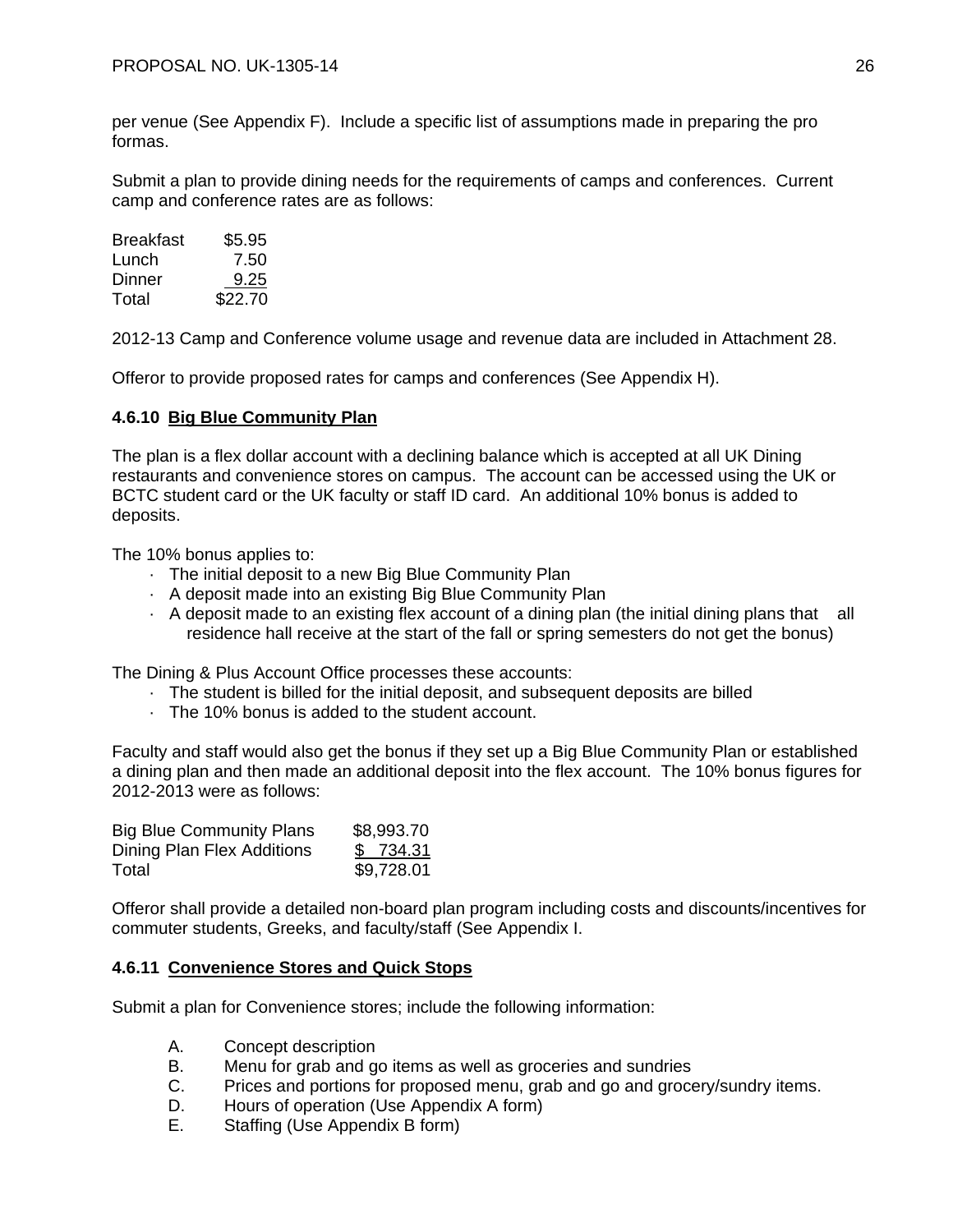per venue (See Appendix F). Include a specific list of assumptions made in preparing the pro formas.

Submit a plan to provide dining needs for the requirements of camps and conferences. Current camp and conference rates are as follows:

| | |
|---|---|
| Breakfast | $5.95 |
| Lunch | 7.50 |
| Dinner | 9.25 |
| Total | $22.70 |

2012-13 Camp and Conference volume usage and revenue data are included in Attachment 28.

Offeror to provide proposed rates for camps and conferences (See Appendix H).

### 4.6.10 Big Blue Community Plan

The plan is a flex dollar account with a declining balance which is accepted at all UK Dining restaurants and convenience stores on campus. The account can be accessed using the UK or BCTC student card or the UK faculty or staff ID card. An additional 10% bonus is added to deposits.

The 10% bonus applies to:

- The initial deposit to a new Big Blue Community Plan
- A deposit made into an existing Big Blue Community Plan
- A deposit made to an existing flex account of a dining plan (the initial dining plans that all residence hall receive at the start of the fall or spring semesters do not get the bonus)

The Dining & Plus Account Office processes these accounts:

- The student is billed for the initial deposit, and subsequent deposits are billed
- The 10% bonus is added to the student account.

Faculty and staff would also get the bonus if they set up a Big Blue Community Plan or established a dining plan and then made an additional deposit into the flex account. The 10% bonus figures for 2012-2013 were as follows:

| | |
|---|---|
| Big Blue Community Plans | $8,993.70 |
| Dining Plan Flex Additions | $ 734.31 |
| Total | $9,728.01 |

Offeror shall provide a detailed non-board plan program including costs and discounts/incentives for commuter students, Greeks, and faculty/staff (See Appendix I.

### 4.6.11 Convenience Stores and Quick Stops

Submit a plan for Convenience stores; include the following information:

A. Concept description
B. Menu for grab and go items as well as groceries and sundries
C. Prices and portions for proposed menu, grab and go and grocery/sundry items.
D. Hours of operation (Use Appendix A form)
E. Staffing (Use Appendix B form)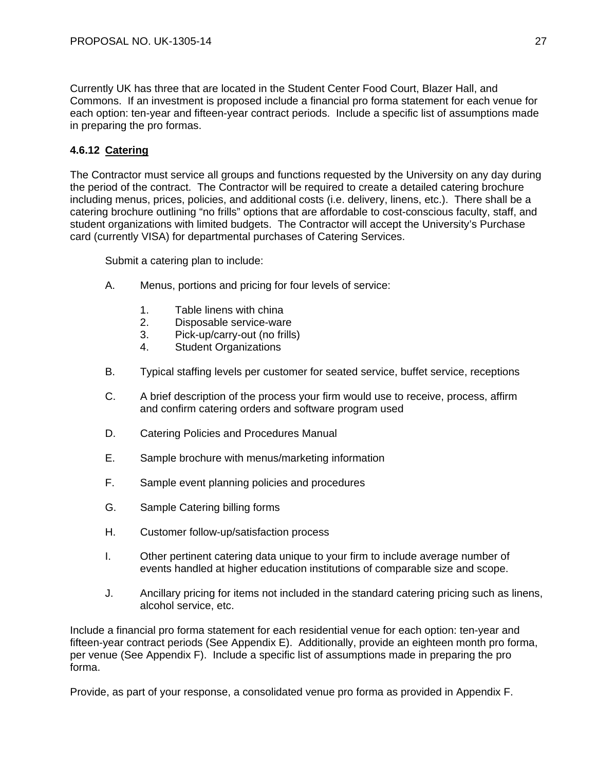Currently UK has three that are located in the Student Center Food Court, Blazer Hall, and Commons. If an investment is proposed include a financial pro forma statement for each venue for each option: ten-year and fifteen-year contract periods. Include a specific list of assumptions made in preparing the pro formas.

**4.6.12 Catering**

The Contractor must service all groups and functions requested by the University on any day during the period of the contract. The Contractor will be required to create a detailed catering brochure including menus, prices, policies, and additional costs (i.e. delivery, linens, etc.). There shall be a catering brochure outlining "no frills" options that are affordable to cost-conscious faculty, staff, and student organizations with limited budgets. The Contractor will accept the University's Purchase card (currently VISA) for departmental purchases of Catering Services.

Submit a catering plan to include:

A. Menus, portions and pricing for four levels of service:

1. Table linens with china
2. Disposable service-ware
3. Pick-up/carry-out (no frills)
4. Student Organizations

B. Typical staffing levels per customer for seated service, buffet service, receptions

C. A brief description of the process your firm would use to receive, process, affirm and confirm catering orders and software program used

D. Catering Policies and Procedures Manual

E. Sample brochure with menus/marketing information

F. Sample event planning policies and procedures

G. Sample Catering billing forms

H. Customer follow-up/satisfaction process

I. Other pertinent catering data unique to your firm to include average number of events handled at higher education institutions of comparable size and scope.

J. Ancillary pricing for items not included in the standard catering pricing such as linens, alcohol service, etc.

Include a financial pro forma statement for each residential venue for each option: ten-year and fifteen-year contract periods (See Appendix E). Additionally, provide an eighteen month pro forma, per venue (See Appendix F). Include a specific list of assumptions made in preparing the pro forma.

Provide, as part of your response, a consolidated venue pro forma as provided in Appendix F.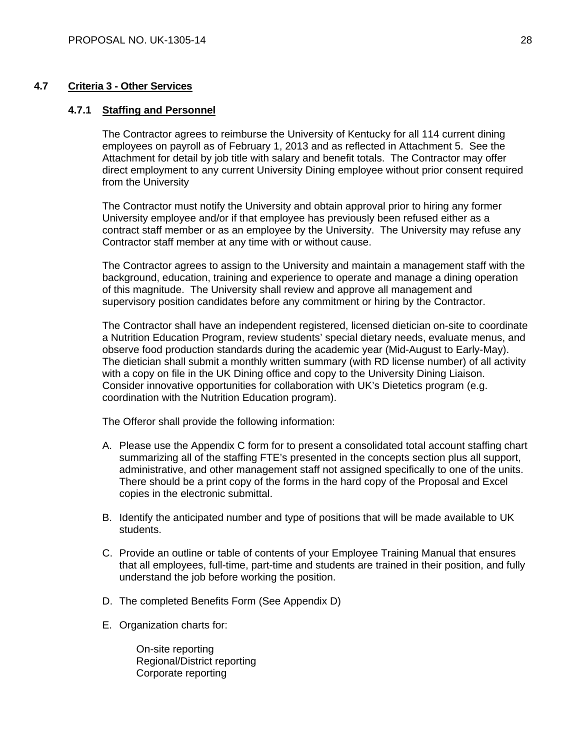## 4.7 Criteria 3 - Other Services

### 4.7.1 Staffing and Personnel

The Contractor agrees to reimburse the University of Kentucky for all 114 current dining employees on payroll as of February 1, 2013 and as reflected in Attachment 5. See the Attachment for detail by job title with salary and benefit totals. The Contractor may offer direct employment to any current University Dining employee without prior consent required from the University

The Contractor must notify the University and obtain approval prior to hiring any former University employee and/or if that employee has previously been refused either as a contract staff member or as an employee by the University. The University may refuse any Contractor staff member at any time with or without cause.

The Contractor agrees to assign to the University and maintain a management staff with the background, education, training and experience to operate and manage a dining operation of this magnitude. The University shall review and approve all management and supervisory position candidates before any commitment or hiring by the Contractor.

The Contractor shall have an independent registered, licensed dietician on-site to coordinate a Nutrition Education Program, review students' special dietary needs, evaluate menus, and observe food production standards during the academic year (Mid-August to Early-May). The dietician shall submit a monthly written summary (with RD license number) of all activity with a copy on file in the UK Dining office and copy to the University Dining Liaison. Consider innovative opportunities for collaboration with UK's Dietetics program (e.g. coordination with the Nutrition Education program).

The Offeror shall provide the following information:

A. Please use the Appendix C form for to present a consolidated total account staffing chart summarizing all of the staffing FTE's presented in the concepts section plus all support, administrative, and other management staff not assigned specifically to one of the units. There should be a print copy of the forms in the hard copy of the Proposal and Excel copies in the electronic submittal.

B. Identify the anticipated number and type of positions that will be made available to UK students.

C. Provide an outline or table of contents of your Employee Training Manual that ensures that all employees, full-time, part-time and students are trained in their position, and fully understand the job before working the position.

D. The completed Benefits Form (See Appendix D)

E. Organization charts for:

   On-site reporting
   Regional/District reporting
   Corporate reporting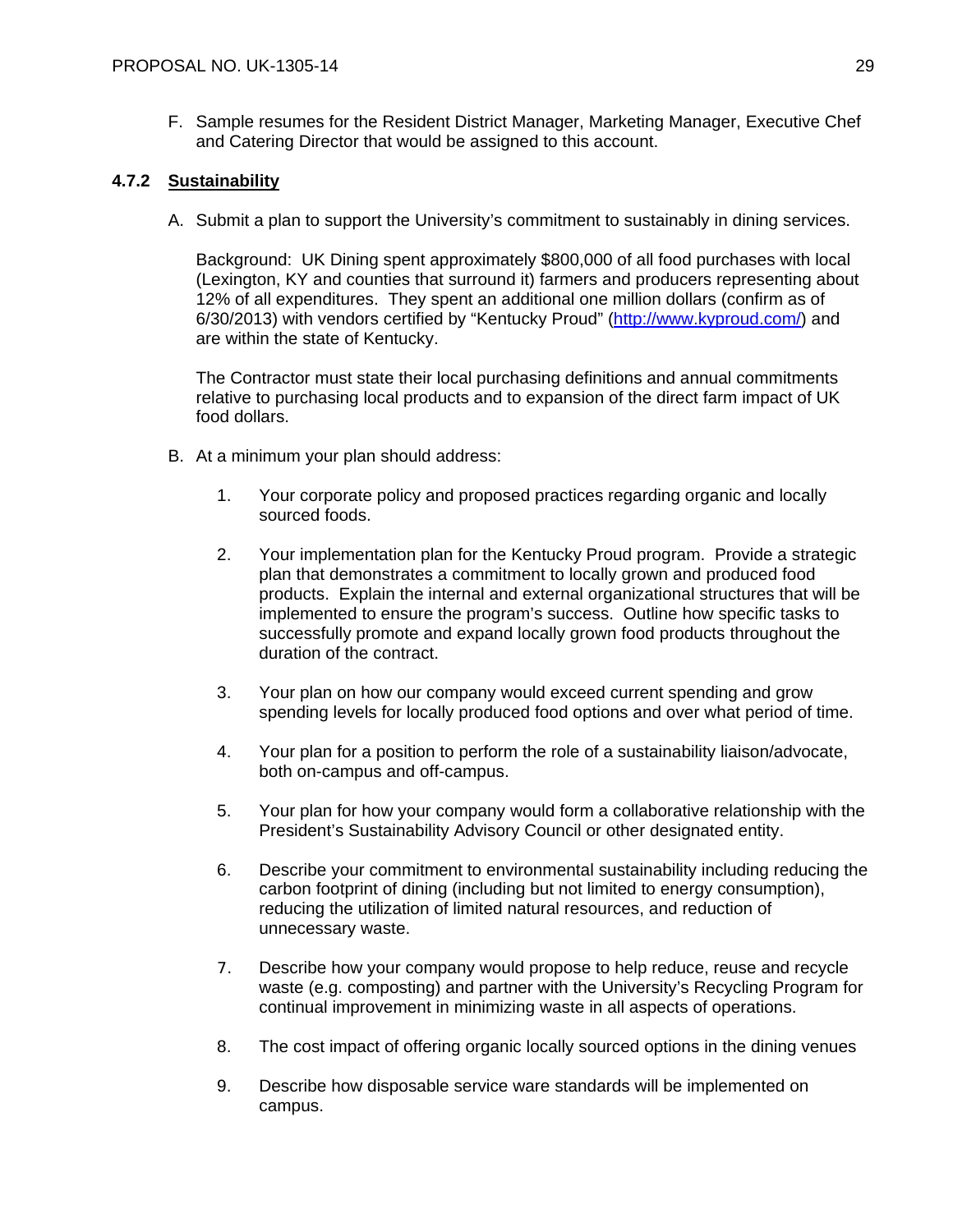F. Sample resumes for the Resident District Manager, Marketing Manager, Executive Chef and Catering Director that would be assigned to this account.

### 4.7.2 Sustainability

A. Submit a plan to support the University's commitment to sustainably in dining services.

   Background: UK Dining spent approximately $800,000 of all food purchases with local (Lexington, KY and counties that surround it) farmers and producers representing about 12% of all expenditures. They spent an additional one million dollars (confirm as of 6/30/2013) with vendors certified by "Kentucky Proud" (http://www.kyproud.com/) and are within the state of Kentucky.

   The Contractor must state their local purchasing definitions and annual commitments relative to purchasing local products and to expansion of the direct farm impact of UK food dollars.

B. At a minimum your plan should address:

   1. Your corporate policy and proposed practices regarding organic and locally sourced foods.

   2. Your implementation plan for the Kentucky Proud program. Provide a strategic plan that demonstrates a commitment to locally grown and produced food products. Explain the internal and external organizational structures that will be implemented to ensure the program's success. Outline how specific tasks to successfully promote and expand locally grown food products throughout the duration of the contract.

   3. Your plan on how our company would exceed current spending and grow spending levels for locally produced food options and over what period of time.

   4. Your plan for a position to perform the role of a sustainability liaison/advocate, both on-campus and off-campus.

   5. Your plan for how your company would form a collaborative relationship with the President's Sustainability Advisory Council or other designated entity.

   6. Describe your commitment to environmental sustainability including reducing the carbon footprint of dining (including but not limited to energy consumption), reducing the utilization of limited natural resources, and reduction of unnecessary waste.

   7. Describe how your company would propose to help reduce, reuse and recycle waste (e.g. composting) and partner with the University's Recycling Program for continual improvement in minimizing waste in all aspects of operations.

   8. The cost impact of offering organic locally sourced options in the dining venues

   9. Describe how disposable service ware standards will be implemented on campus.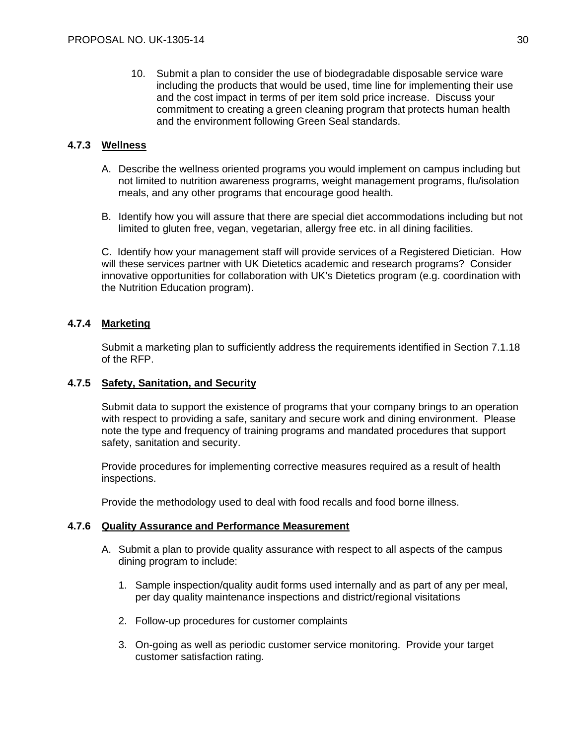10. Submit a plan to consider the use of biodegradable disposable service ware including the products that would be used, time line for implementing their use and the cost impact in terms of per item sold price increase. Discuss your commitment to creating a green cleaning program that protects human health and the environment following Green Seal standards.

### 4.7.3 Wellness

A. Describe the wellness oriented programs you would implement on campus including but not limited to nutrition awareness programs, weight management programs, flu/isolation meals, and any other programs that encourage good health.

B. Identify how you will assure that there are special diet accommodations including but not limited to gluten free, vegan, vegetarian, allergy free etc. in all dining facilities.

C. Identify how your management staff will provide services of a Registered Dietician. How will these services partner with UK Dietetics academic and research programs? Consider innovative opportunities for collaboration with UK's Dietetics program (e.g. coordination with the Nutrition Education program).

### 4.7.4 Marketing

Submit a marketing plan to sufficiently address the requirements identified in Section 7.1.18 of the RFP.

### 4.7.5 Safety, Sanitation, and Security

Submit data to support the existence of programs that your company brings to an operation with respect to providing a safe, sanitary and secure work and dining environment. Please note the type and frequency of training programs and mandated procedures that support safety, sanitation and security.

Provide procedures for implementing corrective measures required as a result of health inspections.

Provide the methodology used to deal with food recalls and food borne illness.

### 4.7.6 Quality Assurance and Performance Measurement

A. Submit a plan to provide quality assurance with respect to all aspects of the campus dining program to include:

1. Sample inspection/quality audit forms used internally and as part of any per meal, per day quality maintenance inspections and district/regional visitations

2. Follow-up procedures for customer complaints

3. On-going as well as periodic customer service monitoring. Provide your target customer satisfaction rating.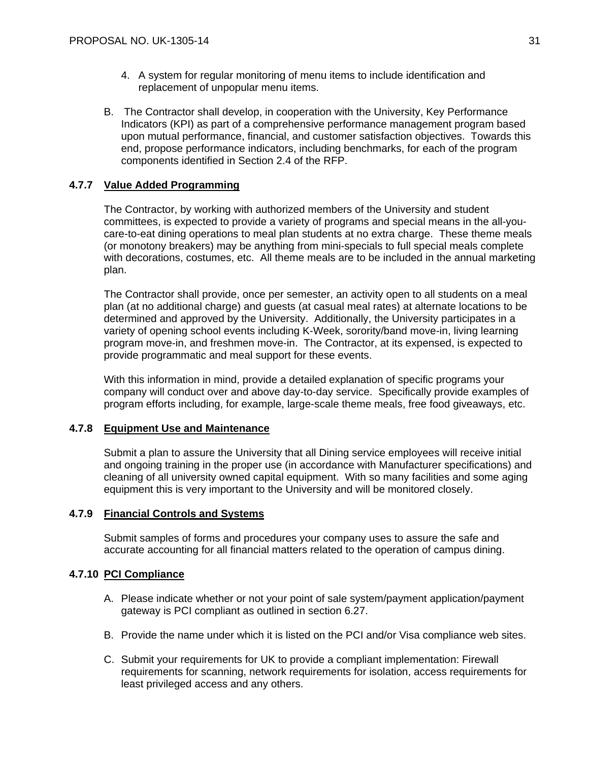4. A system for regular monitoring of menu items to include identification and replacement of unpopular menu items.

B. The Contractor shall develop, in cooperation with the University, Key Performance Indicators (KPI) as part of a comprehensive performance management program based upon mutual performance, financial, and customer satisfaction objectives. Towards this end, propose performance indicators, including benchmarks, for each of the program components identified in Section 2.4 of the RFP.

### 4.7.7 Value Added Programming

The Contractor, by working with authorized members of the University and student committees, is expected to provide a variety of programs and special means in the all-you-care-to-eat dining operations to meal plan students at no extra charge. These theme meals (or monotony breakers) may be anything from mini-specials to full special meals complete with decorations, costumes, etc. All theme meals are to be included in the annual marketing plan.

The Contractor shall provide, once per semester, an activity open to all students on a meal plan (at no additional charge) and guests (at casual meal rates) at alternate locations to be determined and approved by the University. Additionally, the University participates in a variety of opening school events including K-Week, sorority/band move-in, living learning program move-in, and freshmen move-in. The Contractor, at its expensed, is expected to provide programmatic and meal support for these events.

With this information in mind, provide a detailed explanation of specific programs your company will conduct over and above day-to-day service. Specifically provide examples of program efforts including, for example, large-scale theme meals, free food giveaways, etc.

### 4.7.8 Equipment Use and Maintenance

Submit a plan to assure the University that all Dining service employees will receive initial and ongoing training in the proper use (in accordance with Manufacturer specifications) and cleaning of all university owned capital equipment. With so many facilities and some aging equipment this is very important to the University and will be monitored closely.

### 4.7.9 Financial Controls and Systems

Submit samples of forms and procedures your company uses to assure the safe and accurate accounting for all financial matters related to the operation of campus dining.

### 4.7.10 PCI Compliance

A. Please indicate whether or not your point of sale system/payment application/payment gateway is PCI compliant as outlined in section 6.27.

B. Provide the name under which it is listed on the PCI and/or Visa compliance web sites.

C. Submit your requirements for UK to provide a compliant implementation: Firewall requirements for scanning, network requirements for isolation, access requirements for least privileged access and any others.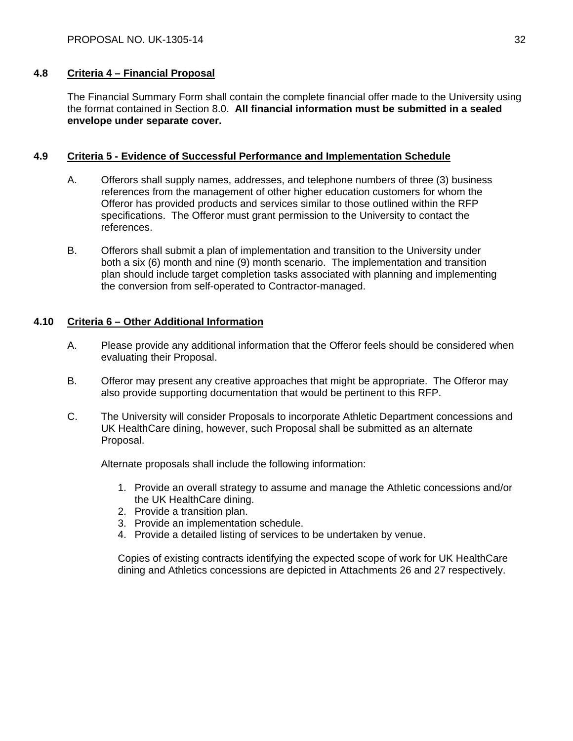### 4.8 Criteria 4 – Financial Proposal

The Financial Summary Form shall contain the complete financial offer made to the University using the format contained in Section 8.0. **All financial information must be submitted in a sealed envelope under separate cover.**

### 4.9 Criteria 5 - Evidence of Successful Performance and Implementation Schedule

A. Offerors shall supply names, addresses, and telephone numbers of three (3) business references from the management of other higher education customers for whom the Offeror has provided products and services similar to those outlined within the RFP specifications. The Offeror must grant permission to the University to contact the references.

B. Offerors shall submit a plan of implementation and transition to the University under both a six (6) month and nine (9) month scenario. The implementation and transition plan should include target completion tasks associated with planning and implementing the conversion from self-operated to Contractor-managed.

### 4.10 Criteria 6 – Other Additional Information

A. Please provide any additional information that the Offeror feels should be considered when evaluating their Proposal.

B. Offeror may present any creative approaches that might be appropriate. The Offeror may also provide supporting documentation that would be pertinent to this RFP.

C. The University will consider Proposals to incorporate Athletic Department concessions and UK HealthCare dining, however, such Proposal shall be submitted as an alternate Proposal.

Alternate proposals shall include the following information:

1. Provide an overall strategy to assume and manage the Athletic concessions and/or the UK HealthCare dining.
2. Provide a transition plan.
3. Provide an implementation schedule.
4. Provide a detailed listing of services to be undertaken by venue.

Copies of existing contracts identifying the expected scope of work for UK HealthCare dining and Athletics concessions are depicted in Attachments 26 and 27 respectively.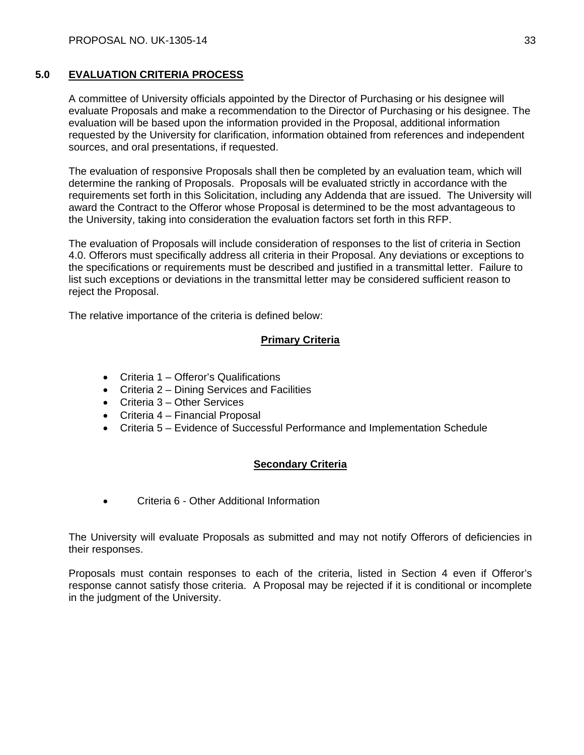## 5.0 EVALUATION CRITERIA PROCESS

A committee of University officials appointed by the Director of Purchasing or his designee will evaluate Proposals and make a recommendation to the Director of Purchasing or his designee. The evaluation will be based upon the information provided in the Proposal, additional information requested by the University for clarification, information obtained from references and independent sources, and oral presentations, if requested.

The evaluation of responsive Proposals shall then be completed by an evaluation team, which will determine the ranking of Proposals. Proposals will be evaluated strictly in accordance with the requirements set forth in this Solicitation, including any Addenda that are issued. The University will award the Contract to the Offeror whose Proposal is determined to be the most advantageous to the University, taking into consideration the evaluation factors set forth in this RFP.

The evaluation of Proposals will include consideration of responses to the list of criteria in Section 4.0. Offerors must specifically address all criteria in their Proposal. Any deviations or exceptions to the specifications or requirements must be described and justified in a transmittal letter. Failure to list such exceptions or deviations in the transmittal letter may be considered sufficient reason to reject the Proposal.

The relative importance of the criteria is defined below:

**Primary Criteria**

- Criteria 1 – Offeror's Qualifications
- Criteria 2 – Dining Services and Facilities
- Criteria 3 – Other Services
- Criteria 4 – Financial Proposal
- Criteria 5 – Evidence of Successful Performance and Implementation Schedule

**Secondary Criteria**

- Criteria 6 - Other Additional Information

The University will evaluate Proposals as submitted and may not notify Offerors of deficiencies in their responses.

Proposals must contain responses to each of the criteria, listed in Section 4 even if Offeror's response cannot satisfy those criteria. A Proposal may be rejected if it is conditional or incomplete in the judgment of the University.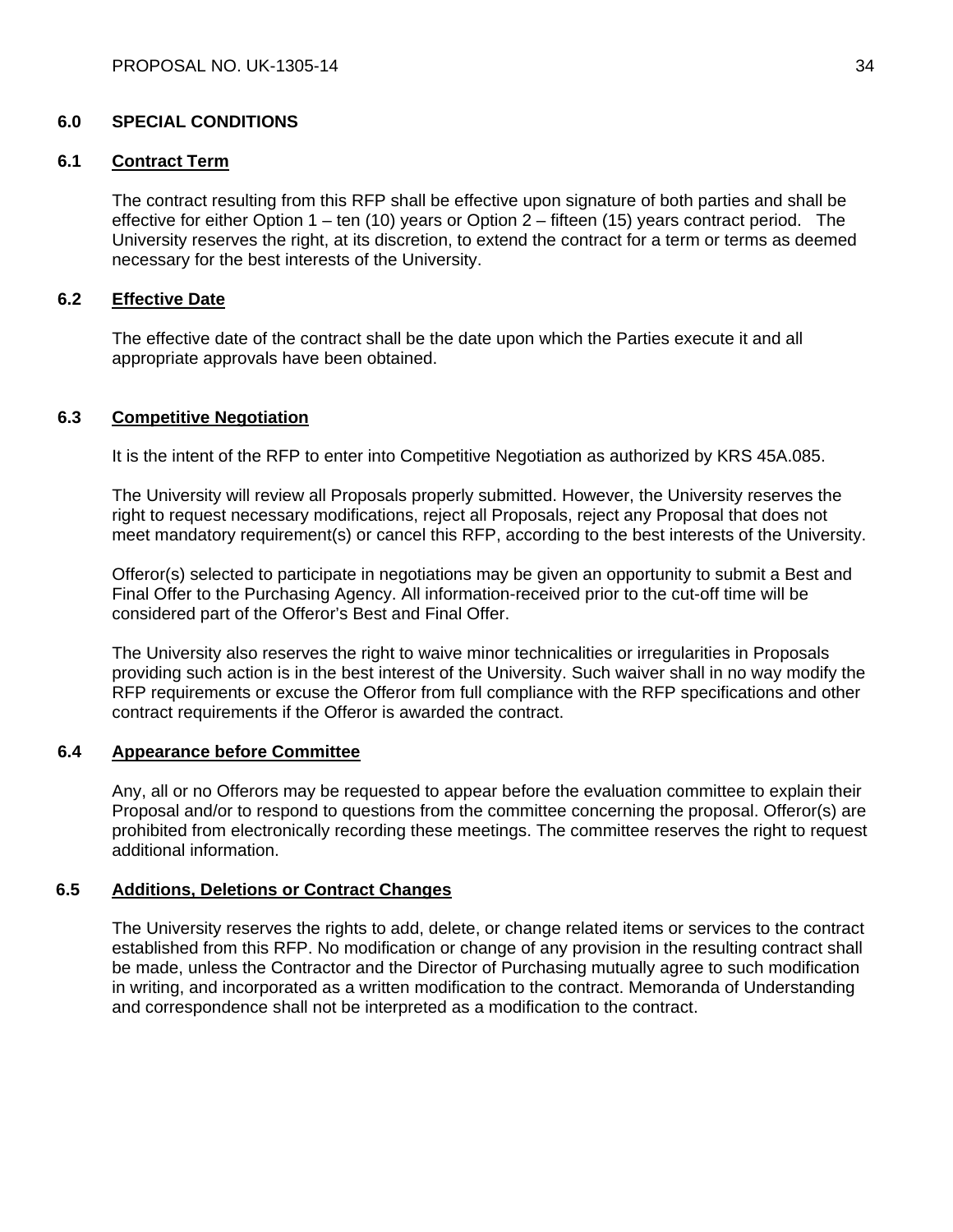## 6.0 SPECIAL CONDITIONS

### 6.1 Contract Term

The contract resulting from this RFP shall be effective upon signature of both parties and shall be effective for either Option 1 – ten (10) years or Option 2 – fifteen (15) years contract period. The University reserves the right, at its discretion, to extend the contract for a term or terms as deemed necessary for the best interests of the University.

### 6.2 Effective Date

The effective date of the contract shall be the date upon which the Parties execute it and all appropriate approvals have been obtained.

### 6.3 Competitive Negotiation

It is the intent of the RFP to enter into Competitive Negotiation as authorized by KRS 45A.085.

The University will review all Proposals properly submitted. However, the University reserves the right to request necessary modifications, reject all Proposals, reject any Proposal that does not meet mandatory requirement(s) or cancel this RFP, according to the best interests of the University.

Offeror(s) selected to participate in negotiations may be given an opportunity to submit a Best and Final Offer to the Purchasing Agency. All information-received prior to the cut-off time will be considered part of the Offeror's Best and Final Offer.

The University also reserves the right to waive minor technicalities or irregularities in Proposals providing such action is in the best interest of the University. Such waiver shall in no way modify the RFP requirements or excuse the Offeror from full compliance with the RFP specifications and other contract requirements if the Offeror is awarded the contract.

### 6.4 Appearance before Committee

Any, all or no Offerors may be requested to appear before the evaluation committee to explain their Proposal and/or to respond to questions from the committee concerning the proposal. Offeror(s) are prohibited from electronically recording these meetings. The committee reserves the right to request additional information.

### 6.5 Additions, Deletions or Contract Changes

The University reserves the rights to add, delete, or change related items or services to the contract established from this RFP. No modification or change of any provision in the resulting contract shall be made, unless the Contractor and the Director of Purchasing mutually agree to such modification in writing, and incorporated as a written modification to the contract. Memoranda of Understanding and correspondence shall not be interpreted as a modification to the contract.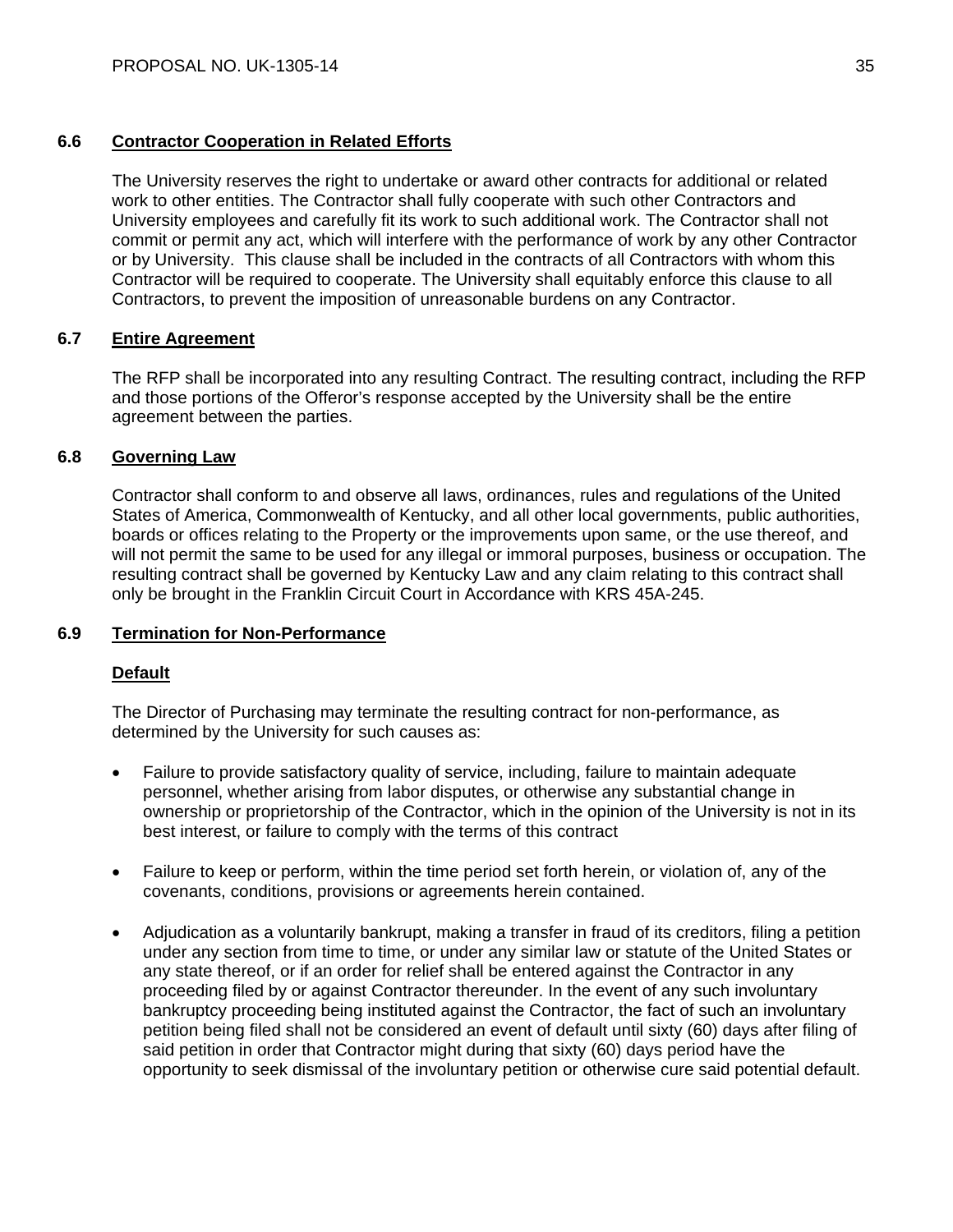### 6.6 Contractor Cooperation in Related Efforts

The University reserves the right to undertake or award other contracts for additional or related work to other entities. The Contractor shall fully cooperate with such other Contractors and University employees and carefully fit its work to such additional work. The Contractor shall not commit or permit any act, which will interfere with the performance of work by any other Contractor or by University. This clause shall be included in the contracts of all Contractors with whom this Contractor will be required to cooperate. The University shall equitably enforce this clause to all Contractors, to prevent the imposition of unreasonable burdens on any Contractor.

### 6.7 Entire Agreement

The RFP shall be incorporated into any resulting Contract. The resulting contract, including the RFP and those portions of the Offeror's response accepted by the University shall be the entire agreement between the parties.

### 6.8 Governing Law

Contractor shall conform to and observe all laws, ordinances, rules and regulations of the United States of America, Commonwealth of Kentucky, and all other local governments, public authorities, boards or offices relating to the Property or the improvements upon same, or the use thereof, and will not permit the same to be used for any illegal or immoral purposes, business or occupation. The resulting contract shall be governed by Kentucky Law and any claim relating to this contract shall only be brought in the Franklin Circuit Court in Accordance with KRS 45A-245.

### 6.9 Termination for Non-Performance

**Default**

The Director of Purchasing may terminate the resulting contract for non-performance, as determined by the University for such causes as:

- Failure to provide satisfactory quality of service, including, failure to maintain adequate personnel, whether arising from labor disputes, or otherwise any substantial change in ownership or proprietorship of the Contractor, which in the opinion of the University is not in its best interest, or failure to comply with the terms of this contract

- Failure to keep or perform, within the time period set forth herein, or violation of, any of the covenants, conditions, provisions or agreements herein contained.

- Adjudication as a voluntarily bankrupt, making a transfer in fraud of its creditors, filing a petition under any section from time to time, or under any similar law or statute of the United States or any state thereof, or if an order for relief shall be entered against the Contractor in any proceeding filed by or against Contractor thereunder. In the event of any such involuntary bankruptcy proceeding being instituted against the Contractor, the fact of such an involuntary petition being filed shall not be considered an event of default until sixty (60) days after filing of said petition in order that Contractor might during that sixty (60) days period have the opportunity to seek dismissal of the involuntary petition or otherwise cure said potential default.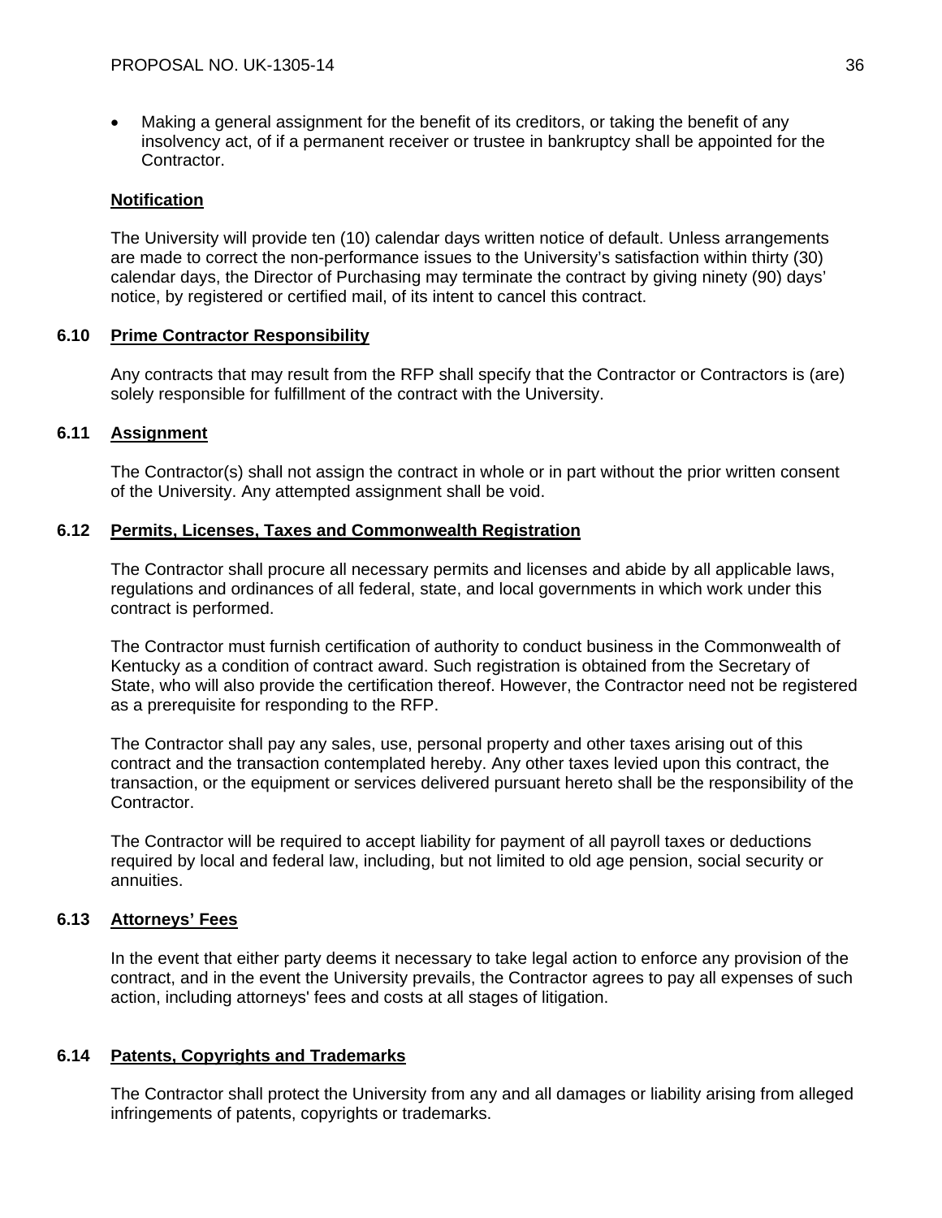- Making a general assignment for the benefit of its creditors, or taking the benefit of any insolvency act, of if a permanent receiver or trustee in bankruptcy shall be appointed for the Contractor.

**Notification**

The University will provide ten (10) calendar days written notice of default. Unless arrangements are made to correct the non-performance issues to the University's satisfaction within thirty (30) calendar days, the Director of Purchasing may terminate the contract by giving ninety (90) days' notice, by registered or certified mail, of its intent to cancel this contract.

### 6.10 Prime Contractor Responsibility

Any contracts that may result from the RFP shall specify that the Contractor or Contractors is (are) solely responsible for fulfillment of the contract with the University.

### 6.11 Assignment

The Contractor(s) shall not assign the contract in whole or in part without the prior written consent of the University. Any attempted assignment shall be void.

### 6.12 Permits, Licenses, Taxes and Commonwealth Registration

The Contractor shall procure all necessary permits and licenses and abide by all applicable laws, regulations and ordinances of all federal, state, and local governments in which work under this contract is performed.

The Contractor must furnish certification of authority to conduct business in the Commonwealth of Kentucky as a condition of contract award. Such registration is obtained from the Secretary of State, who will also provide the certification thereof. However, the Contractor need not be registered as a prerequisite for responding to the RFP.

The Contractor shall pay any sales, use, personal property and other taxes arising out of this contract and the transaction contemplated hereby. Any other taxes levied upon this contract, the transaction, or the equipment or services delivered pursuant hereto shall be the responsibility of the Contractor.

The Contractor will be required to accept liability for payment of all payroll taxes or deductions required by local and federal law, including, but not limited to old age pension, social security or annuities.

### 6.13 Attorneys' Fees

In the event that either party deems it necessary to take legal action to enforce any provision of the contract, and in the event the University prevails, the Contractor agrees to pay all expenses of such action, including attorneys' fees and costs at all stages of litigation.

### 6.14 Patents, Copyrights and Trademarks

The Contractor shall protect the University from any and all damages or liability arising from alleged infringements of patents, copyrights or trademarks.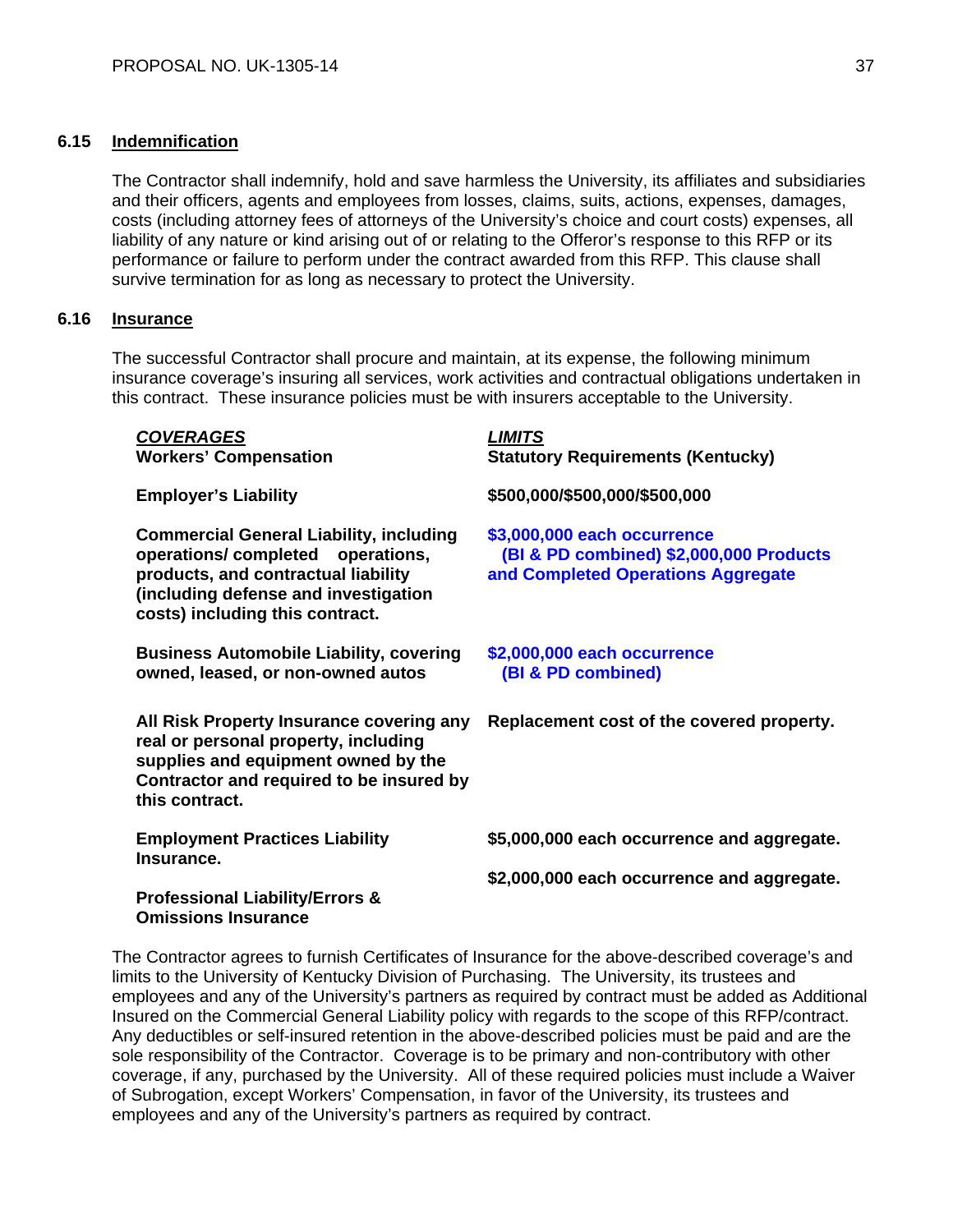### 6.15 Indemnification

The Contractor shall indemnify, hold and save harmless the University, its affiliates and subsidiaries and their officers, agents and employees from losses, claims, suits, actions, expenses, damages, costs (including attorney fees of attorneys of the University's choice and court costs) expenses, all liability of any nature or kind arising out of or relating to the Offeror's response to this RFP or its performance or failure to perform under the contract awarded from this RFP. This clause shall survive termination for as long as necessary to protect the University.

### 6.16 Insurance

The successful Contractor shall procure and maintain, at its expense, the following minimum insurance coverage's insuring all services, work activities and contractual obligations undertaken in this contract. These insurance policies must be with insurers acceptable to the University.

| ***COVERAGES*** | ***LIMITS*** |
|---|---|
| **Workers' Compensation** | **Statutory Requirements (Kentucky)** |
| **Employer's Liability** | **$500,000/$500,000/$500,000** |
| **Commercial General Liability, including operations/ completed operations, products, and contractual liability (including defense and investigation costs) including this contract.** | **$3,000,000 each occurrence (BI & PD combined) $2,000,000 Products and Completed Operations Aggregate** |
| **Business Automobile Liability, covering owned, leased, or non-owned autos** | **$2,000,000 each occurrence (BI & PD combined)** |
| **All Risk Property Insurance covering any real or personal property, including supplies and equipment owned by the Contractor and required to be insured by this contract.** | **Replacement cost of the covered property.** |
| **Employment Practices Liability Insurance.** | **$5,000,000 each occurrence and aggregate.** |
| **Professional Liability/Errors & Omissions Insurance** | **$2,000,000 each occurrence and aggregate.** |

The Contractor agrees to furnish Certificates of Insurance for the above-described coverage's and limits to the University of Kentucky Division of Purchasing. The University, its trustees and employees and any of the University's partners as required by contract must be added as Additional Insured on the Commercial General Liability policy with regards to the scope of this RFP/contract. Any deductibles or self-insured retention in the above-described policies must be paid and are the sole responsibility of the Contractor. Coverage is to be primary and non-contributory with other coverage, if any, purchased by the University. All of these required policies must include a Waiver of Subrogation, except Workers' Compensation, in favor of the University, its trustees and employees and any of the University's partners as required by contract.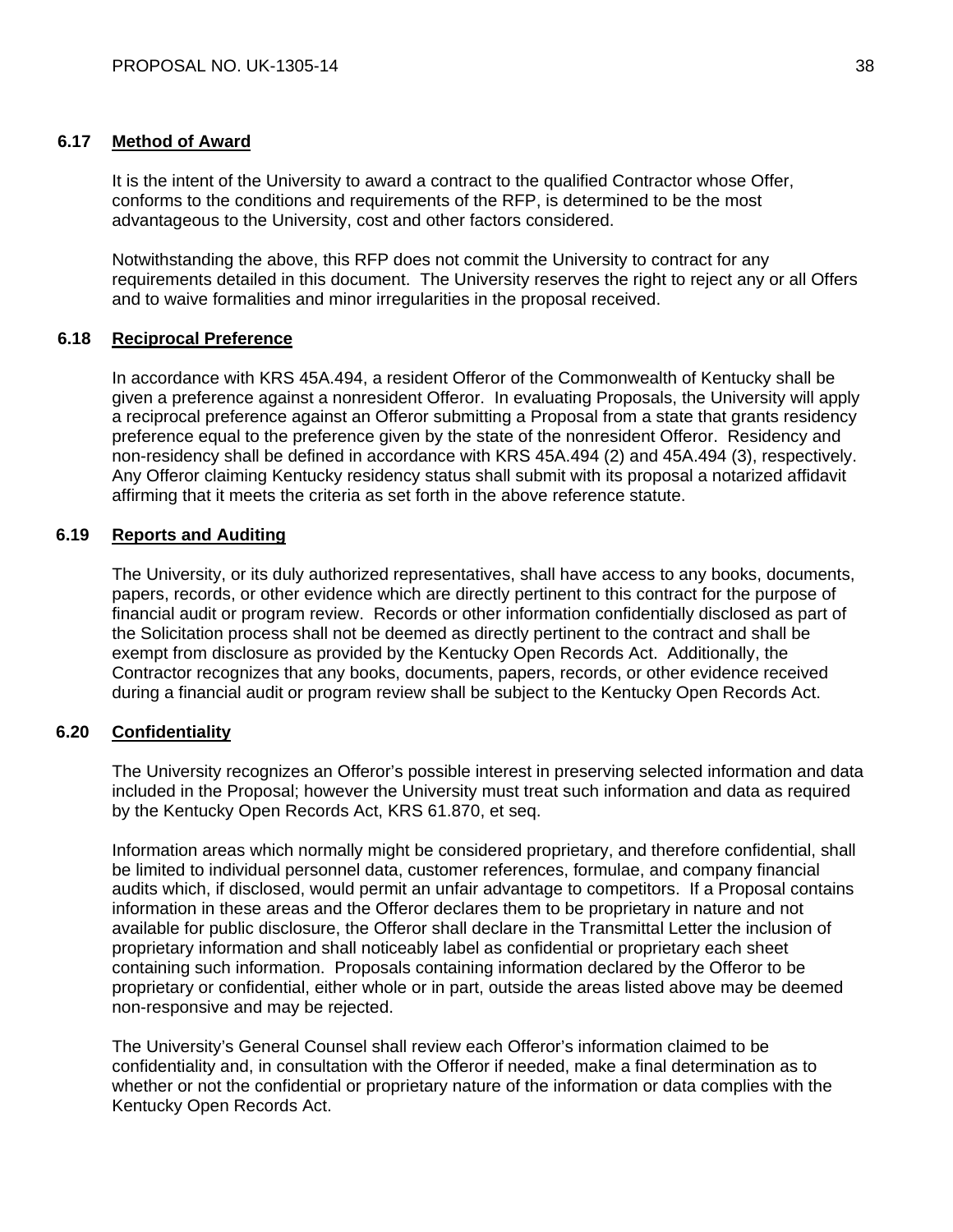### 6.17 Method of Award

It is the intent of the University to award a contract to the qualified Contractor whose Offer, conforms to the conditions and requirements of the RFP, is determined to be the most advantageous to the University, cost and other factors considered.

Notwithstanding the above, this RFP does not commit the University to contract for any requirements detailed in this document. The University reserves the right to reject any or all Offers and to waive formalities and minor irregularities in the proposal received.

### 6.18 Reciprocal Preference

In accordance with KRS 45A.494, a resident Offeror of the Commonwealth of Kentucky shall be given a preference against a nonresident Offeror. In evaluating Proposals, the University will apply a reciprocal preference against an Offeror submitting a Proposal from a state that grants residency preference equal to the preference given by the state of the nonresident Offeror. Residency and non-residency shall be defined in accordance with KRS 45A.494 (2) and 45A.494 (3), respectively. Any Offeror claiming Kentucky residency status shall submit with its proposal a notarized affidavit affirming that it meets the criteria as set forth in the above reference statute.

### 6.19 Reports and Auditing

The University, or its duly authorized representatives, shall have access to any books, documents, papers, records, or other evidence which are directly pertinent to this contract for the purpose of financial audit or program review. Records or other information confidentially disclosed as part of the Solicitation process shall not be deemed as directly pertinent to the contract and shall be exempt from disclosure as provided by the Kentucky Open Records Act. Additionally, the Contractor recognizes that any books, documents, papers, records, or other evidence received during a financial audit or program review shall be subject to the Kentucky Open Records Act.

### 6.20 Confidentiality

The University recognizes an Offeror's possible interest in preserving selected information and data included in the Proposal; however the University must treat such information and data as required by the Kentucky Open Records Act, KRS 61.870, et seq.

Information areas which normally might be considered proprietary, and therefore confidential, shall be limited to individual personnel data, customer references, formulae, and company financial audits which, if disclosed, would permit an unfair advantage to competitors. If a Proposal contains information in these areas and the Offeror declares them to be proprietary in nature and not available for public disclosure, the Offeror shall declare in the Transmittal Letter the inclusion of proprietary information and shall noticeably label as confidential or proprietary each sheet containing such information. Proposals containing information declared by the Offeror to be proprietary or confidential, either whole or in part, outside the areas listed above may be deemed non-responsive and may be rejected.

The University's General Counsel shall review each Offeror's information claimed to be confidentiality and, in consultation with the Offeror if needed, make a final determination as to whether or not the confidential or proprietary nature of the information or data complies with the Kentucky Open Records Act.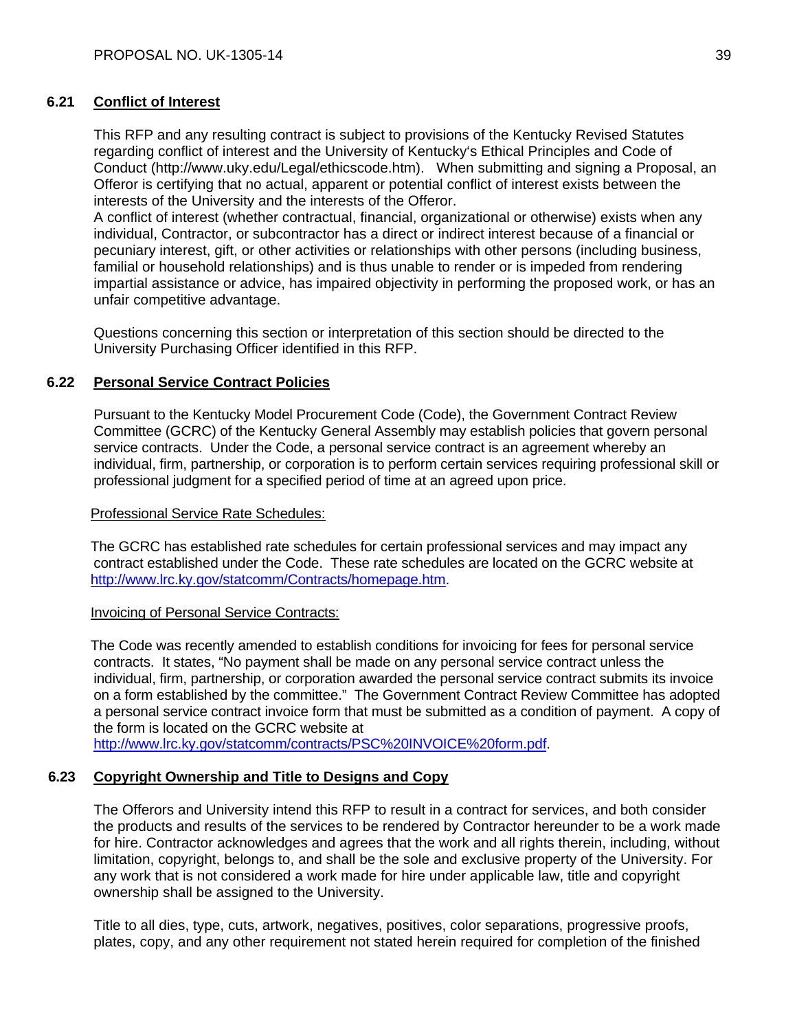### 6.21 Conflict of Interest

This RFP and any resulting contract is subject to provisions of the Kentucky Revised Statutes regarding conflict of interest and the University of Kentucky's Ethical Principles and Code of Conduct (http://www.uky.edu/Legal/ethicscode.htm). When submitting and signing a Proposal, an Offeror is certifying that no actual, apparent or potential conflict of interest exists between the interests of the University and the interests of the Offeror.
A conflict of interest (whether contractual, financial, organizational or otherwise) exists when any individual, Contractor, or subcontractor has a direct or indirect interest because of a financial or pecuniary interest, gift, or other activities or relationships with other persons (including business, familial or household relationships) and is thus unable to render or is impeded from rendering impartial assistance or advice, has impaired objectivity in performing the proposed work, or has an unfair competitive advantage.

Questions concerning this section or interpretation of this section should be directed to the University Purchasing Officer identified in this RFP.

### 6.22 Personal Service Contract Policies

Pursuant to the Kentucky Model Procurement Code (Code), the Government Contract Review Committee (GCRC) of the Kentucky General Assembly may establish policies that govern personal service contracts. Under the Code, a personal service contract is an agreement whereby an individual, firm, partnership, or corporation is to perform certain services requiring professional skill or professional judgment for a specified period of time at an agreed upon price.

Professional Service Rate Schedules:

The GCRC has established rate schedules for certain professional services and may impact any contract established under the Code. These rate schedules are located on the GCRC website at http://www.lrc.ky.gov/statcomm/Contracts/homepage.htm.

Invoicing of Personal Service Contracts:

The Code was recently amended to establish conditions for invoicing for fees for personal service contracts. It states, "No payment shall be made on any personal service contract unless the individual, firm, partnership, or corporation awarded the personal service contract submits its invoice on a form established by the committee." The Government Contract Review Committee has adopted a personal service contract invoice form that must be submitted as a condition of payment. A copy of the form is located on the GCRC website at http://www.lrc.ky.gov/statcomm/contracts/PSC%20INVOICE%20form.pdf.

### 6.23 Copyright Ownership and Title to Designs and Copy

The Offerors and University intend this RFP to result in a contract for services, and both consider the products and results of the services to be rendered by Contractor hereunder to be a work made for hire. Contractor acknowledges and agrees that the work and all rights therein, including, without limitation, copyright, belongs to, and shall be the sole and exclusive property of the University. For any work that is not considered a work made for hire under applicable law, title and copyright ownership shall be assigned to the University.

Title to all dies, type, cuts, artwork, negatives, positives, color separations, progressive proofs, plates, copy, and any other requirement not stated herein required for completion of the finished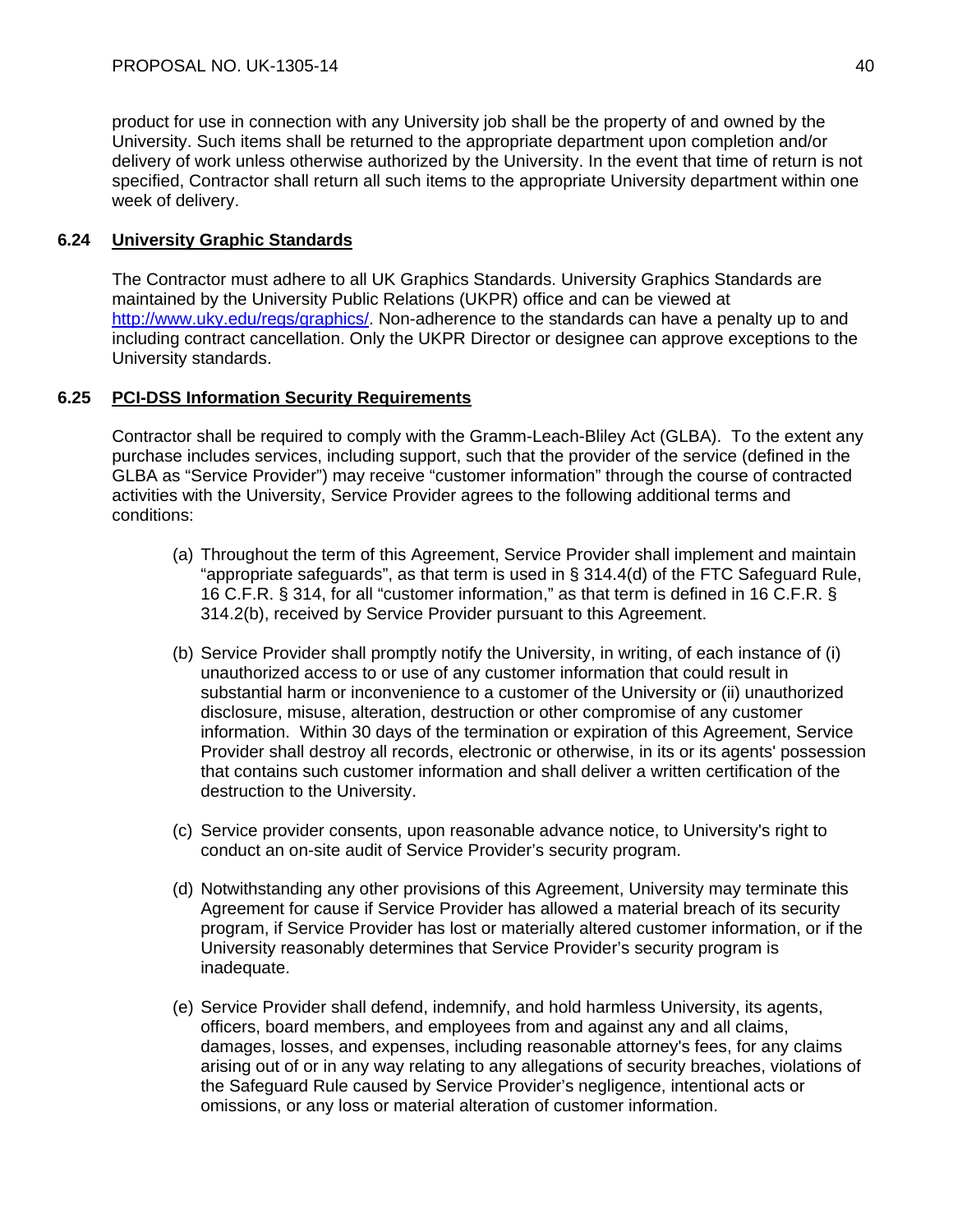product for use in connection with any University job shall be the property of and owned by the University. Such items shall be returned to the appropriate department upon completion and/or delivery of work unless otherwise authorized by the University. In the event that time of return is not specified, Contractor shall return all such items to the appropriate University department within one week of delivery.

### 6.24 University Graphic Standards

The Contractor must adhere to all UK Graphics Standards. University Graphics Standards are maintained by the University Public Relations (UKPR) office and can be viewed at [http://www.uky.edu/regs/graphics/](http://www.uky.edu/regs/graphics/). Non-adherence to the standards can have a penalty up to and including contract cancellation. Only the UKPR Director or designee can approve exceptions to the University standards.

### 6.25 PCI-DSS Information Security Requirements

Contractor shall be required to comply with the Gramm-Leach-Bliley Act (GLBA). To the extent any purchase includes services, including support, such that the provider of the service (defined in the GLBA as "Service Provider") may receive "customer information" through the course of contracted activities with the University, Service Provider agrees to the following additional terms and conditions:

(a) Throughout the term of this Agreement, Service Provider shall implement and maintain "appropriate safeguards", as that term is used in § 314.4(d) of the FTC Safeguard Rule, 16 C.F.R. § 314, for all "customer information," as that term is defined in 16 C.F.R. § 314.2(b), received by Service Provider pursuant to this Agreement.

(b) Service Provider shall promptly notify the University, in writing, of each instance of (i) unauthorized access to or use of any customer information that could result in substantial harm or inconvenience to a customer of the University or (ii) unauthorized disclosure, misuse, alteration, destruction or other compromise of any customer information. Within 30 days of the termination or expiration of this Agreement, Service Provider shall destroy all records, electronic or otherwise, in its or its agents' possession that contains such customer information and shall deliver a written certification of the destruction to the University.

(c) Service provider consents, upon reasonable advance notice, to University's right to conduct an on-site audit of Service Provider's security program.

(d) Notwithstanding any other provisions of this Agreement, University may terminate this Agreement for cause if Service Provider has allowed a material breach of its security program, if Service Provider has lost or materially altered customer information, or if the University reasonably determines that Service Provider's security program is inadequate.

(e) Service Provider shall defend, indemnify, and hold harmless University, its agents, officers, board members, and employees from and against any and all claims, damages, losses, and expenses, including reasonable attorney's fees, for any claims arising out of or in any way relating to any allegations of security breaches, violations of the Safeguard Rule caused by Service Provider's negligence, intentional acts or omissions, or any loss or material alteration of customer information.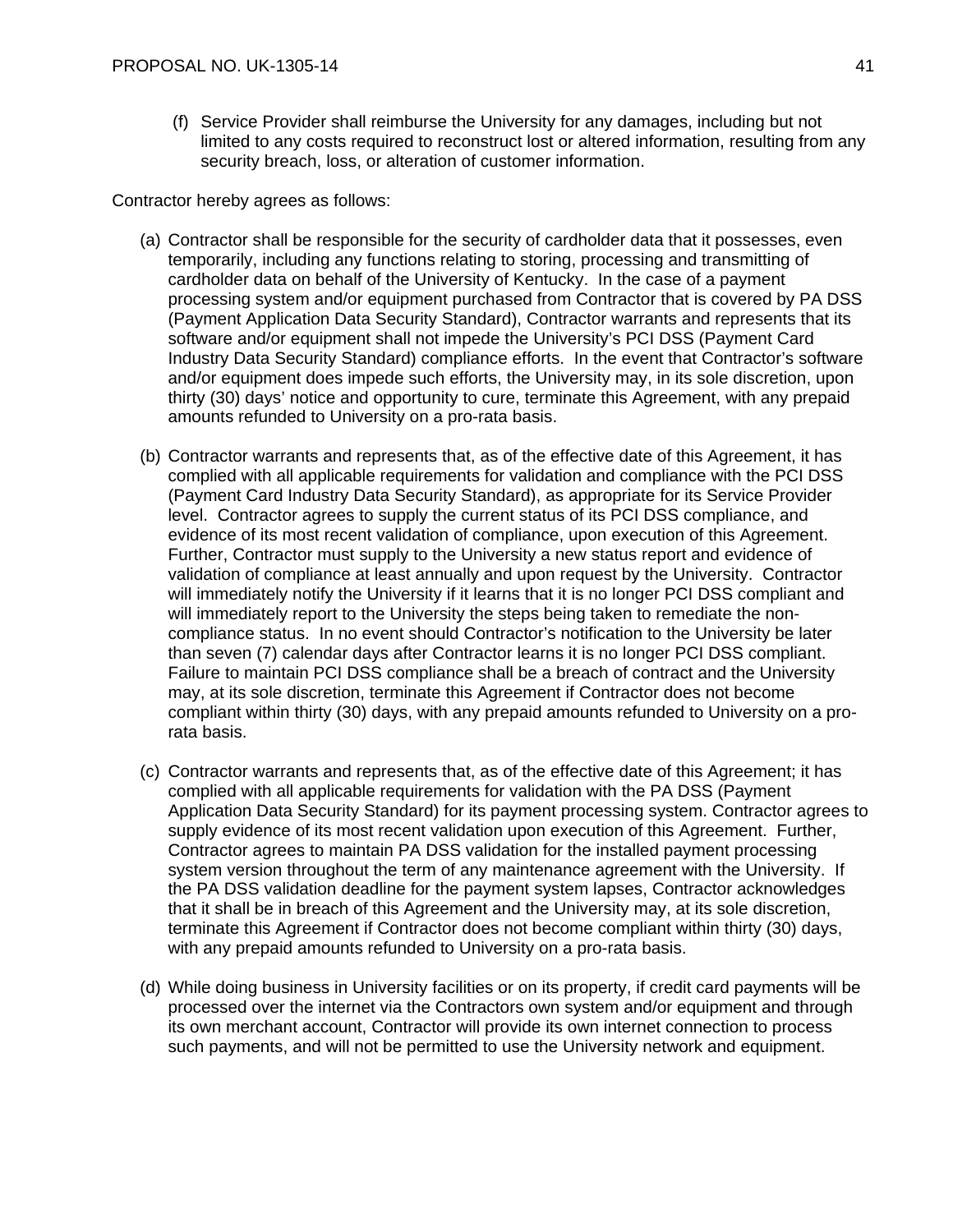(f) Service Provider shall reimburse the University for any damages, including but not limited to any costs required to reconstruct lost or altered information, resulting from any security breach, loss, or alteration of customer information.

Contractor hereby agrees as follows:

(a) Contractor shall be responsible for the security of cardholder data that it possesses, even temporarily, including any functions relating to storing, processing and transmitting of cardholder data on behalf of the University of Kentucky. In the case of a payment processing system and/or equipment purchased from Contractor that is covered by PA DSS (Payment Application Data Security Standard), Contractor warrants and represents that its software and/or equipment shall not impede the University's PCI DSS (Payment Card Industry Data Security Standard) compliance efforts. In the event that Contractor's software and/or equipment does impede such efforts, the University may, in its sole discretion, upon thirty (30) days' notice and opportunity to cure, terminate this Agreement, with any prepaid amounts refunded to University on a pro-rata basis.

(b) Contractor warrants and represents that, as of the effective date of this Agreement, it has complied with all applicable requirements for validation and compliance with the PCI DSS (Payment Card Industry Data Security Standard), as appropriate for its Service Provider level. Contractor agrees to supply the current status of its PCI DSS compliance, and evidence of its most recent validation of compliance, upon execution of this Agreement. Further, Contractor must supply to the University a new status report and evidence of validation of compliance at least annually and upon request by the University. Contractor will immediately notify the University if it learns that it is no longer PCI DSS compliant and will immediately report to the University the steps being taken to remediate the non-compliance status. In no event should Contractor's notification to the University be later than seven (7) calendar days after Contractor learns it is no longer PCI DSS compliant. Failure to maintain PCI DSS compliance shall be a breach of contract and the University may, at its sole discretion, terminate this Agreement if Contractor does not become compliant within thirty (30) days, with any prepaid amounts refunded to University on a pro-rata basis.

(c) Contractor warrants and represents that, as of the effective date of this Agreement; it has complied with all applicable requirements for validation with the PA DSS (Payment Application Data Security Standard) for its payment processing system. Contractor agrees to supply evidence of its most recent validation upon execution of this Agreement. Further, Contractor agrees to maintain PA DSS validation for the installed payment processing system version throughout the term of any maintenance agreement with the University. If the PA DSS validation deadline for the payment system lapses, Contractor acknowledges that it shall be in breach of this Agreement and the University may, at its sole discretion, terminate this Agreement if Contractor does not become compliant within thirty (30) days, with any prepaid amounts refunded to University on a pro-rata basis.

(d) While doing business in University facilities or on its property, if credit card payments will be processed over the internet via the Contractors own system and/or equipment and through its own merchant account, Contractor will provide its own internet connection to process such payments, and will not be permitted to use the University network and equipment.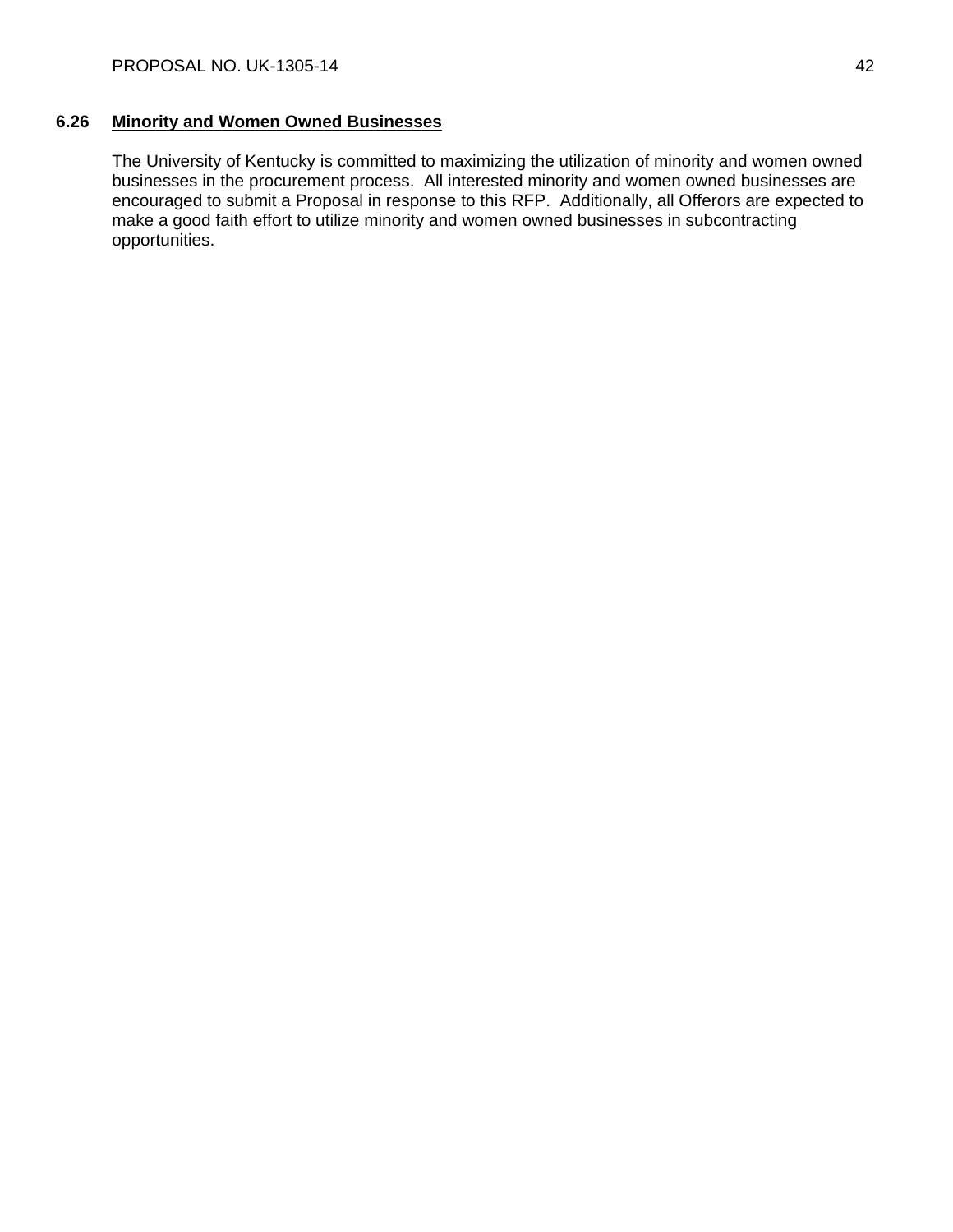### 6.26 **Minority and Women Owned Businesses**

The University of Kentucky is committed to maximizing the utilization of minority and women owned businesses in the procurement process. All interested minority and women owned businesses are encouraged to submit a Proposal in response to this RFP. Additionally, all Offerors are expected to make a good faith effort to utilize minority and women owned businesses in subcontracting opportunities.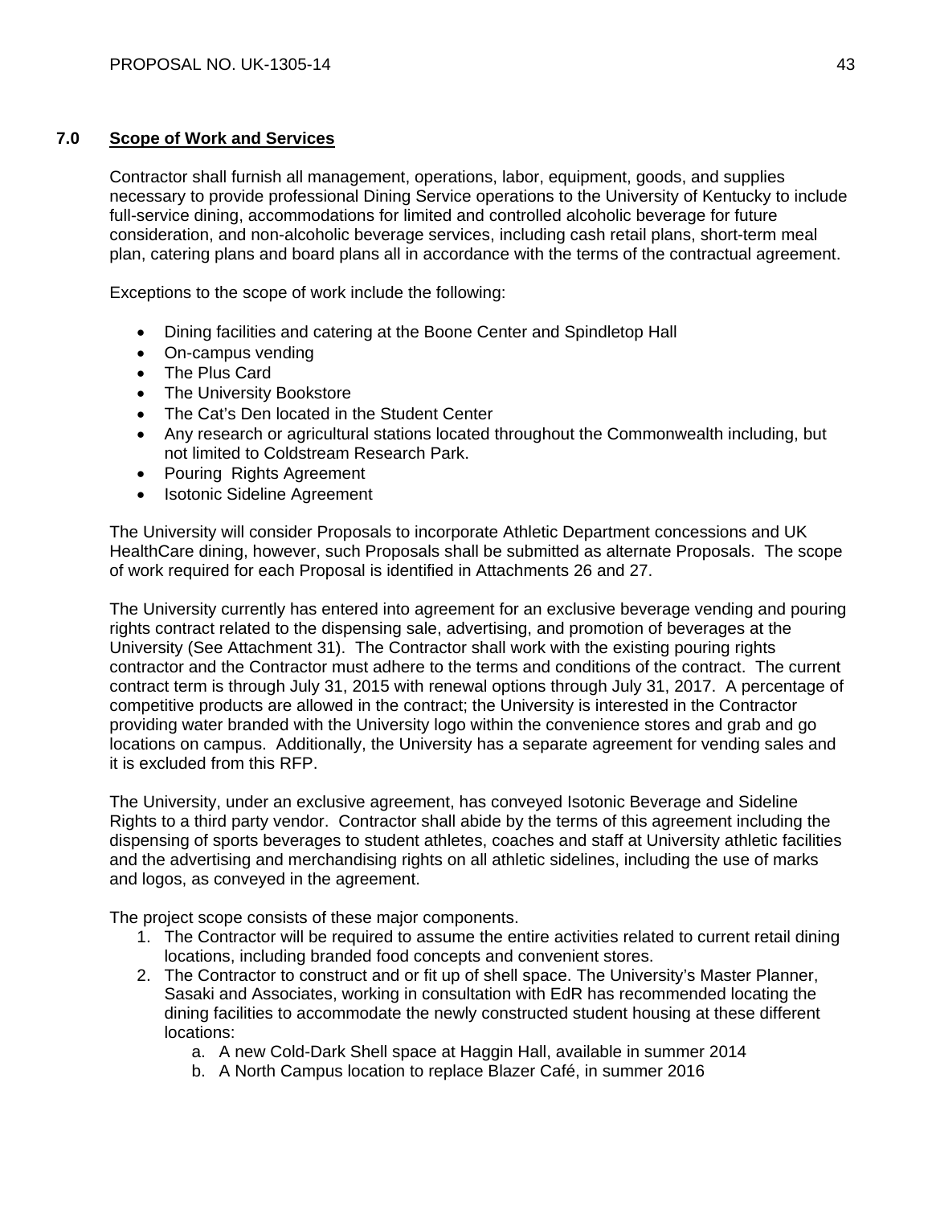## 7.0 Scope of Work and Services

Contractor shall furnish all management, operations, labor, equipment, goods, and supplies necessary to provide professional Dining Service operations to the University of Kentucky to include full-service dining, accommodations for limited and controlled alcoholic beverage for future consideration, and non-alcoholic beverage services, including cash retail plans, short-term meal plan, catering plans and board plans all in accordance with the terms of the contractual agreement.

Exceptions to the scope of work include the following:

- Dining facilities and catering at the Boone Center and Spindletop Hall
- On-campus vending
- The Plus Card
- The University Bookstore
- The Cat's Den located in the Student Center
- Any research or agricultural stations located throughout the Commonwealth including, but not limited to Coldstream Research Park.
- Pouring Rights Agreement
- Isotonic Sideline Agreement

The University will consider Proposals to incorporate Athletic Department concessions and UK HealthCare dining, however, such Proposals shall be submitted as alternate Proposals. The scope of work required for each Proposal is identified in Attachments 26 and 27.

The University currently has entered into agreement for an exclusive beverage vending and pouring rights contract related to the dispensing sale, advertising, and promotion of beverages at the University (See Attachment 31). The Contractor shall work with the existing pouring rights contractor and the Contractor must adhere to the terms and conditions of the contract. The current contract term is through July 31, 2015 with renewal options through July 31, 2017. A percentage of competitive products are allowed in the contract; the University is interested in the Contractor providing water branded with the University logo within the convenience stores and grab and go locations on campus. Additionally, the University has a separate agreement for vending sales and it is excluded from this RFP.

The University, under an exclusive agreement, has conveyed Isotonic Beverage and Sideline Rights to a third party vendor. Contractor shall abide by the terms of this agreement including the dispensing of sports beverages to student athletes, coaches and staff at University athletic facilities and the advertising and merchandising rights on all athletic sidelines, including the use of marks and logos, as conveyed in the agreement.

The project scope consists of these major components.

1. The Contractor will be required to assume the entire activities related to current retail dining locations, including branded food concepts and convenient stores.
2. The Contractor to construct and or fit up of shell space. The University's Master Planner, Sasaki and Associates, working in consultation with EdR has recommended locating the dining facilities to accommodate the newly constructed student housing at these different locations:
    a. A new Cold-Dark Shell space at Haggin Hall, available in summer 2014
    b. A North Campus location to replace Blazer Café, in summer 2016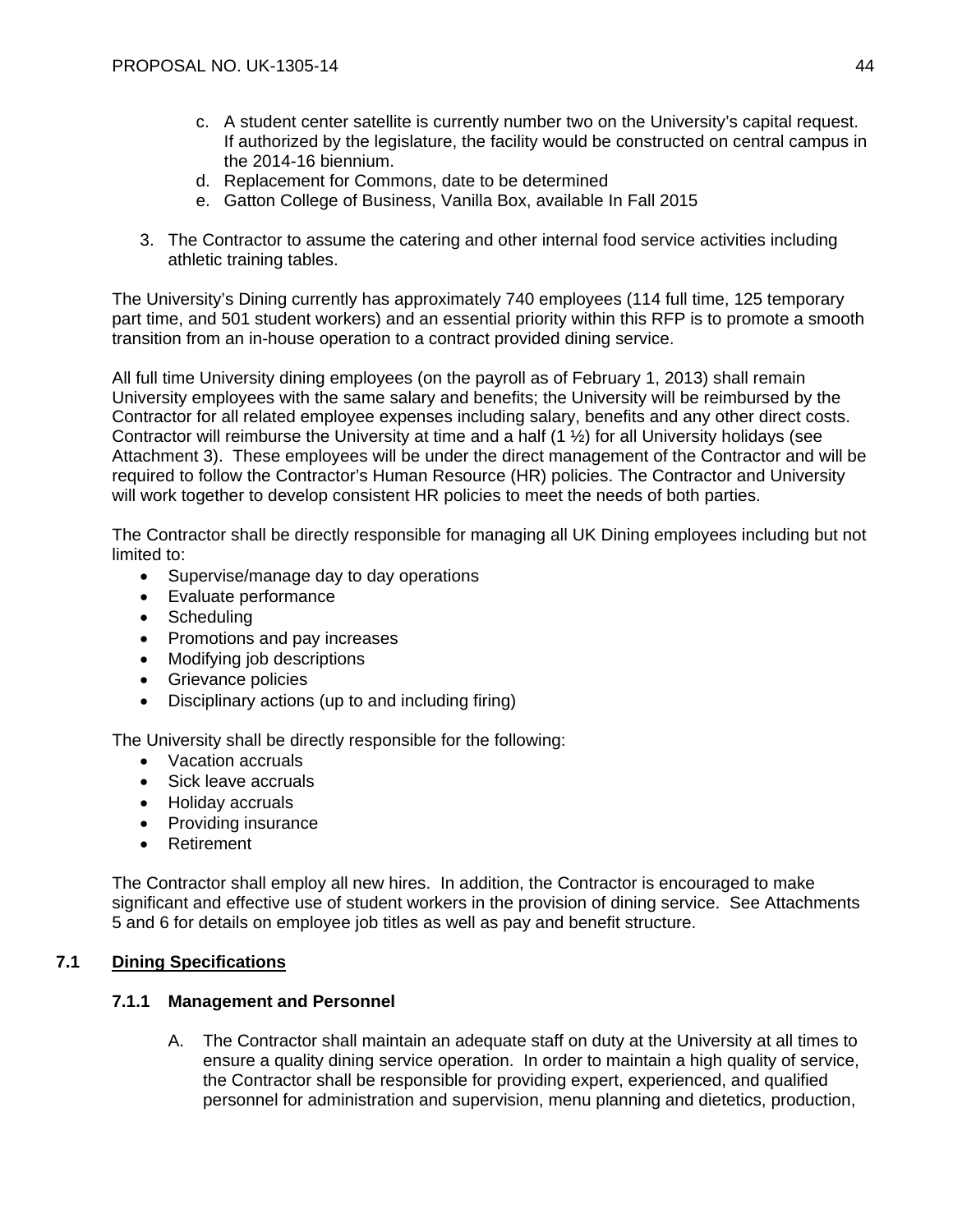c. A student center satellite is currently number two on the University's capital request. If authorized by the legislature, the facility would be constructed on central campus in the 2014-16 biennium.
d. Replacement for Commons, date to be determined
e. Gatton College of Business, Vanilla Box, available In Fall 2015

3. The Contractor to assume the catering and other internal food service activities including athletic training tables.

The University's Dining currently has approximately 740 employees (114 full time, 125 temporary part time, and 501 student workers) and an essential priority within this RFP is to promote a smooth transition from an in-house operation to a contract provided dining service.

All full time University dining employees (on the payroll as of February 1, 2013) shall remain University employees with the same salary and benefits; the University will be reimbursed by the Contractor for all related employee expenses including salary, benefits and any other direct costs. Contractor will reimburse the University at time and a half (1 ½) for all University holidays (see Attachment 3). These employees will be under the direct management of the Contractor and will be required to follow the Contractor's Human Resource (HR) policies. The Contractor and University will work together to develop consistent HR policies to meet the needs of both parties.

The Contractor shall be directly responsible for managing all UK Dining employees including but not limited to:

- Supervise/manage day to day operations
- Evaluate performance
- Scheduling
- Promotions and pay increases
- Modifying job descriptions
- Grievance policies
- Disciplinary actions (up to and including firing)

The University shall be directly responsible for the following:

- Vacation accruals
- Sick leave accruals
- Holiday accruals
- Providing insurance
- Retirement

The Contractor shall employ all new hires. In addition, the Contractor is encouraged to make significant and effective use of student workers in the provision of dining service. See Attachments 5 and 6 for details on employee job titles as well as pay and benefit structure.

## 7.1 Dining Specifications

### 7.1.1 Management and Personnel

A. The Contractor shall maintain an adequate staff on duty at the University at all times to ensure a quality dining service operation. In order to maintain a high quality of service, the Contractor shall be responsible for providing expert, experienced, and qualified personnel for administration and supervision, menu planning and dietetics, production,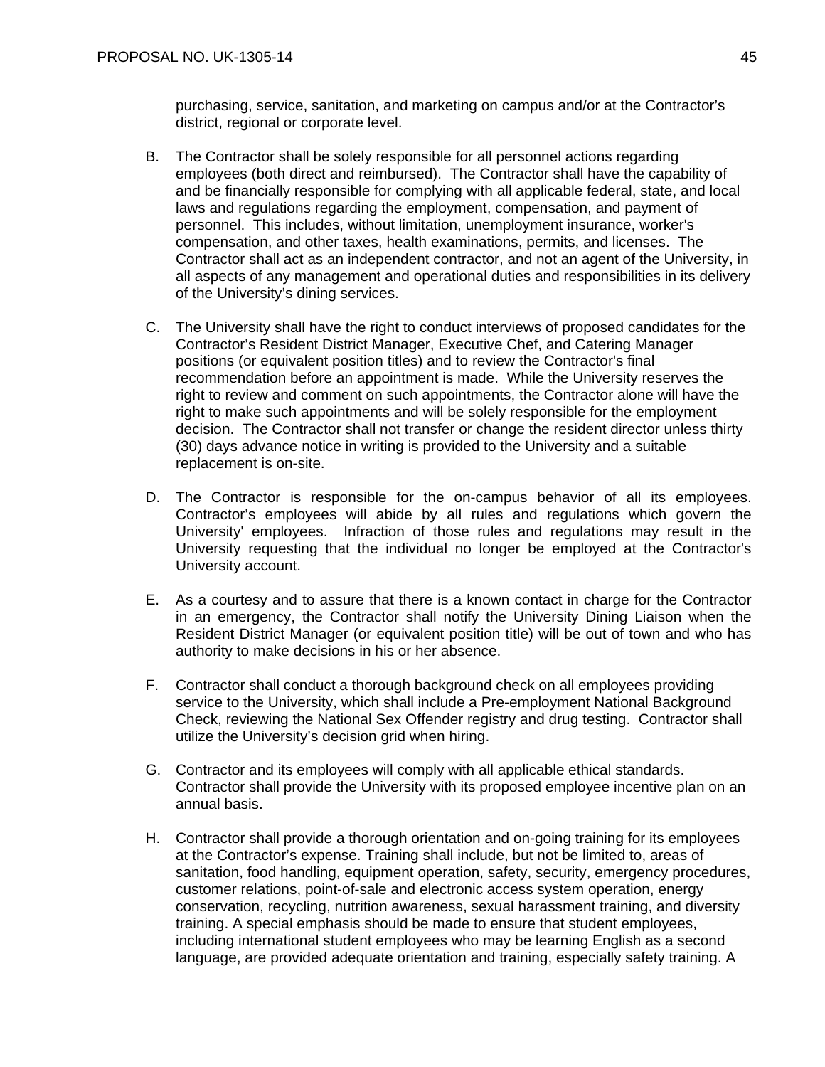purchasing, service, sanitation, and marketing on campus and/or at the Contractor's district, regional or corporate level.

B. The Contractor shall be solely responsible for all personnel actions regarding employees (both direct and reimbursed). The Contractor shall have the capability of and be financially responsible for complying with all applicable federal, state, and local laws and regulations regarding the employment, compensation, and payment of personnel. This includes, without limitation, unemployment insurance, worker's compensation, and other taxes, health examinations, permits, and licenses. The Contractor shall act as an independent contractor, and not an agent of the University, in all aspects of any management and operational duties and responsibilities in its delivery of the University's dining services.

C. The University shall have the right to conduct interviews of proposed candidates for the Contractor's Resident District Manager, Executive Chef, and Catering Manager positions (or equivalent position titles) and to review the Contractor's final recommendation before an appointment is made. While the University reserves the right to review and comment on such appointments, the Contractor alone will have the right to make such appointments and will be solely responsible for the employment decision. The Contractor shall not transfer or change the resident director unless thirty (30) days advance notice in writing is provided to the University and a suitable replacement is on-site.

D. The Contractor is responsible for the on-campus behavior of all its employees. Contractor's employees will abide by all rules and regulations which govern the University' employees. Infraction of those rules and regulations may result in the University requesting that the individual no longer be employed at the Contractor's University account.

E. As a courtesy and to assure that there is a known contact in charge for the Contractor in an emergency, the Contractor shall notify the University Dining Liaison when the Resident District Manager (or equivalent position title) will be out of town and who has authority to make decisions in his or her absence.

F. Contractor shall conduct a thorough background check on all employees providing service to the University, which shall include a Pre-employment National Background Check, reviewing the National Sex Offender registry and drug testing. Contractor shall utilize the University's decision grid when hiring.

G. Contractor and its employees will comply with all applicable ethical standards. Contractor shall provide the University with its proposed employee incentive plan on an annual basis.

H. Contractor shall provide a thorough orientation and on-going training for its employees at the Contractor's expense. Training shall include, but not be limited to, areas of sanitation, food handling, equipment operation, safety, security, emergency procedures, customer relations, point-of-sale and electronic access system operation, energy conservation, recycling, nutrition awareness, sexual harassment training, and diversity training. A special emphasis should be made to ensure that student employees, including international student employees who may be learning English as a second language, are provided adequate orientation and training, especially safety training. A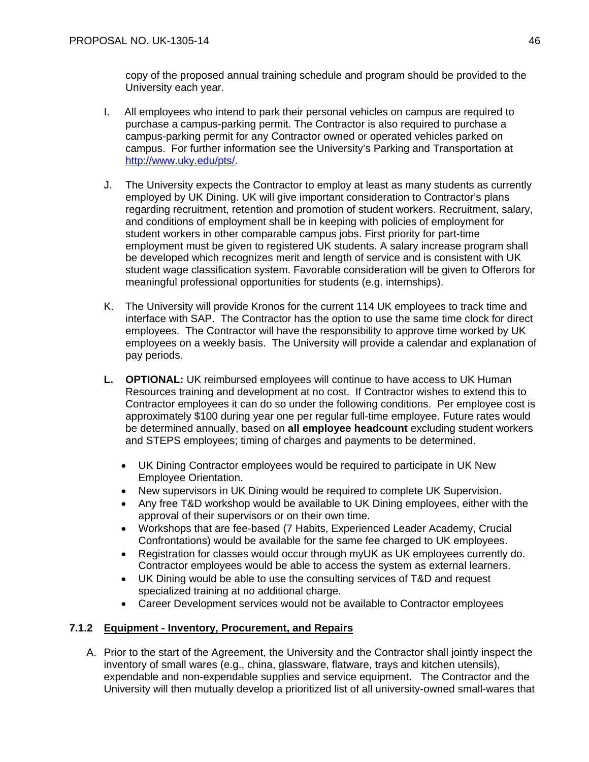copy of the proposed annual training schedule and program should be provided to the University each year.

I. All employees who intend to park their personal vehicles on campus are required to purchase a campus-parking permit. The Contractor is also required to purchase a campus-parking permit for any Contractor owned or operated vehicles parked on campus. For further information see the University's Parking and Transportation at [http://www.uky.edu/pts/](http://www.uky.edu/pts/).

J. The University expects the Contractor to employ at least as many students as currently employed by UK Dining. UK will give important consideration to Contractor's plans regarding recruitment, retention and promotion of student workers. Recruitment, salary, and conditions of employment shall be in keeping with policies of employment for student workers in other comparable campus jobs. First priority for part-time employment must be given to registered UK students. A salary increase program shall be developed which recognizes merit and length of service and is consistent with UK student wage classification system. Favorable consideration will be given to Offerors for meaningful professional opportunities for students (e.g. internships).

K. The University will provide Kronos for the current 114 UK employees to track time and interface with SAP. The Contractor has the option to use the same time clock for direct employees. The Contractor will have the responsibility to approve time worked by UK employees on a weekly basis. The University will provide a calendar and explanation of pay periods.

**L. OPTIONAL:** UK reimbursed employees will continue to have access to UK Human Resources training and development at no cost. If Contractor wishes to extend this to Contractor employees it can do so under the following conditions. Per employee cost is approximately $100 during year one per regular full-time employee. Future rates would be determined annually, based on **all employee headcount** excluding student workers and STEPS employees; timing of charges and payments to be determined.

- UK Dining Contractor employees would be required to participate in UK New Employee Orientation.
- New supervisors in UK Dining would be required to complete UK Supervision.
- Any free T&D workshop would be available to UK Dining employees, either with the approval of their supervisors or on their own time.
- Workshops that are fee-based (7 Habits, Experienced Leader Academy, Crucial Confrontations) would be available for the same fee charged to UK employees.
- Registration for classes would occur through myUK as UK employees currently do. Contractor employees would be able to access the system as external learners.
- UK Dining would be able to use the consulting services of T&D and request specialized training at no additional charge.
- Career Development services would not be available to Contractor employees

### 7.1.2 Equipment - Inventory, Procurement, and Repairs

A. Prior to the start of the Agreement, the University and the Contractor shall jointly inspect the inventory of small wares (e.g., china, glassware, flatware, trays and kitchen utensils), expendable and non-expendable supplies and service equipment. The Contractor and the University will then mutually develop a prioritized list of all university-owned small-wares that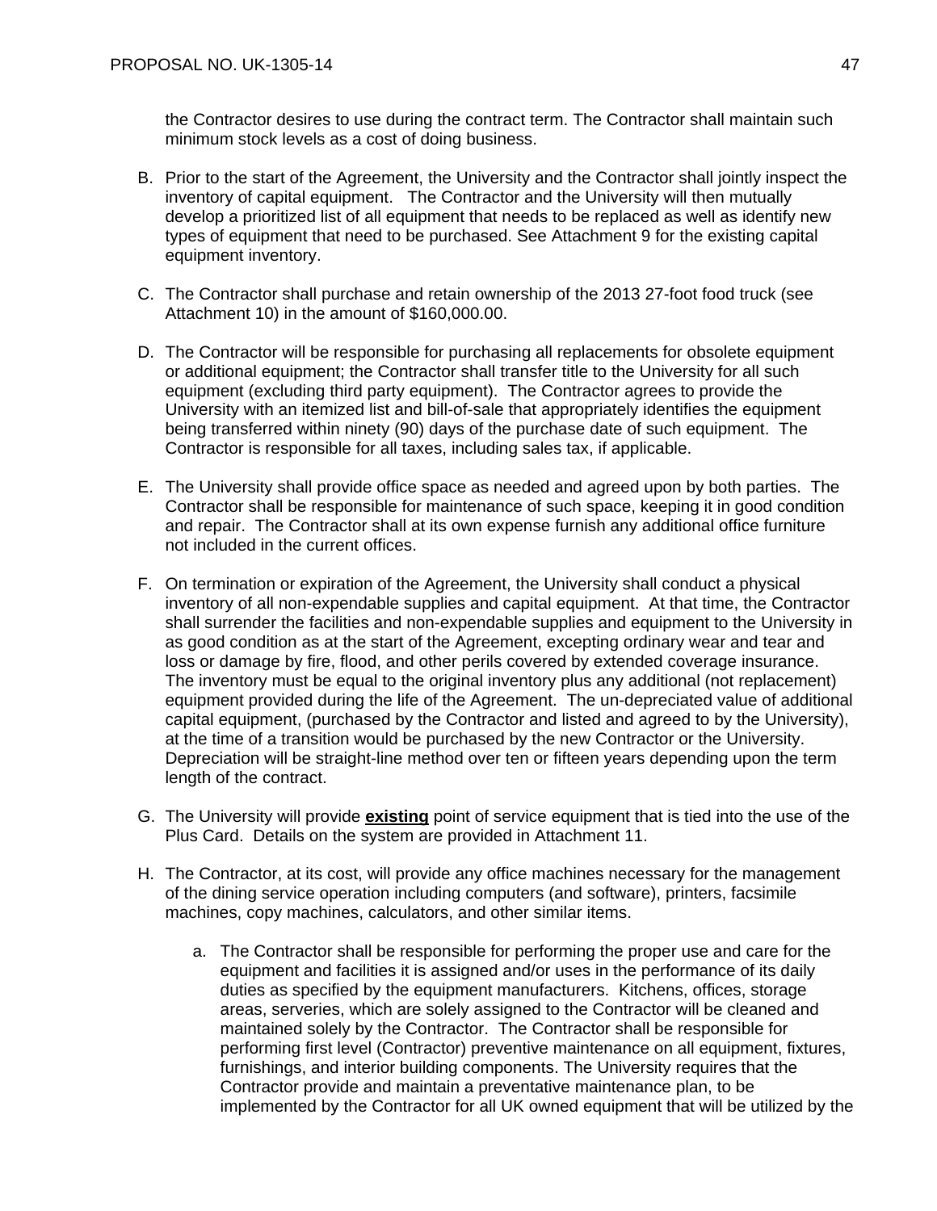the Contractor desires to use during the contract term. The Contractor shall maintain such minimum stock levels as a cost of doing business.

B. Prior to the start of the Agreement, the University and the Contractor shall jointly inspect the inventory of capital equipment. The Contractor and the University will then mutually develop a prioritized list of all equipment that needs to be replaced as well as identify new types of equipment that need to be purchased. See Attachment 9 for the existing capital equipment inventory.

C. The Contractor shall purchase and retain ownership of the 2013 27-foot food truck (see Attachment 10) in the amount of $160,000.00.

D. The Contractor will be responsible for purchasing all replacements for obsolete equipment or additional equipment; the Contractor shall transfer title to the University for all such equipment (excluding third party equipment). The Contractor agrees to provide the University with an itemized list and bill-of-sale that appropriately identifies the equipment being transferred within ninety (90) days of the purchase date of such equipment. The Contractor is responsible for all taxes, including sales tax, if applicable.

E. The University shall provide office space as needed and agreed upon by both parties. The Contractor shall be responsible for maintenance of such space, keeping it in good condition and repair. The Contractor shall at its own expense furnish any additional office furniture not included in the current offices.

F. On termination or expiration of the Agreement, the University shall conduct a physical inventory of all non-expendable supplies and capital equipment. At that time, the Contractor shall surrender the facilities and non-expendable supplies and equipment to the University in as good condition as at the start of the Agreement, excepting ordinary wear and tear and loss or damage by fire, flood, and other perils covered by extended coverage insurance. The inventory must be equal to the original inventory plus any additional (not replacement) equipment provided during the life of the Agreement. The un-depreciated value of additional capital equipment, (purchased by the Contractor and listed and agreed to by the University), at the time of a transition would be purchased by the new Contractor or the University. Depreciation will be straight-line method over ten or fifteen years depending upon the term length of the contract.

G. The University will provide **existing** point of service equipment that is tied into the use of the Plus Card. Details on the system are provided in Attachment 11.

H. The Contractor, at its cost, will provide any office machines necessary for the management of the dining service operation including computers (and software), printers, facsimile machines, copy machines, calculators, and other similar items.

   a. The Contractor shall be responsible for performing the proper use and care for the equipment and facilities it is assigned and/or uses in the performance of its daily duties as specified by the equipment manufacturers. Kitchens, offices, storage areas, serveries, which are solely assigned to the Contractor will be cleaned and maintained solely by the Contractor. The Contractor shall be responsible for performing first level (Contractor) preventive maintenance on all equipment, fixtures, furnishings, and interior building components. The University requires that the Contractor provide and maintain a preventative maintenance plan, to be implemented by the Contractor for all UK owned equipment that will be utilized by the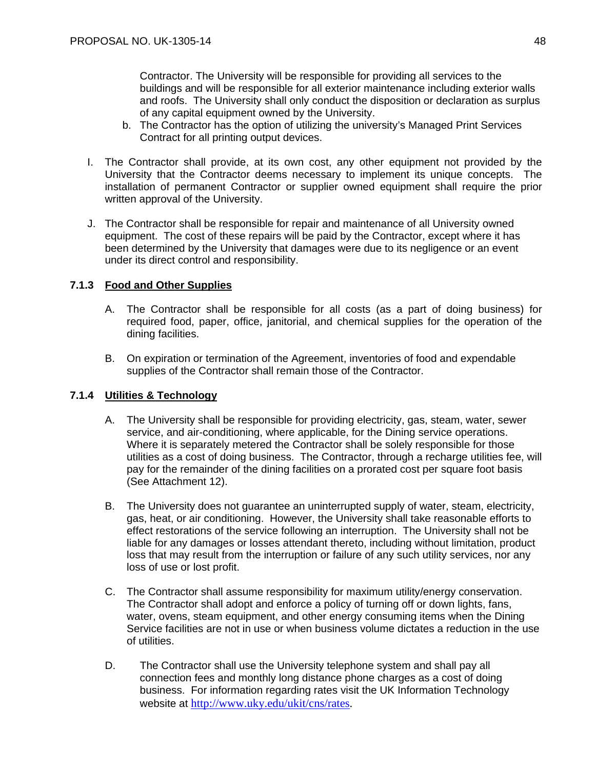Contractor. The University will be responsible for providing all services to the buildings and will be responsible for all exterior maintenance including exterior walls and roofs. The University shall only conduct the disposition or declaration as surplus of any capital equipment owned by the University.

b. The Contractor has the option of utilizing the university's Managed Print Services Contract for all printing output devices.

I. The Contractor shall provide, at its own cost, any other equipment not provided by the University that the Contractor deems necessary to implement its unique concepts. The installation of permanent Contractor or supplier owned equipment shall require the prior written approval of the University.

J. The Contractor shall be responsible for repair and maintenance of all University owned equipment. The cost of these repairs will be paid by the Contractor, except where it has been determined by the University that damages were due to its negligence or an event under its direct control and responsibility.

### 7.1.3 Food and Other Supplies

A. The Contractor shall be responsible for all costs (as a part of doing business) for required food, paper, office, janitorial, and chemical supplies for the operation of the dining facilities.

B. On expiration or termination of the Agreement, inventories of food and expendable supplies of the Contractor shall remain those of the Contractor.

### 7.1.4 Utilities & Technology

A. The University shall be responsible for providing electricity, gas, steam, water, sewer service, and air-conditioning, where applicable, for the Dining service operations. Where it is separately metered the Contractor shall be solely responsible for those utilities as a cost of doing business. The Contractor, through a recharge utilities fee, will pay for the remainder of the dining facilities on a prorated cost per square foot basis (See Attachment 12).

B. The University does not guarantee an uninterrupted supply of water, steam, electricity, gas, heat, or air conditioning. However, the University shall take reasonable efforts to effect restorations of the service following an interruption. The University shall not be liable for any damages or losses attendant thereto, including without limitation, product loss that may result from the interruption or failure of any such utility services, nor any loss of use or lost profit.

C. The Contractor shall assume responsibility for maximum utility/energy conservation. The Contractor shall adopt and enforce a policy of turning off or down lights, fans, water, ovens, steam equipment, and other energy consuming items when the Dining Service facilities are not in use or when business volume dictates a reduction in the use of utilities.

D. The Contractor shall use the University telephone system and shall pay all connection fees and monthly long distance phone charges as a cost of doing business. For information regarding rates visit the UK Information Technology website at http://www.uky.edu/ukit/cns/rates.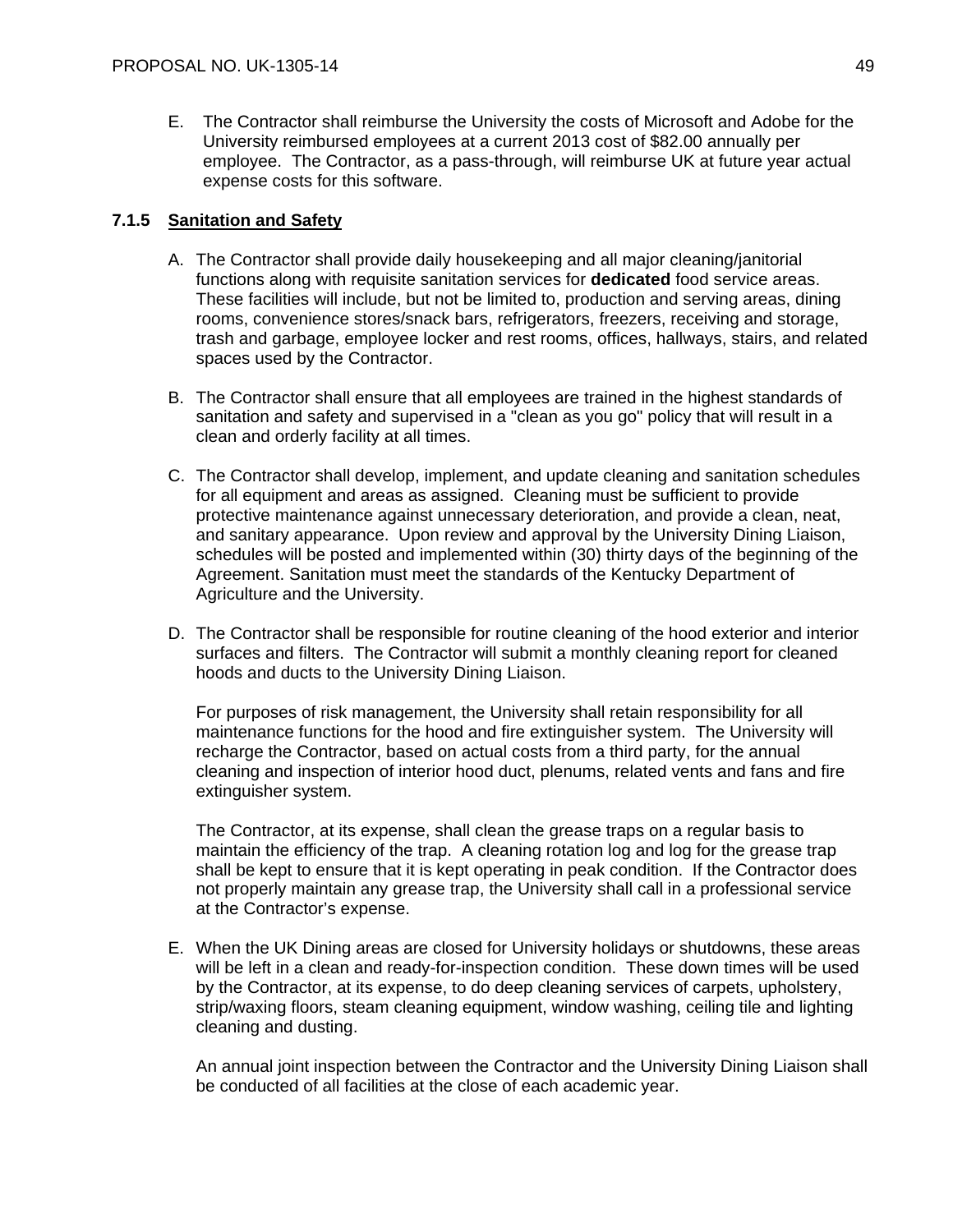E. The Contractor shall reimburse the University the costs of Microsoft and Adobe for the University reimbursed employees at a current 2013 cost of $82.00 annually per employee. The Contractor, as a pass-through, will reimburse UK at future year actual expense costs for this software.

### 7.1.5 Sanitation and Safety

A. The Contractor shall provide daily housekeeping and all major cleaning/janitorial functions along with requisite sanitation services for **dedicated** food service areas. These facilities will include, but not be limited to, production and serving areas, dining rooms, convenience stores/snack bars, refrigerators, freezers, receiving and storage, trash and garbage, employee locker and rest rooms, offices, hallways, stairs, and related spaces used by the Contractor.

B. The Contractor shall ensure that all employees are trained in the highest standards of sanitation and safety and supervised in a "clean as you go" policy that will result in a clean and orderly facility at all times.

C. The Contractor shall develop, implement, and update cleaning and sanitation schedules for all equipment and areas as assigned. Cleaning must be sufficient to provide protective maintenance against unnecessary deterioration, and provide a clean, neat, and sanitary appearance. Upon review and approval by the University Dining Liaison, schedules will be posted and implemented within (30) thirty days of the beginning of the Agreement. Sanitation must meet the standards of the Kentucky Department of Agriculture and the University.

D. The Contractor shall be responsible for routine cleaning of the hood exterior and interior surfaces and filters. The Contractor will submit a monthly cleaning report for cleaned hoods and ducts to the University Dining Liaison.

   For purposes of risk management, the University shall retain responsibility for all maintenance functions for the hood and fire extinguisher system. The University will recharge the Contractor, based on actual costs from a third party, for the annual cleaning and inspection of interior hood duct, plenums, related vents and fans and fire extinguisher system.

   The Contractor, at its expense, shall clean the grease traps on a regular basis to maintain the efficiency of the trap. A cleaning rotation log and log for the grease trap shall be kept to ensure that it is kept operating in peak condition. If the Contractor does not properly maintain any grease trap, the University shall call in a professional service at the Contractor's expense.

E. When the UK Dining areas are closed for University holidays or shutdowns, these areas will be left in a clean and ready-for-inspection condition. These down times will be used by the Contractor, at its expense, to do deep cleaning services of carpets, upholstery, strip/waxing floors, steam cleaning equipment, window washing, ceiling tile and lighting cleaning and dusting.

   An annual joint inspection between the Contractor and the University Dining Liaison shall be conducted of all facilities at the close of each academic year.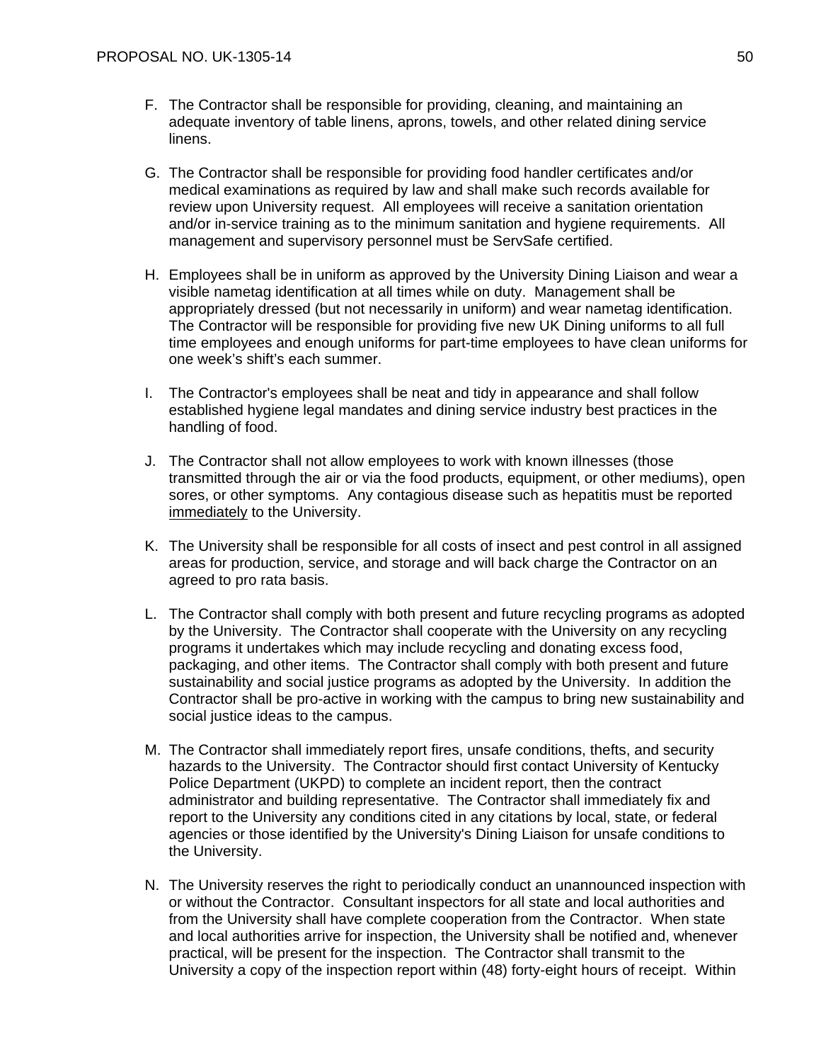F. The Contractor shall be responsible for providing, cleaning, and maintaining an adequate inventory of table linens, aprons, towels, and other related dining service linens.

G. The Contractor shall be responsible for providing food handler certificates and/or medical examinations as required by law and shall make such records available for review upon University request. All employees will receive a sanitation orientation and/or in-service training as to the minimum sanitation and hygiene requirements. All management and supervisory personnel must be ServSafe certified.

H. Employees shall be in uniform as approved by the University Dining Liaison and wear a visible nametag identification at all times while on duty. Management shall be appropriately dressed (but not necessarily in uniform) and wear nametag identification. The Contractor will be responsible for providing five new UK Dining uniforms to all full time employees and enough uniforms for part-time employees to have clean uniforms for one week's shift's each summer.

I. The Contractor's employees shall be neat and tidy in appearance and shall follow established hygiene legal mandates and dining service industry best practices in the handling of food.

J. The Contractor shall not allow employees to work with known illnesses (those transmitted through the air or via the food products, equipment, or other mediums), open sores, or other symptoms. Any contagious disease such as hepatitis must be reported <u>immediately</u> to the University.

K. The University shall be responsible for all costs of insect and pest control in all assigned areas for production, service, and storage and will back charge the Contractor on an agreed to pro rata basis.

L. The Contractor shall comply with both present and future recycling programs as adopted by the University. The Contractor shall cooperate with the University on any recycling programs it undertakes which may include recycling and donating excess food, packaging, and other items. The Contractor shall comply with both present and future sustainability and social justice programs as adopted by the University. In addition the Contractor shall be pro-active in working with the campus to bring new sustainability and social justice ideas to the campus.

M. The Contractor shall immediately report fires, unsafe conditions, thefts, and security hazards to the University. The Contractor should first contact University of Kentucky Police Department (UKPD) to complete an incident report, then the contract administrator and building representative. The Contractor shall immediately fix and report to the University any conditions cited in any citations by local, state, or federal agencies or those identified by the University's Dining Liaison for unsafe conditions to the University.

N. The University reserves the right to periodically conduct an unannounced inspection with or without the Contractor. Consultant inspectors for all state and local authorities and from the University shall have complete cooperation from the Contractor. When state and local authorities arrive for inspection, the University shall be notified and, whenever practical, will be present for the inspection. The Contractor shall transmit to the University a copy of the inspection report within (48) forty-eight hours of receipt. Within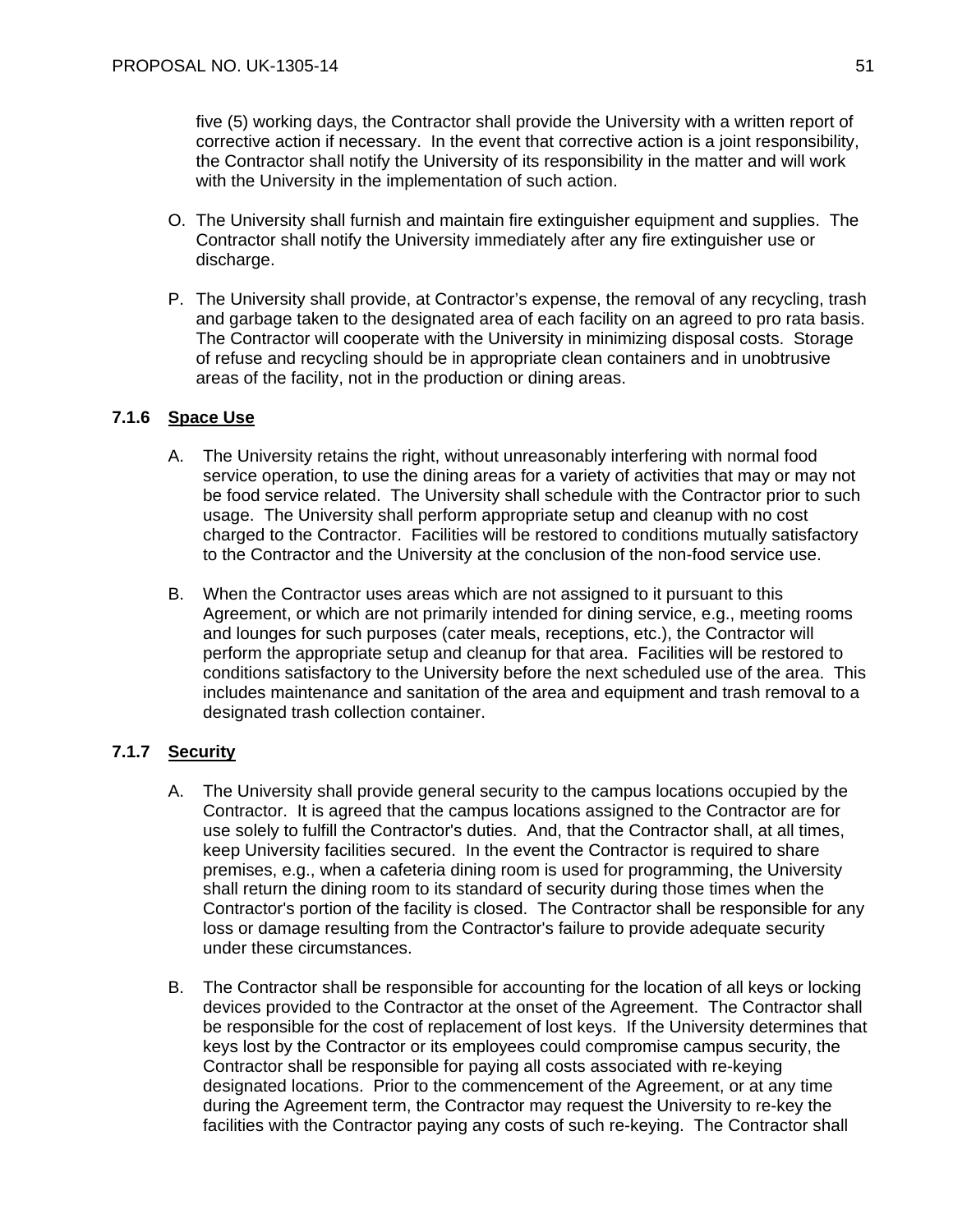five (5) working days, the Contractor shall provide the University with a written report of corrective action if necessary. In the event that corrective action is a joint responsibility, the Contractor shall notify the University of its responsibility in the matter and will work with the University in the implementation of such action.

O. The University shall furnish and maintain fire extinguisher equipment and supplies. The Contractor shall notify the University immediately after any fire extinguisher use or discharge.

P. The University shall provide, at Contractor's expense, the removal of any recycling, trash and garbage taken to the designated area of each facility on an agreed to pro rata basis. The Contractor will cooperate with the University in minimizing disposal costs. Storage of refuse and recycling should be in appropriate clean containers and in unobtrusive areas of the facility, not in the production or dining areas.

### 7.1.6 Space Use

A. The University retains the right, without unreasonably interfering with normal food service operation, to use the dining areas for a variety of activities that may or may not be food service related. The University shall schedule with the Contractor prior to such usage. The University shall perform appropriate setup and cleanup with no cost charged to the Contractor. Facilities will be restored to conditions mutually satisfactory to the Contractor and the University at the conclusion of the non-food service use.

B. When the Contractor uses areas which are not assigned to it pursuant to this Agreement, or which are not primarily intended for dining service, e.g., meeting rooms and lounges for such purposes (cater meals, receptions, etc.), the Contractor will perform the appropriate setup and cleanup for that area. Facilities will be restored to conditions satisfactory to the University before the next scheduled use of the area. This includes maintenance and sanitation of the area and equipment and trash removal to a designated trash collection container.

### 7.1.7 Security

A. The University shall provide general security to the campus locations occupied by the Contractor. It is agreed that the campus locations assigned to the Contractor are for use solely to fulfill the Contractor's duties. And, that the Contractor shall, at all times, keep University facilities secured. In the event the Contractor is required to share premises, e.g., when a cafeteria dining room is used for programming, the University shall return the dining room to its standard of security during those times when the Contractor's portion of the facility is closed. The Contractor shall be responsible for any loss or damage resulting from the Contractor's failure to provide adequate security under these circumstances.

B. The Contractor shall be responsible for accounting for the location of all keys or locking devices provided to the Contractor at the onset of the Agreement. The Contractor shall be responsible for the cost of replacement of lost keys. If the University determines that keys lost by the Contractor or its employees could compromise campus security, the Contractor shall be responsible for paying all costs associated with re-keying designated locations. Prior to the commencement of the Agreement, or at any time during the Agreement term, the Contractor may request the University to re-key the facilities with the Contractor paying any costs of such re-keying. The Contractor shall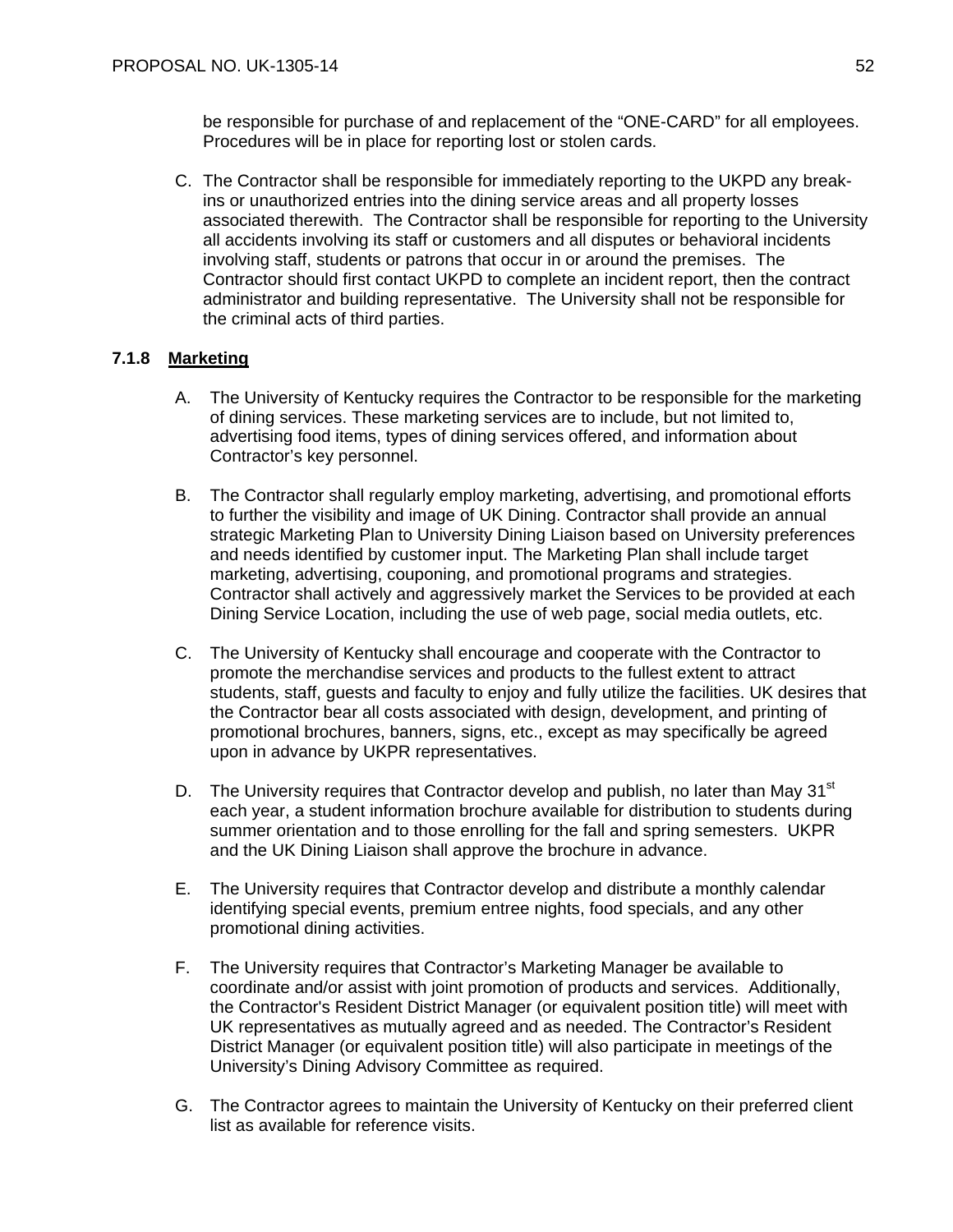be responsible for purchase of and replacement of the "ONE-CARD" for all employees. Procedures will be in place for reporting lost or stolen cards.

C. The Contractor shall be responsible for immediately reporting to the UKPD any break-ins or unauthorized entries into the dining service areas and all property losses associated therewith. The Contractor shall be responsible for reporting to the University all accidents involving its staff or customers and all disputes or behavioral incidents involving staff, students or patrons that occur in or around the premises. The Contractor should first contact UKPD to complete an incident report, then the contract administrator and building representative. The University shall not be responsible for the criminal acts of third parties.

### 7.1.8 Marketing

A. The University of Kentucky requires the Contractor to be responsible for the marketing of dining services. These marketing services are to include, but not limited to, advertising food items, types of dining services offered, and information about Contractor's key personnel.

B. The Contractor shall regularly employ marketing, advertising, and promotional efforts to further the visibility and image of UK Dining. Contractor shall provide an annual strategic Marketing Plan to University Dining Liaison based on University preferences and needs identified by customer input. The Marketing Plan shall include target marketing, advertising, couponing, and promotional programs and strategies. Contractor shall actively and aggressively market the Services to be provided at each Dining Service Location, including the use of web page, social media outlets, etc.

C. The University of Kentucky shall encourage and cooperate with the Contractor to promote the merchandise services and products to the fullest extent to attract students, staff, guests and faculty to enjoy and fully utilize the facilities. UK desires that the Contractor bear all costs associated with design, development, and printing of promotional brochures, banners, signs, etc., except as may specifically be agreed upon in advance by UKPR representatives.

D. The University requires that Contractor develop and publish, no later than May 31st each year, a student information brochure available for distribution to students during summer orientation and to those enrolling for the fall and spring semesters. UKPR and the UK Dining Liaison shall approve the brochure in advance.

E. The University requires that Contractor develop and distribute a monthly calendar identifying special events, premium entree nights, food specials, and any other promotional dining activities.

F. The University requires that Contractor's Marketing Manager be available to coordinate and/or assist with joint promotion of products and services. Additionally, the Contractor's Resident District Manager (or equivalent position title) will meet with UK representatives as mutually agreed and as needed. The Contractor's Resident District Manager (or equivalent position title) will also participate in meetings of the University's Dining Advisory Committee as required.

G. The Contractor agrees to maintain the University of Kentucky on their preferred client list as available for reference visits.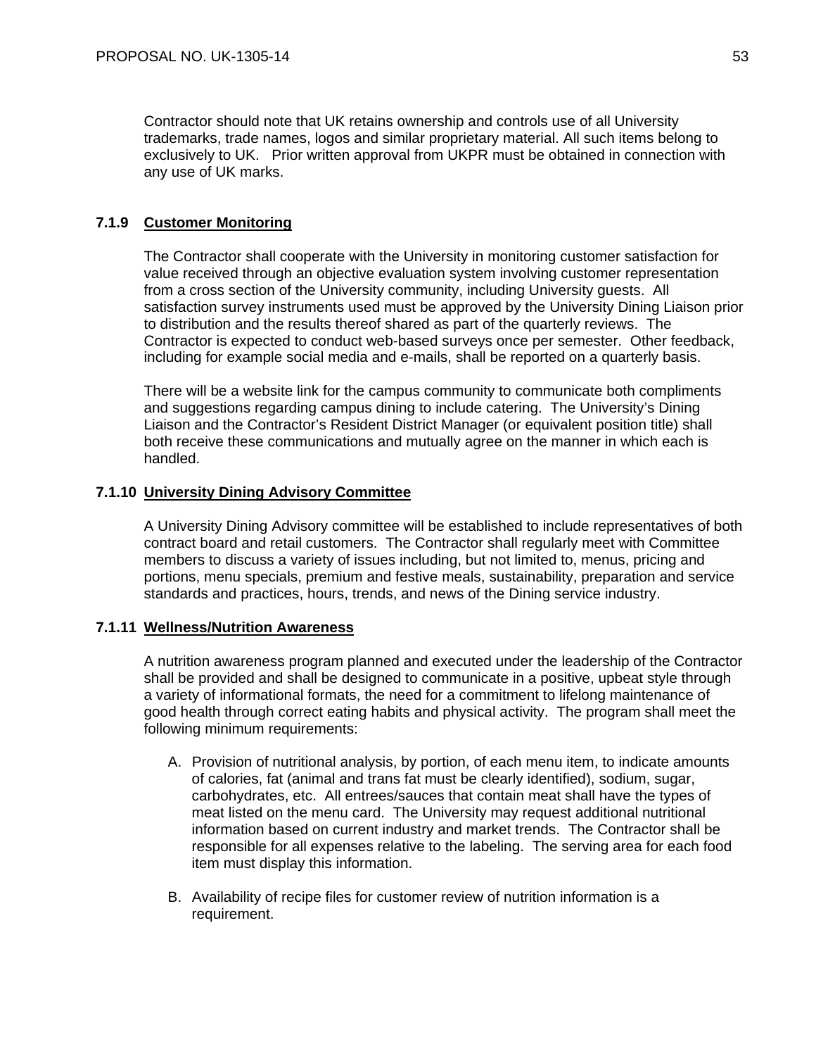Contractor should note that UK retains ownership and controls use of all University trademarks, trade names, logos and similar proprietary material. All such items belong to exclusively to UK. Prior written approval from UKPR must be obtained in connection with any use of UK marks.

### 7.1.9 Customer Monitoring

The Contractor shall cooperate with the University in monitoring customer satisfaction for value received through an objective evaluation system involving customer representation from a cross section of the University community, including University guests. All satisfaction survey instruments used must be approved by the University Dining Liaison prior to distribution and the results thereof shared as part of the quarterly reviews. The Contractor is expected to conduct web-based surveys once per semester. Other feedback, including for example social media and e-mails, shall be reported on a quarterly basis.

There will be a website link for the campus community to communicate both compliments and suggestions regarding campus dining to include catering. The University's Dining Liaison and the Contractor's Resident District Manager (or equivalent position title) shall both receive these communications and mutually agree on the manner in which each is handled.

### 7.1.10 University Dining Advisory Committee

A University Dining Advisory committee will be established to include representatives of both contract board and retail customers. The Contractor shall regularly meet with Committee members to discuss a variety of issues including, but not limited to, menus, pricing and portions, menu specials, premium and festive meals, sustainability, preparation and service standards and practices, hours, trends, and news of the Dining service industry.

### 7.1.11 Wellness/Nutrition Awareness

A nutrition awareness program planned and executed under the leadership of the Contractor shall be provided and shall be designed to communicate in a positive, upbeat style through a variety of informational formats, the need for a commitment to lifelong maintenance of good health through correct eating habits and physical activity. The program shall meet the following minimum requirements:

A. Provision of nutritional analysis, by portion, of each menu item, to indicate amounts of calories, fat (animal and trans fat must be clearly identified), sodium, sugar, carbohydrates, etc. All entrees/sauces that contain meat shall have the types of meat listed on the menu card. The University may request additional nutritional information based on current industry and market trends. The Contractor shall be responsible for all expenses relative to the labeling. The serving area for each food item must display this information.

B. Availability of recipe files for customer review of nutrition information is a requirement.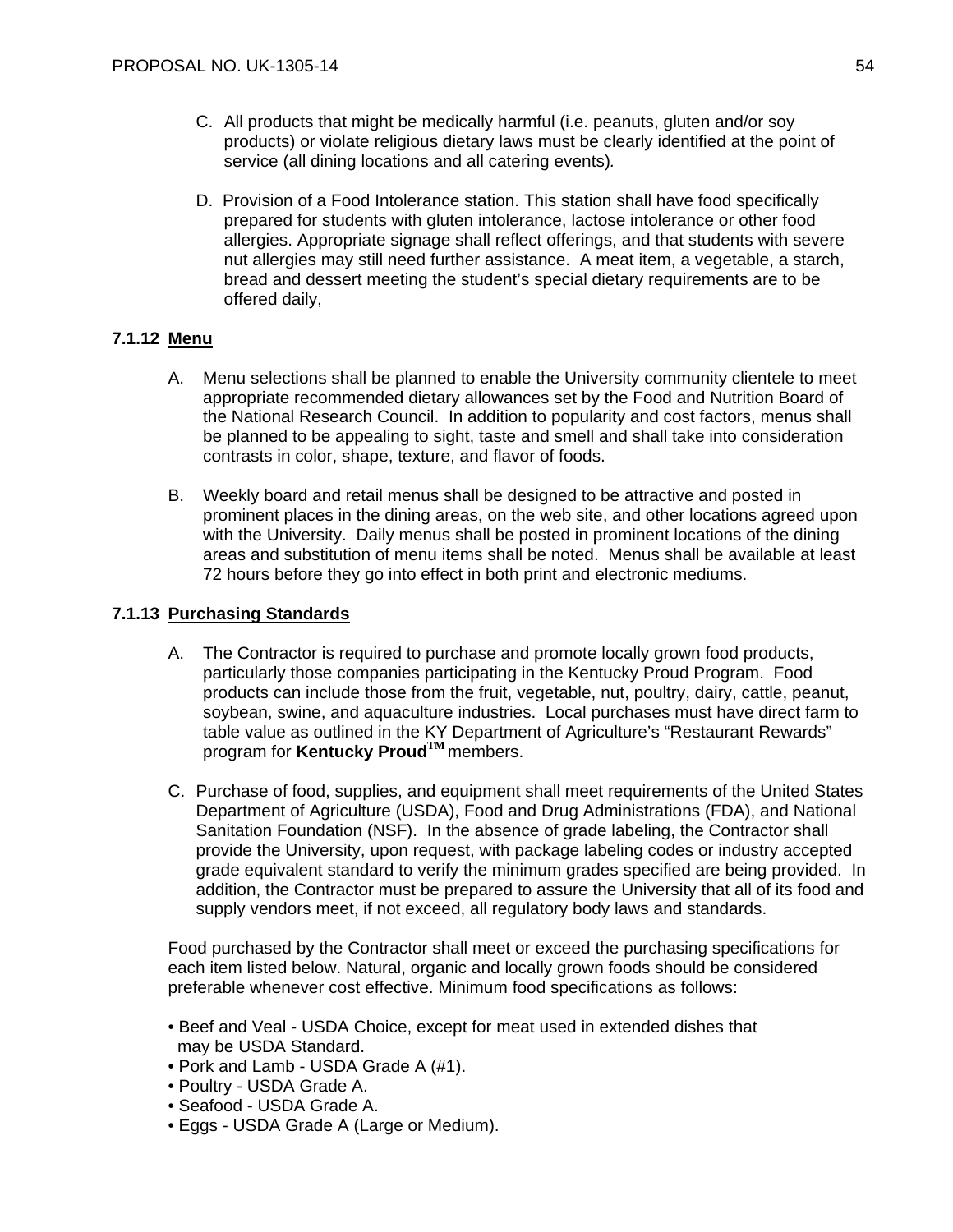C. All products that might be medically harmful (i.e. peanuts, gluten and/or soy products) or violate religious dietary laws must be clearly identified at the point of service (all dining locations and all catering events).

D. Provision of a Food Intolerance station. This station shall have food specifically prepared for students with gluten intolerance, lactose intolerance or other food allergies. Appropriate signage shall reflect offerings, and that students with severe nut allergies may still need further assistance. A meat item, a vegetable, a starch, bread and dessert meeting the student's special dietary requirements are to be offered daily,

### 7.1.12 Menu

A. Menu selections shall be planned to enable the University community clientele to meet appropriate recommended dietary allowances set by the Food and Nutrition Board of the National Research Council. In addition to popularity and cost factors, menus shall be planned to be appealing to sight, taste and smell and shall take into consideration contrasts in color, shape, texture, and flavor of foods.

B. Weekly board and retail menus shall be designed to be attractive and posted in prominent places in the dining areas, on the web site, and other locations agreed upon with the University. Daily menus shall be posted in prominent locations of the dining areas and substitution of menu items shall be noted. Menus shall be available at least 72 hours before they go into effect in both print and electronic mediums.

### 7.1.13 Purchasing Standards

A. The Contractor is required to purchase and promote locally grown food products, particularly those companies participating in the Kentucky Proud Program. Food products can include those from the fruit, vegetable, nut, poultry, dairy, cattle, peanut, soybean, swine, and aquaculture industries. Local purchases must have direct farm to table value as outlined in the KY Department of Agriculture's "Restaurant Rewards" program for **Kentucky Proud™** members.

C. Purchase of food, supplies, and equipment shall meet requirements of the United States Department of Agriculture (USDA), Food and Drug Administrations (FDA), and National Sanitation Foundation (NSF). In the absence of grade labeling, the Contractor shall provide the University, upon request, with package labeling codes or industry accepted grade equivalent standard to verify the minimum grades specified are being provided. In addition, the Contractor must be prepared to assure the University that all of its food and supply vendors meet, if not exceed, all regulatory body laws and standards.

Food purchased by the Contractor shall meet or exceed the purchasing specifications for each item listed below. Natural, organic and locally grown foods should be considered preferable whenever cost effective. Minimum food specifications as follows:

- Beef and Veal - USDA Choice, except for meat used in extended dishes that may be USDA Standard.
- Pork and Lamb - USDA Grade A (#1).
- Poultry - USDA Grade A.
- Seafood - USDA Grade A.
- Eggs - USDA Grade A (Large or Medium).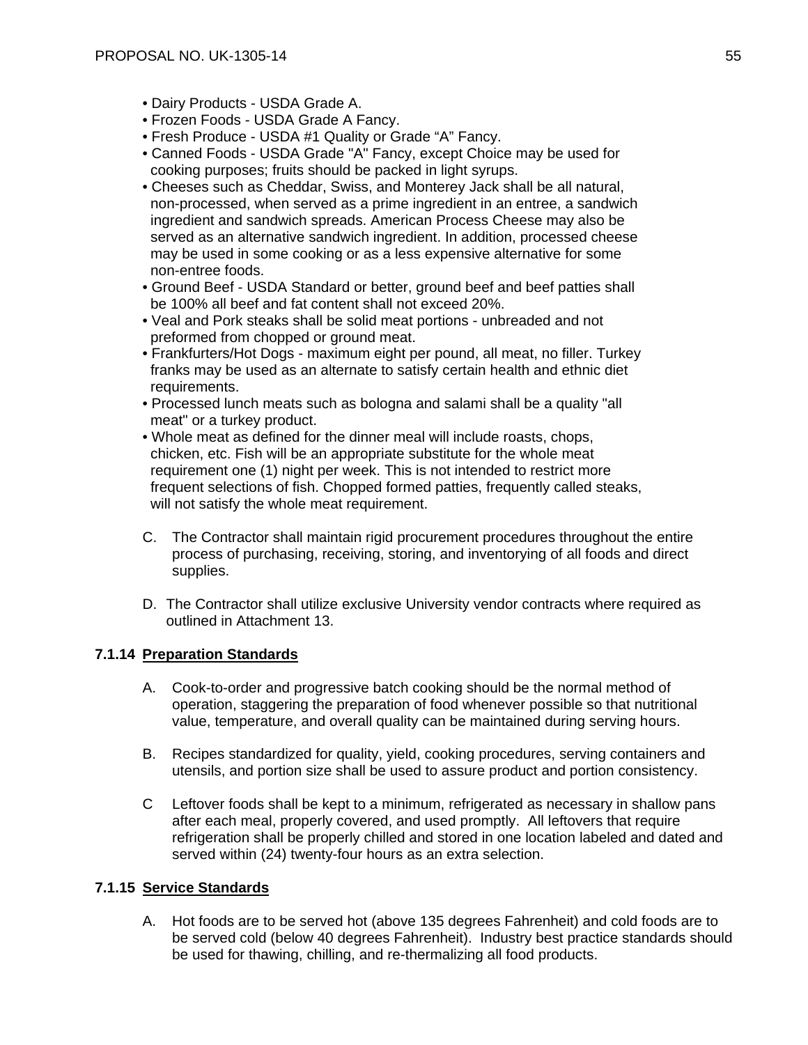- Dairy Products - USDA Grade A.
- Frozen Foods - USDA Grade A Fancy.
- Fresh Produce - USDA #1 Quality or Grade “A” Fancy.
- Canned Foods - USDA Grade "A" Fancy, except Choice may be used for cooking purposes; fruits should be packed in light syrups.
- Cheeses such as Cheddar, Swiss, and Monterey Jack shall be all natural, non-processed, when served as a prime ingredient in an entree, a sandwich ingredient and sandwich spreads. American Process Cheese may also be served as an alternative sandwich ingredient. In addition, processed cheese may be used in some cooking or as a less expensive alternative for some non-entree foods.
- Ground Beef - USDA Standard or better, ground beef and beef patties shall be 100% all beef and fat content shall not exceed 20%.
- Veal and Pork steaks shall be solid meat portions - unbreaded and not preformed from chopped or ground meat.
- Frankfurters/Hot Dogs - maximum eight per pound, all meat, no filler. Turkey franks may be used as an alternate to satisfy certain health and ethnic diet requirements.
- Processed lunch meats such as bologna and salami shall be a quality "all meat" or a turkey product.
- Whole meat as defined for the dinner meal will include roasts, chops, chicken, etc. Fish will be an appropriate substitute for the whole meat requirement one (1) night per week. This is not intended to restrict more frequent selections of fish. Chopped formed patties, frequently called steaks, will not satisfy the whole meat requirement.

C. The Contractor shall maintain rigid procurement procedures throughout the entire process of purchasing, receiving, storing, and inventorying of all foods and direct supplies.

D. The Contractor shall utilize exclusive University vendor contracts where required as outlined in Attachment 13.

### 7.1.14 Preparation Standards

A. Cook-to-order and progressive batch cooking should be the normal method of operation, staggering the preparation of food whenever possible so that nutritional value, temperature, and overall quality can be maintained during serving hours.

B. Recipes standardized for quality, yield, cooking procedures, serving containers and utensils, and portion size shall be used to assure product and portion consistency.

C Leftover foods shall be kept to a minimum, refrigerated as necessary in shallow pans after each meal, properly covered, and used promptly. All leftovers that require refrigeration shall be properly chilled and stored in one location labeled and dated and served within (24) twenty-four hours as an extra selection.

### 7.1.15 Service Standards

A. Hot foods are to be served hot (above 135 degrees Fahrenheit) and cold foods are to be served cold (below 40 degrees Fahrenheit). Industry best practice standards should be used for thawing, chilling, and re-thermalizing all food products.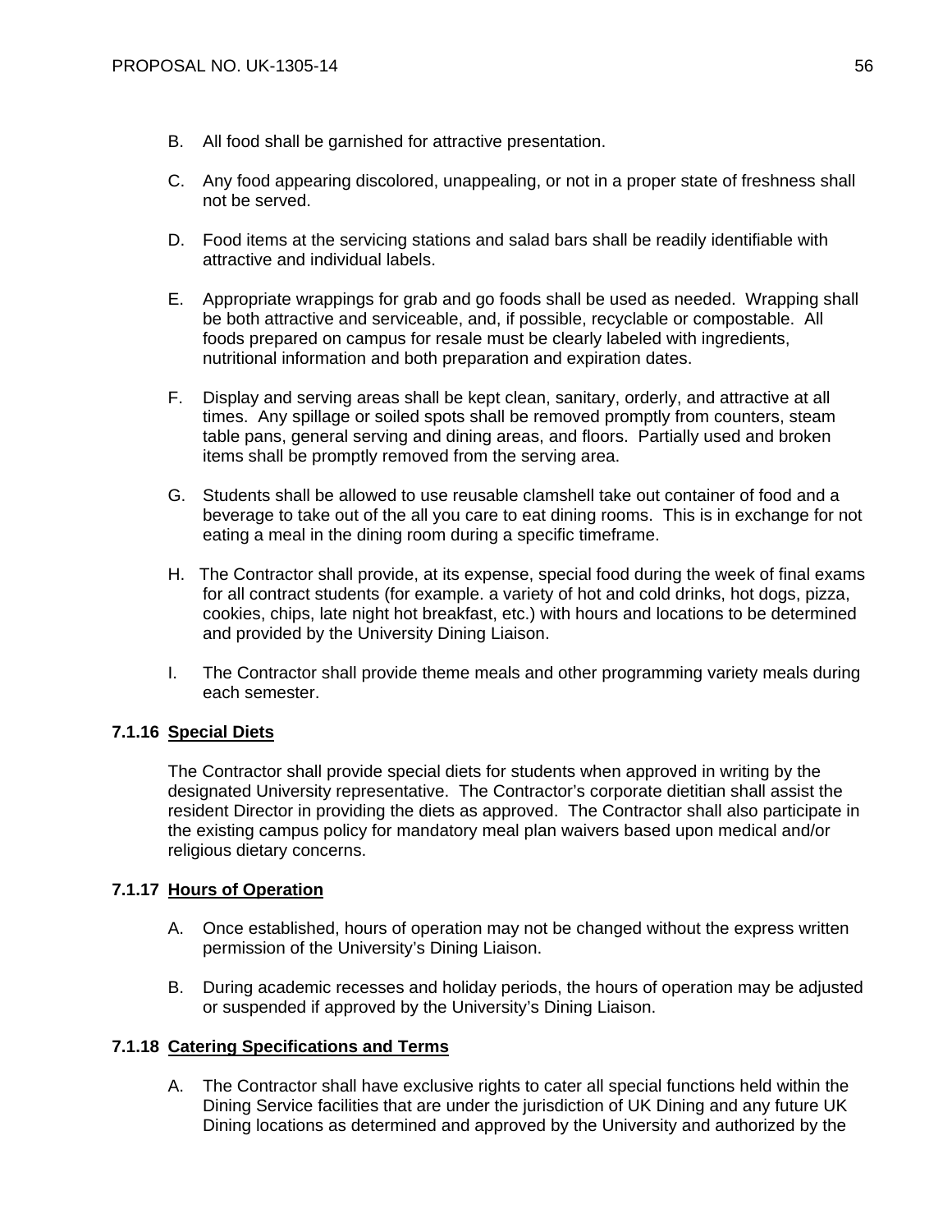B. All food shall be garnished for attractive presentation.

C. Any food appearing discolored, unappealing, or not in a proper state of freshness shall not be served.

D. Food items at the servicing stations and salad bars shall be readily identifiable with attractive and individual labels.

E. Appropriate wrappings for grab and go foods shall be used as needed. Wrapping shall be both attractive and serviceable, and, if possible, recyclable or compostable. All foods prepared on campus for resale must be clearly labeled with ingredients, nutritional information and both preparation and expiration dates.

F. Display and serving areas shall be kept clean, sanitary, orderly, and attractive at all times. Any spillage or soiled spots shall be removed promptly from counters, steam table pans, general serving and dining areas, and floors. Partially used and broken items shall be promptly removed from the serving area.

G. Students shall be allowed to use reusable clamshell take out container of food and a beverage to take out of the all you care to eat dining rooms. This is in exchange for not eating a meal in the dining room during a specific timeframe.

H. The Contractor shall provide, at its expense, special food during the week of final exams for all contract students (for example. a variety of hot and cold drinks, hot dogs, pizza, cookies, chips, late night hot breakfast, etc.) with hours and locations to be determined and provided by the University Dining Liaison.

I. The Contractor shall provide theme meals and other programming variety meals during each semester.

### 7.1.16 Special Diets

The Contractor shall provide special diets for students when approved in writing by the designated University representative. The Contractor's corporate dietitian shall assist the resident Director in providing the diets as approved. The Contractor shall also participate in the existing campus policy for mandatory meal plan waivers based upon medical and/or religious dietary concerns.

### 7.1.17 Hours of Operation

A. Once established, hours of operation may not be changed without the express written permission of the University's Dining Liaison.

B. During academic recesses and holiday periods, the hours of operation may be adjusted or suspended if approved by the University's Dining Liaison.

### 7.1.18 Catering Specifications and Terms

A. The Contractor shall have exclusive rights to cater all special functions held within the Dining Service facilities that are under the jurisdiction of UK Dining and any future UK Dining locations as determined and approved by the University and authorized by the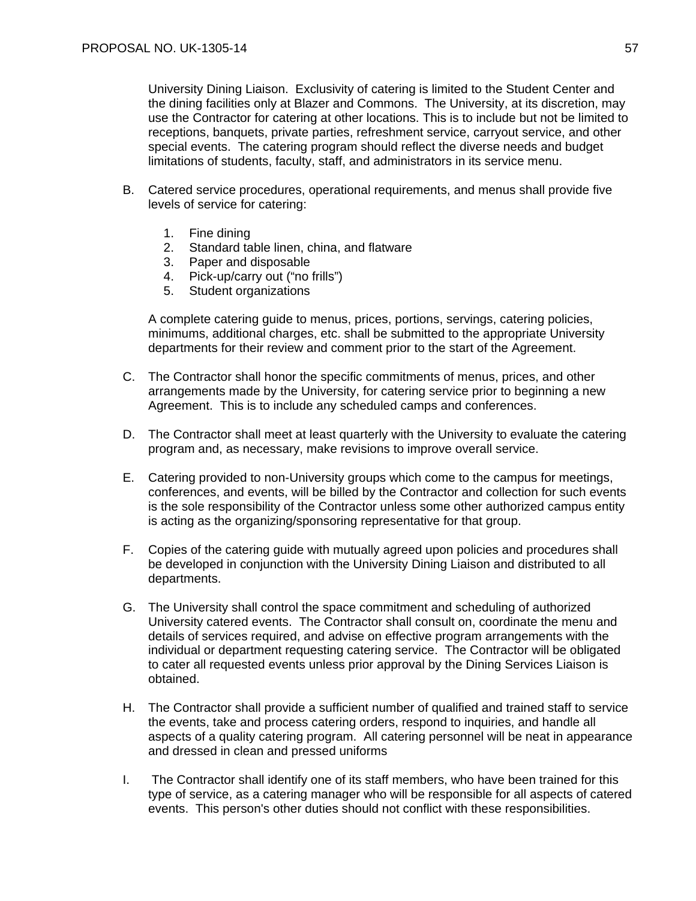University Dining Liaison. Exclusivity of catering is limited to the Student Center and the dining facilities only at Blazer and Commons. The University, at its discretion, may use the Contractor for catering at other locations. This is to include but not be limited to receptions, banquets, private parties, refreshment service, carryout service, and other special events. The catering program should reflect the diverse needs and budget limitations of students, faculty, staff, and administrators in its service menu.

B. Catered service procedures, operational requirements, and menus shall provide five levels of service for catering:

   1. Fine dining
   2. Standard table linen, china, and flatware
   3. Paper and disposable
   4. Pick-up/carry out ("no frills")
   5. Student organizations

   A complete catering guide to menus, prices, portions, servings, catering policies, minimums, additional charges, etc. shall be submitted to the appropriate University departments for their review and comment prior to the start of the Agreement.

C. The Contractor shall honor the specific commitments of menus, prices, and other arrangements made by the University, for catering service prior to beginning a new Agreement. This is to include any scheduled camps and conferences.

D. The Contractor shall meet at least quarterly with the University to evaluate the catering program and, as necessary, make revisions to improve overall service.

E. Catering provided to non-University groups which come to the campus for meetings, conferences, and events, will be billed by the Contractor and collection for such events is the sole responsibility of the Contractor unless some other authorized campus entity is acting as the organizing/sponsoring representative for that group.

F. Copies of the catering guide with mutually agreed upon policies and procedures shall be developed in conjunction with the University Dining Liaison and distributed to all departments.

G. The University shall control the space commitment and scheduling of authorized University catered events. The Contractor shall consult on, coordinate the menu and details of services required, and advise on effective program arrangements with the individual or department requesting catering service. The Contractor will be obligated to cater all requested events unless prior approval by the Dining Services Liaison is obtained.

H. The Contractor shall provide a sufficient number of qualified and trained staff to service the events, take and process catering orders, respond to inquiries, and handle all aspects of a quality catering program. All catering personnel will be neat in appearance and dressed in clean and pressed uniforms

I. The Contractor shall identify one of its staff members, who have been trained for this type of service, as a catering manager who will be responsible for all aspects of catered events. This person's other duties should not conflict with these responsibilities.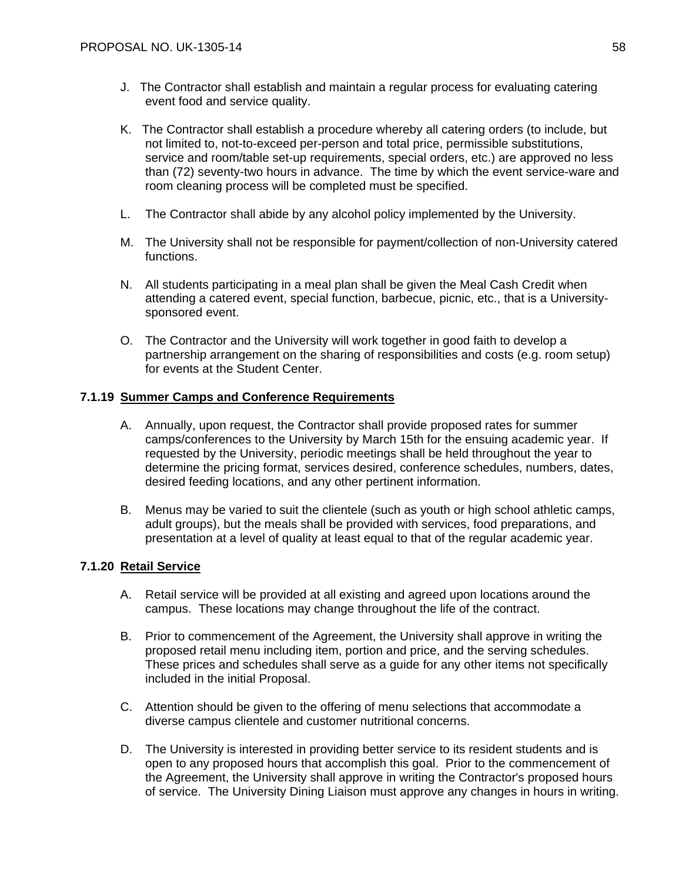J. The Contractor shall establish and maintain a regular process for evaluating catering event food and service quality.

K. The Contractor shall establish a procedure whereby all catering orders (to include, but not limited to, not-to-exceed per-person and total price, permissible substitutions, service and room/table set-up requirements, special orders, etc.) are approved no less than (72) seventy-two hours in advance. The time by which the event service-ware and room cleaning process will be completed must be specified.

L. The Contractor shall abide by any alcohol policy implemented by the University.

M. The University shall not be responsible for payment/collection of non-University catered functions.

N. All students participating in a meal plan shall be given the Meal Cash Credit when attending a catered event, special function, barbecue, picnic, etc., that is a University-sponsored event.

O. The Contractor and the University will work together in good faith to develop a partnership arrangement on the sharing of responsibilities and costs (e.g. room setup) for events at the Student Center.

### 7.1.19 Summer Camps and Conference Requirements

A. Annually, upon request, the Contractor shall provide proposed rates for summer camps/conferences to the University by March 15th for the ensuing academic year. If requested by the University, periodic meetings shall be held throughout the year to determine the pricing format, services desired, conference schedules, numbers, dates, desired feeding locations, and any other pertinent information.

B. Menus may be varied to suit the clientele (such as youth or high school athletic camps, adult groups), but the meals shall be provided with services, food preparations, and presentation at a level of quality at least equal to that of the regular academic year.

### 7.1.20 Retail Service

A. Retail service will be provided at all existing and agreed upon locations around the campus. These locations may change throughout the life of the contract.

B. Prior to commencement of the Agreement, the University shall approve in writing the proposed retail menu including item, portion and price, and the serving schedules. These prices and schedules shall serve as a guide for any other items not specifically included in the initial Proposal.

C. Attention should be given to the offering of menu selections that accommodate a diverse campus clientele and customer nutritional concerns.

D. The University is interested in providing better service to its resident students and is open to any proposed hours that accomplish this goal. Prior to the commencement of the Agreement, the University shall approve in writing the Contractor's proposed hours of service. The University Dining Liaison must approve any changes in hours in writing.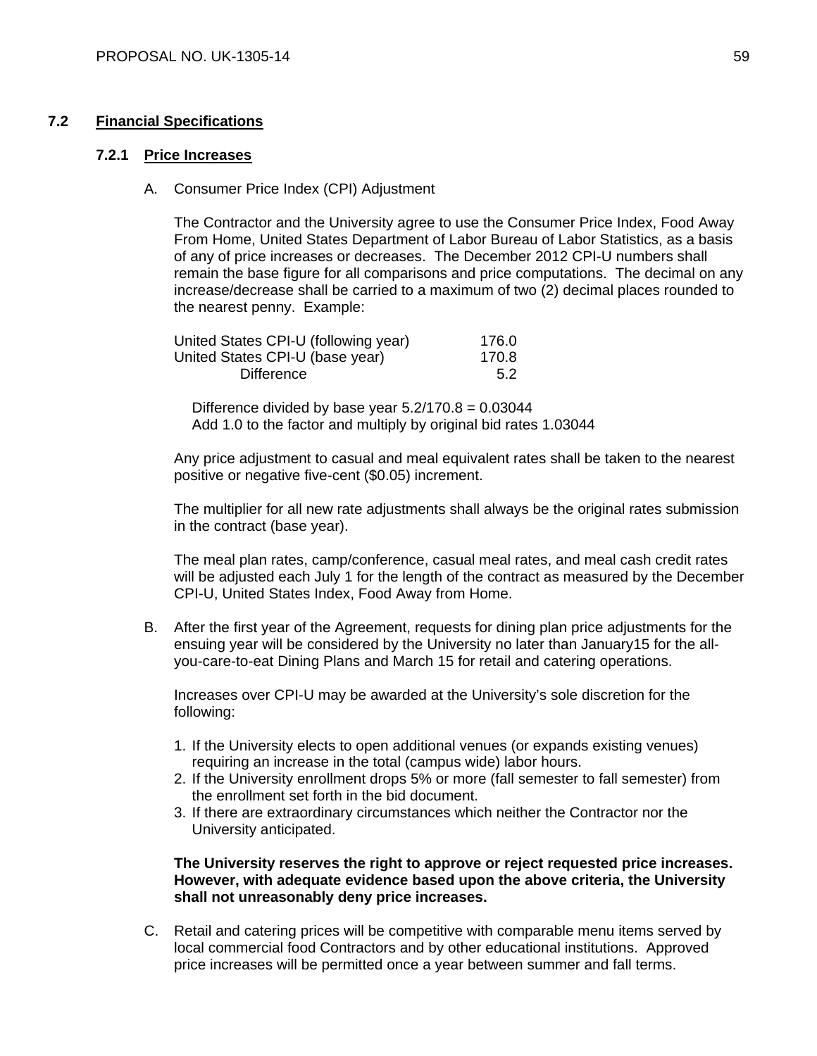## 7.2 Financial Specifications

### 7.2.1 Price Increases

A. Consumer Price Index (CPI) Adjustment

The Contractor and the University agree to use the Consumer Price Index, Food Away From Home, United States Department of Labor Bureau of Labor Statistics, as a basis of any of price increases or decreases. The December 2012 CPI-U numbers shall remain the base figure for all comparisons and price computations. The decimal on any increase/decrease shall be carried to a maximum of two (2) decimal places rounded to the nearest penny. Example:

| | |
|---|---|
| United States CPI-U (following year) | 176.0 |
| United States CPI-U (base year) | 170.8 |
| Difference | 5.2 |

Difference divided by base year 5.2/170.8 = 0.03044
Add 1.0 to the factor and multiply by original bid rates 1.03044

Any price adjustment to casual and meal equivalent rates shall be taken to the nearest positive or negative five-cent ($0.05) increment.

The multiplier for all new rate adjustments shall always be the original rates submission in the contract (base year).

The meal plan rates, camp/conference, casual meal rates, and meal cash credit rates will be adjusted each July 1 for the length of the contract as measured by the December CPI-U, United States Index, Food Away from Home.

B. After the first year of the Agreement, requests for dining plan price adjustments for the ensuing year will be considered by the University no later than January15 for the all-you-care-to-eat Dining Plans and March 15 for retail and catering operations.

Increases over CPI-U may be awarded at the University's sole discretion for the following:

1. If the University elects to open additional venues (or expands existing venues) requiring an increase in the total (campus wide) labor hours.
2. If the University enrollment drops 5% or more (fall semester to fall semester) from the enrollment set forth in the bid document.
3. If there are extraordinary circumstances which neither the Contractor nor the University anticipated.

**The University reserves the right to approve or reject requested price increases. However, with adequate evidence based upon the above criteria, the University shall not unreasonably deny price increases.**

C. Retail and catering prices will be competitive with comparable menu items served by local commercial food Contractors and by other educational institutions. Approved price increases will be permitted once a year between summer and fall terms.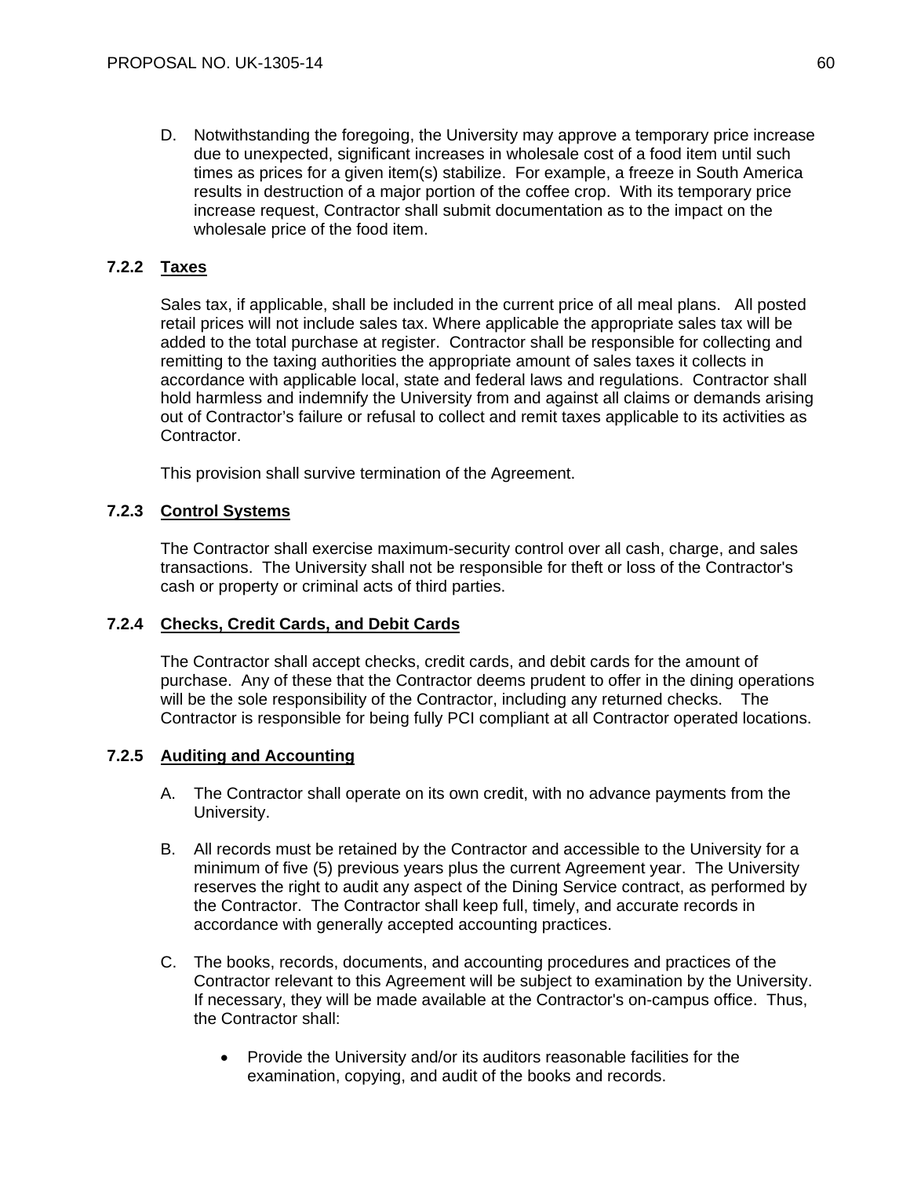D. Notwithstanding the foregoing, the University may approve a temporary price increase due to unexpected, significant increases in wholesale cost of a food item until such times as prices for a given item(s) stabilize. For example, a freeze in South America results in destruction of a major portion of the coffee crop. With its temporary price increase request, Contractor shall submit documentation as to the impact on the wholesale price of the food item.

### 7.2.2 Taxes

Sales tax, if applicable, shall be included in the current price of all meal plans. All posted retail prices will not include sales tax. Where applicable the appropriate sales tax will be added to the total purchase at register. Contractor shall be responsible for collecting and remitting to the taxing authorities the appropriate amount of sales taxes it collects in accordance with applicable local, state and federal laws and regulations. Contractor shall hold harmless and indemnify the University from and against all claims or demands arising out of Contractor's failure or refusal to collect and remit taxes applicable to its activities as Contractor.

This provision shall survive termination of the Agreement.

### 7.2.3 Control Systems

The Contractor shall exercise maximum-security control over all cash, charge, and sales transactions. The University shall not be responsible for theft or loss of the Contractor's cash or property or criminal acts of third parties.

### 7.2.4 Checks, Credit Cards, and Debit Cards

The Contractor shall accept checks, credit cards, and debit cards for the amount of purchase. Any of these that the Contractor deems prudent to offer in the dining operations will be the sole responsibility of the Contractor, including any returned checks. The Contractor is responsible for being fully PCI compliant at all Contractor operated locations.

### 7.2.5 Auditing and Accounting

A. The Contractor shall operate on its own credit, with no advance payments from the University.

B. All records must be retained by the Contractor and accessible to the University for a minimum of five (5) previous years plus the current Agreement year. The University reserves the right to audit any aspect of the Dining Service contract, as performed by the Contractor. The Contractor shall keep full, timely, and accurate records in accordance with generally accepted accounting practices.

C. The books, records, documents, and accounting procedures and practices of the Contractor relevant to this Agreement will be subject to examination by the University. If necessary, they will be made available at the Contractor's on-campus office. Thus, the Contractor shall:

- Provide the University and/or its auditors reasonable facilities for the examination, copying, and audit of the books and records.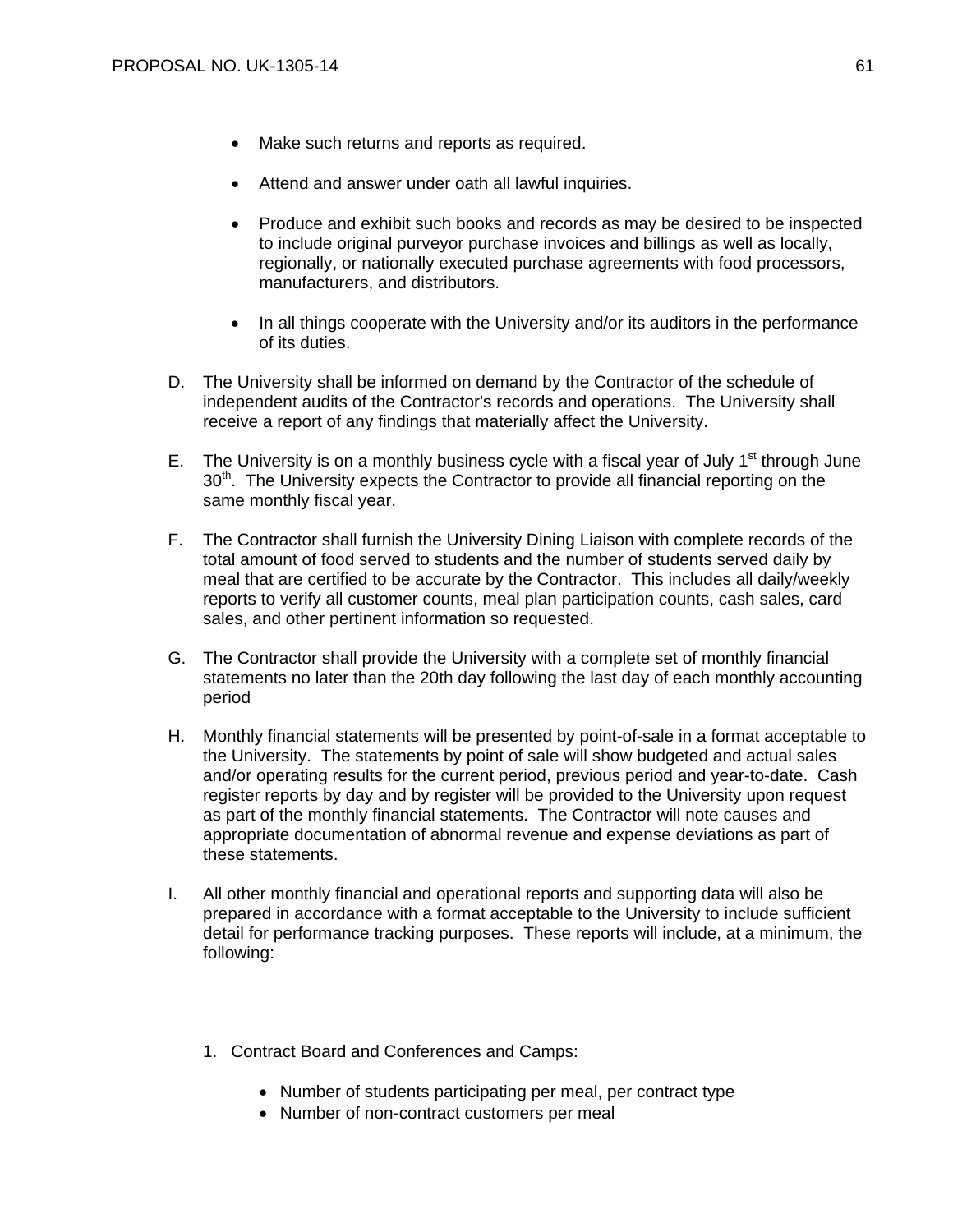- Make such returns and reports as required.

- Attend and answer under oath all lawful inquiries.

- Produce and exhibit such books and records as may be desired to be inspected to include original purveyor purchase invoices and billings as well as locally, regionally, or nationally executed purchase agreements with food processors, manufacturers, and distributors.

- In all things cooperate with the University and/or its auditors in the performance of its duties.

D. The University shall be informed on demand by the Contractor of the schedule of independent audits of the Contractor's records and operations. The University shall receive a report of any findings that materially affect the University.

E. The University is on a monthly business cycle with a fiscal year of July 1st through June 30th. The University expects the Contractor to provide all financial reporting on the same monthly fiscal year.

F. The Contractor shall furnish the University Dining Liaison with complete records of the total amount of food served to students and the number of students served daily by meal that are certified to be accurate by the Contractor. This includes all daily/weekly reports to verify all customer counts, meal plan participation counts, cash sales, card sales, and other pertinent information so requested.

G. The Contractor shall provide the University with a complete set of monthly financial statements no later than the 20th day following the last day of each monthly accounting period

H. Monthly financial statements will be presented by point-of-sale in a format acceptable to the University. The statements by point of sale will show budgeted and actual sales and/or operating results for the current period, previous period and year-to-date. Cash register reports by day and by register will be provided to the University upon request as part of the monthly financial statements. The Contractor will note causes and appropriate documentation of abnormal revenue and expense deviations as part of these statements.

I. All other monthly financial and operational reports and supporting data will also be prepared in accordance with a format acceptable to the University to include sufficient detail for performance tracking purposes. These reports will include, at a minimum, the following:

1. Contract Board and Conferences and Camps:
   - Number of students participating per meal, per contract type
   - Number of non-contract customers per meal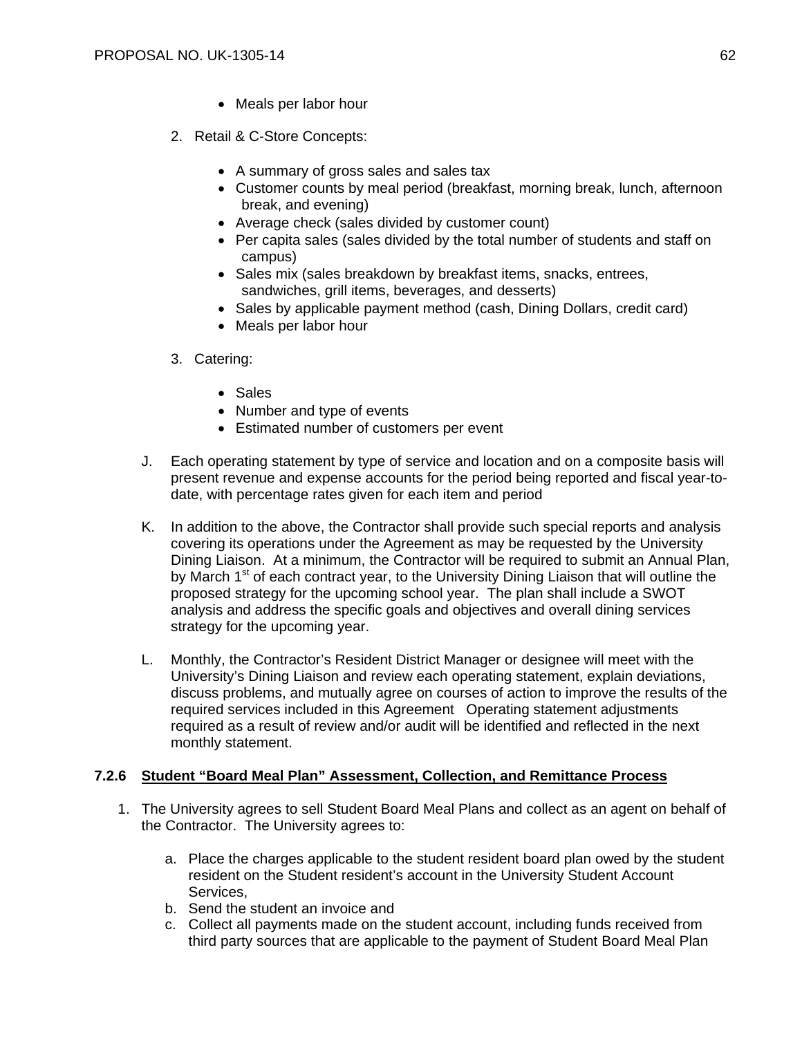- Meals per labor hour

2. Retail & C-Store Concepts:

   - A summary of gross sales and sales tax
   - Customer counts by meal period (breakfast, morning break, lunch, afternoon break, and evening)
   - Average check (sales divided by customer count)
   - Per capita sales (sales divided by the total number of students and staff on campus)
   - Sales mix (sales breakdown by breakfast items, snacks, entrees, sandwiches, grill items, beverages, and desserts)
   - Sales by applicable payment method (cash, Dining Dollars, credit card)
   - Meals per labor hour

3. Catering:

   - Sales
   - Number and type of events
   - Estimated number of customers per event

J. Each operating statement by type of service and location and on a composite basis will present revenue and expense accounts for the period being reported and fiscal year-to-date, with percentage rates given for each item and period

K. In addition to the above, the Contractor shall provide such special reports and analysis covering its operations under the Agreement as may be requested by the University Dining Liaison. At a minimum, the Contractor will be required to submit an Annual Plan, by March 1st of each contract year, to the University Dining Liaison that will outline the proposed strategy for the upcoming school year. The plan shall include a SWOT analysis and address the specific goals and objectives and overall dining services strategy for the upcoming year.

L. Monthly, the Contractor's Resident District Manager or designee will meet with the University's Dining Liaison and review each operating statement, explain deviations, discuss problems, and mutually agree on courses of action to improve the results of the required services included in this Agreement Operating statement adjustments required as a result of review and/or audit will be identified and reflected in the next monthly statement.

### 7.2.6 Student "Board Meal Plan" Assessment, Collection, and Remittance Process

1. The University agrees to sell Student Board Meal Plans and collect as an agent on behalf of the Contractor. The University agrees to:

   a. Place the charges applicable to the student resident board plan owed by the student resident on the Student resident's account in the University Student Account Services,
   b. Send the student an invoice and
   c. Collect all payments made on the student account, including funds received from third party sources that are applicable to the payment of Student Board Meal Plan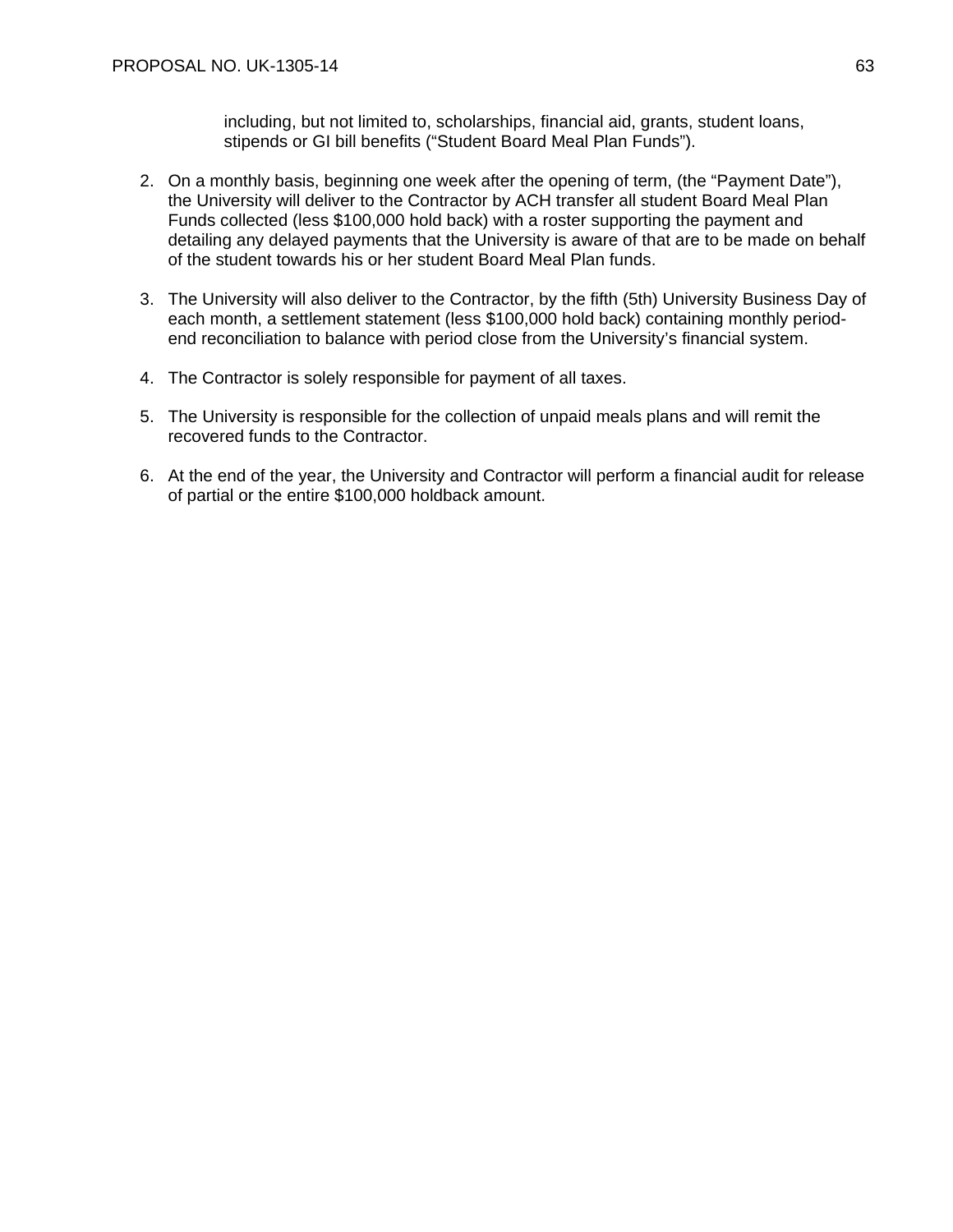including, but not limited to, scholarships, financial aid, grants, student loans, stipends or GI bill benefits (“Student Board Meal Plan Funds”).

2. On a monthly basis, beginning one week after the opening of term, (the “Payment Date”), the University will deliver to the Contractor by ACH transfer all student Board Meal Plan Funds collected (less $100,000 hold back) with a roster supporting the payment and detailing any delayed payments that the University is aware of that are to be made on behalf of the student towards his or her student Board Meal Plan funds.

3. The University will also deliver to the Contractor, by the fifth (5th) University Business Day of each month, a settlement statement (less $100,000 hold back) containing monthly period-end reconciliation to balance with period close from the University’s financial system.

4. The Contractor is solely responsible for payment of all taxes.

5. The University is responsible for the collection of unpaid meals plans and will remit the recovered funds to the Contractor.

6. At the end of the year, the University and Contractor will perform a financial audit for release of partial or the entire $100,000 holdback amount.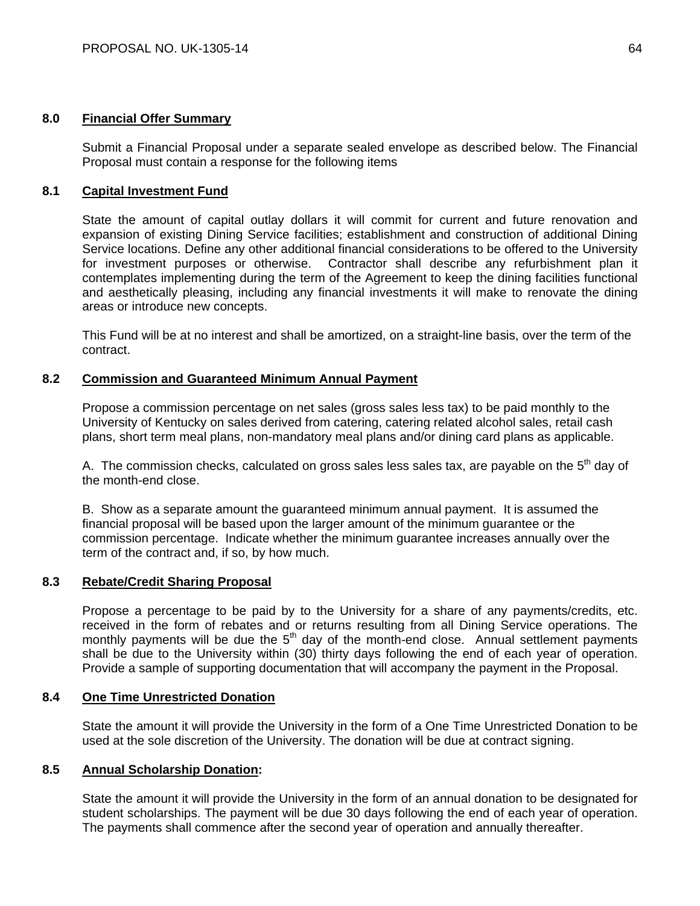## 8.0 Financial Offer Summary

Submit a Financial Proposal under a separate sealed envelope as described below. The Financial Proposal must contain a response for the following items

### 8.1 Capital Investment Fund

State the amount of capital outlay dollars it will commit for current and future renovation and expansion of existing Dining Service facilities; establishment and construction of additional Dining Service locations. Define any other additional financial considerations to be offered to the University for investment purposes or otherwise. Contractor shall describe any refurbishment plan it contemplates implementing during the term of the Agreement to keep the dining facilities functional and aesthetically pleasing, including any financial investments it will make to renovate the dining areas or introduce new concepts.

This Fund will be at no interest and shall be amortized, on a straight-line basis, over the term of the contract.

### 8.2 Commission and Guaranteed Minimum Annual Payment

Propose a commission percentage on net sales (gross sales less tax) to be paid monthly to the University of Kentucky on sales derived from catering, catering related alcohol sales, retail cash plans, short term meal plans, non-mandatory meal plans and/or dining card plans as applicable.

A. The commission checks, calculated on gross sales less sales tax, are payable on the 5th day of the month-end close.

B. Show as a separate amount the guaranteed minimum annual payment. It is assumed the financial proposal will be based upon the larger amount of the minimum guarantee or the commission percentage. Indicate whether the minimum guarantee increases annually over the term of the contract and, if so, by how much.

### 8.3 Rebate/Credit Sharing Proposal

Propose a percentage to be paid by to the University for a share of any payments/credits, etc. received in the form of rebates and or returns resulting from all Dining Service operations. The monthly payments will be due the 5th day of the month-end close. Annual settlement payments shall be due to the University within (30) thirty days following the end of each year of operation. Provide a sample of supporting documentation that will accompany the payment in the Proposal.

### 8.4 One Time Unrestricted Donation

State the amount it will provide the University in the form of a One Time Unrestricted Donation to be used at the sole discretion of the University. The donation will be due at contract signing.

### 8.5 Annual Scholarship Donation:

State the amount it will provide the University in the form of an annual donation to be designated for student scholarships. The payment will be due 30 days following the end of each year of operation. The payments shall commence after the second year of operation and annually thereafter.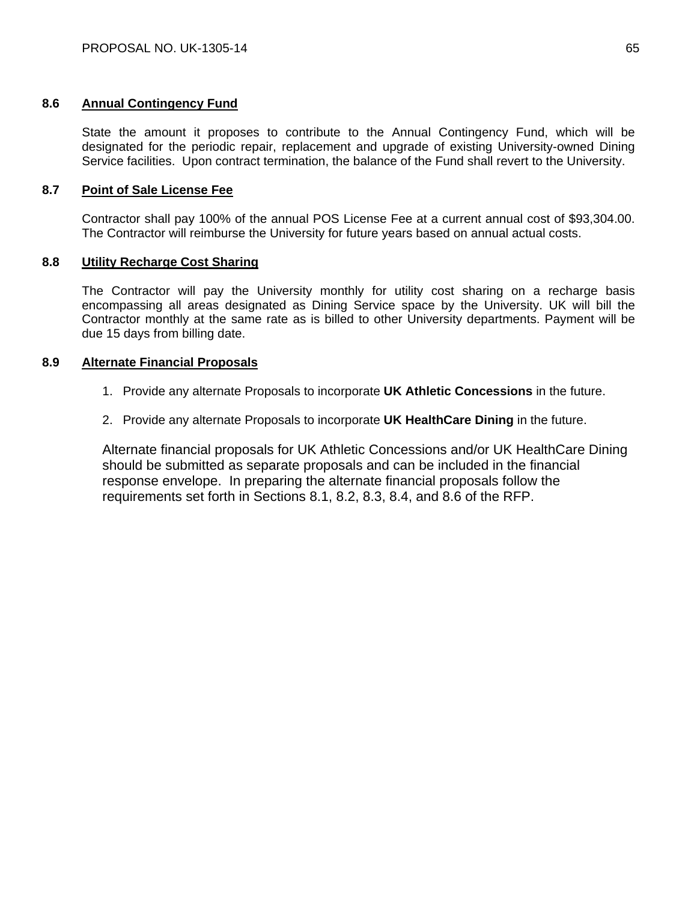### 8.6 Annual Contingency Fund

State the amount it proposes to contribute to the Annual Contingency Fund, which will be designated for the periodic repair, replacement and upgrade of existing University-owned Dining Service facilities. Upon contract termination, the balance of the Fund shall revert to the University.

### 8.7 Point of Sale License Fee

Contractor shall pay 100% of the annual POS License Fee at a current annual cost of $93,304.00. The Contractor will reimburse the University for future years based on annual actual costs.

### 8.8 Utility Recharge Cost Sharing

The Contractor will pay the University monthly for utility cost sharing on a recharge basis encompassing all areas designated as Dining Service space by the University. UK will bill the Contractor monthly at the same rate as is billed to other University departments. Payment will be due 15 days from billing date.

### 8.9 Alternate Financial Proposals

1. Provide any alternate Proposals to incorporate **UK Athletic Concessions** in the future.
2. Provide any alternate Proposals to incorporate **UK HealthCare Dining** in the future.

Alternate financial proposals for UK Athletic Concessions and/or UK HealthCare Dining should be submitted as separate proposals and can be included in the financial response envelope. In preparing the alternate financial proposals follow the requirements set forth in Sections 8.1, 8.2, 8.3, 8.4, and 8.6 of the RFP.